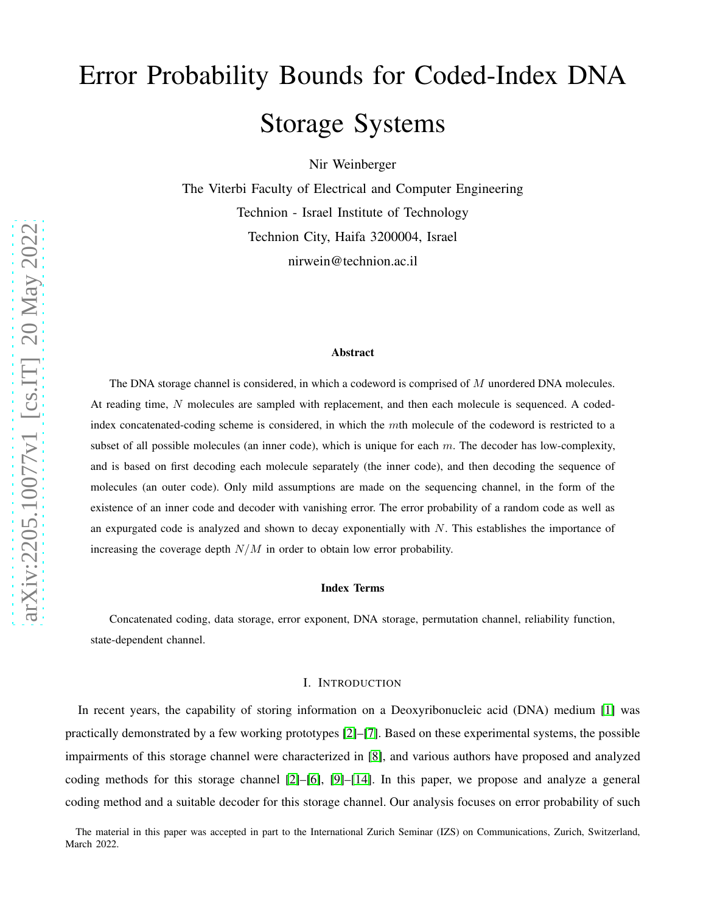# Error Probability Bounds for Coded-Index DNA Storage Systems

Nir Weinberger

The Viterbi Faculty of Electrical and Computer Engineering
Technion - Israel Institute of Technology
Technion City, Haifa 3200004, Israel
nirwein@technion.ac.il

### Abstract

The DNA storage channel is considered, in which a codeword is comprised of $M$ unordered DNA molecules. At reading time, $N$ molecules are sampled with replacement, and then each molecule is sequenced. A coded-index concatenated-coding scheme is considered, in which the $m$th molecule of the codeword is restricted to a subset of all possible molecules (an inner code), which is unique for each $m$. The decoder has low-complexity, and is based on first decoding each molecule separately (the inner code), and then decoding the sequence of molecules (an outer code). Only mild assumptions are made on the sequencing channel, in the form of the existence of an inner code and decoder with vanishing error. The error probability of a random code as well as an expurgated code is analyzed and shown to decay exponentially with $N$. This establishes the importance of increasing the coverage depth $N/M$ in order to obtain low error probability.

### Index Terms

Concatenated coding, data storage, error exponent, DNA storage, permutation channel, reliability function, state-dependent channel.

## I. Introduction

In recent years, the capability of storing information on a Deoxyribonucleic acid (DNA) medium [1] was practically demonstrated by a few working prototypes [2]–[7]. Based on these experimental systems, the possible impairments of this storage channel were characterized in [8], and various authors have proposed and analyzed coding methods for this storage channel [2]–[6], [9]–[14]. In this paper, we propose and analyze a general coding method and a suitable decoder for this storage channel. Our analysis focuses on error probability of such

The material in this paper was accepted in part to the International Zurich Seminar (IZS) on Communications, Zurich, Switzerland, March 2022.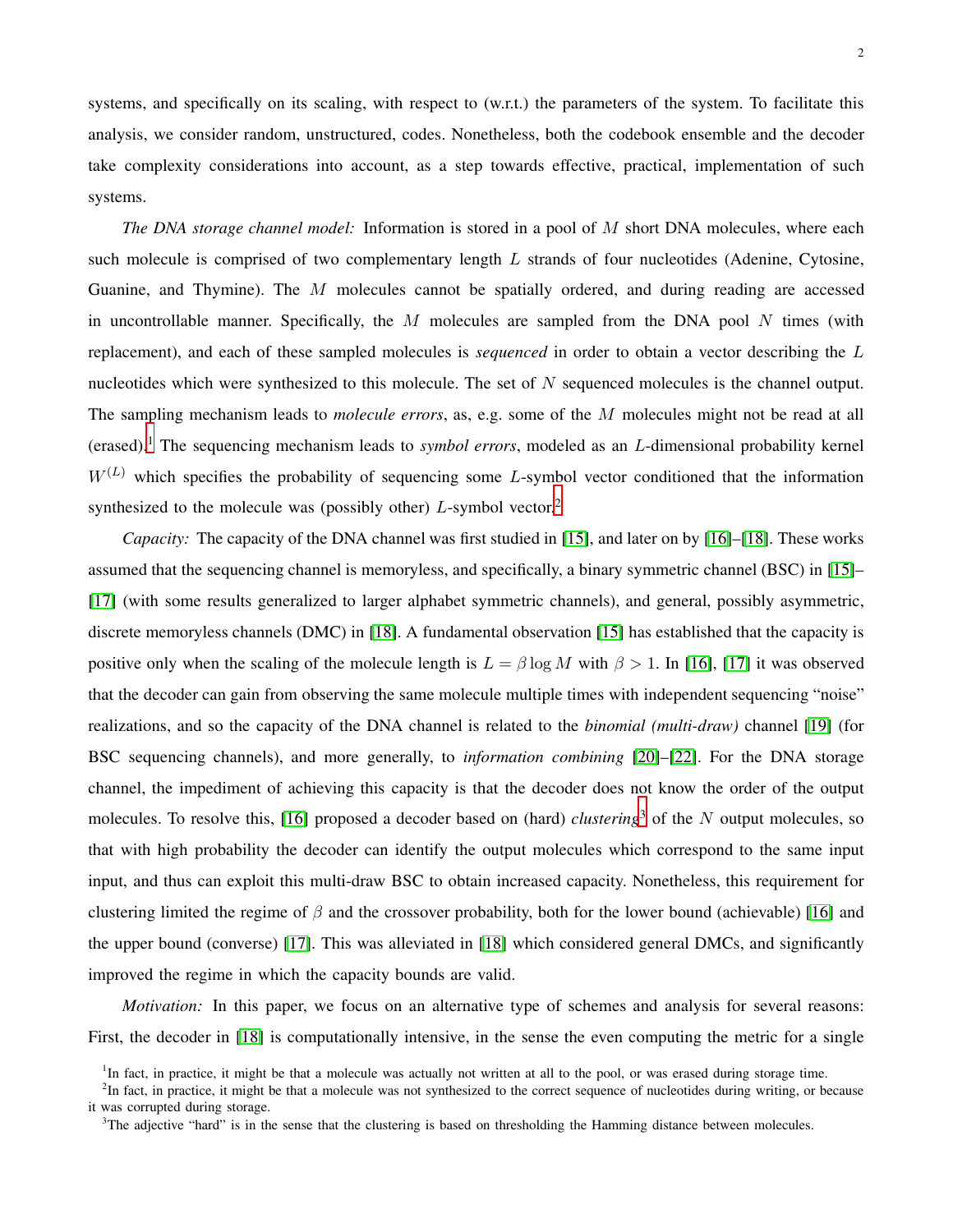systems, and specifically on its scaling, with respect to (w.r.t.) the parameters of the system. To facilitate this analysis, we consider random, unstructured, codes. Nonetheless, both the codebook ensemble and the decoder take complexity considerations into account, as a step towards effective, practical, implementation of such systems.

*The DNA storage channel model:* Information is stored in a pool of $M$ short DNA molecules, where each such molecule is comprised of two complementary length $L$ strands of four nucleotides (Adenine, Cytosine, Guanine, and Thymine). The $M$ molecules cannot be spatially ordered, and during reading are accessed in uncontrollable manner. Specifically, the $M$ molecules are sampled from the DNA pool $N$ times (with replacement), and each of these sampled molecules is *sequenced* in order to obtain a vector describing the $L$ nucleotides which were synthesized to this molecule. The set of $N$ sequenced molecules is the channel output. The sampling mechanism leads to *molecule errors*, as, e.g. some of the $M$ molecules might not be read at all (erased).[1] The sequencing mechanism leads to *symbol errors*, modeled as an $L$-dimensional probability kernel $W^{(L)}$ which specifies the probability of sequencing some $L$-symbol vector conditioned that the information synthesized to the molecule was (possibly other) $L$-symbol vector.[2]

*Capacity:* The capacity of the DNA channel was first studied in [15], and later on by [16]–[18]. These works assumed that the sequencing channel is memoryless, and specifically, a binary symmetric channel (BSC) in [15]–[17] (with some results generalized to larger alphabet symmetric channels), and general, possibly asymmetric, discrete memoryless channels (DMC) in [18]. A fundamental observation [15] has established that the capacity is positive only when the scaling of the molecule length is $L = \beta \log M$ with $\beta > 1$. In [16], [17] it was observed that the decoder can gain from observing the same molecule multiple times with independent sequencing "noise" realizations, and so the capacity of the DNA channel is related to the *binomial (multi-draw)* channel [19] (for BSC sequencing channels), and more generally, to *information combining* [20]–[22]. For the DNA storage channel, the impediment of achieving this capacity is that the decoder does not know the order of the output molecules. To resolve this, [16] proposed a decoder based on (hard) *clustering*[3] of the $N$ output molecules, so that with high probability the decoder can identify the output molecules which correspond to the same input input, and thus can exploit this multi-draw BSC to obtain increased capacity. Nonetheless, this requirement for clustering limited the regime of $\beta$ and the crossover probability, both for the lower bound (achievable) [16] and the upper bound (converse) [17]. This was alleviated in [18] which considered general DMCs, and significantly improved the regime in which the capacity bounds are valid.

*Motivation:* In this paper, we focus on an alternative type of schemes and analysis for several reasons: First, the decoder in [18] is computationally intensive, in the sense the even computing the metric for a single

[1] In fact, in practice, it might be that a molecule was actually not written at all to the pool, or was erased during storage time.

[2] In fact, in practice, it might be that a molecule was not synthesized to the correct sequence of nucleotides during writing, or because it was corrupted during storage.

[3] The adjective "hard" is in the sense that the clustering is based on thresholding the Hamming distance between molecules.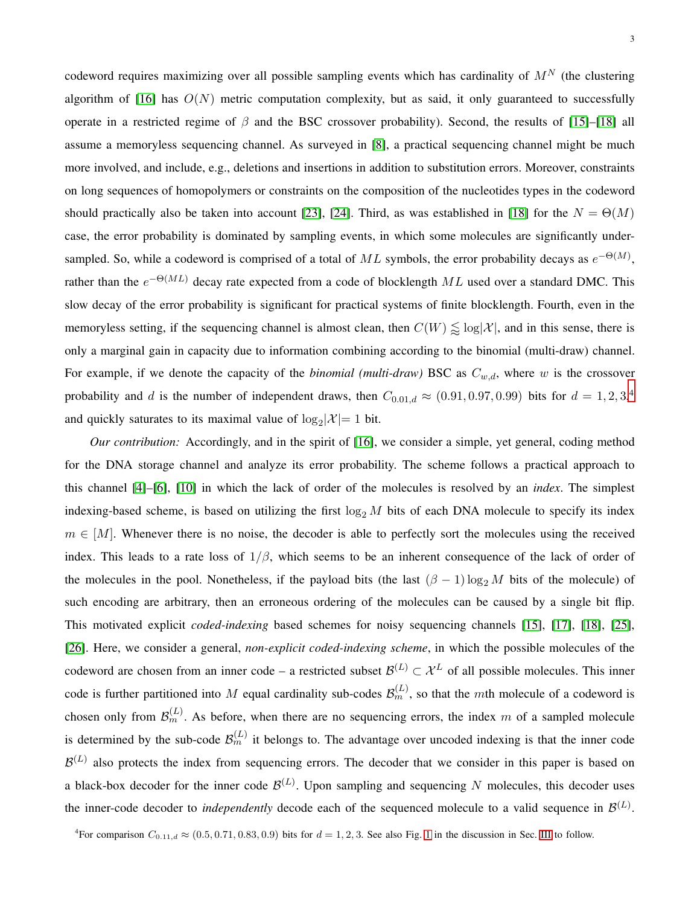codeword requires maximizing over all possible sampling events which has cardinality of $M^N$ (the clustering algorithm of [16] has $O(N)$ metric computation complexity, but as said, it only guaranteed to successfully operate in a restricted regime of $\beta$ and the BSC crossover probability). Second, the results of [15]–[18] all assume a memoryless sequencing channel. As surveyed in [8], a practical sequencing channel might be much more involved, and include, e.g., deletions and insertions in addition to substitution errors. Moreover, constraints on long sequences of homopolymers or constraints on the composition of the nucleotides types in the codeword should practically also be taken into account [23], [24]. Third, as was established in [18] for the $N = \Theta(M)$ case, the error probability is dominated by sampling events, in which some molecules are significantly under-sampled. So, while a codeword is comprised of a total of $ML$ symbols, the error probability decays as $e^{-\Theta(M)}$, rather than the $e^{-\Theta(ML)}$ decay rate expected from a code of blocklength $ML$ used over a standard DMC. This slow decay of the error probability is significant for practical systems of finite blocklength. Fourth, even in the memoryless setting, if the sequencing channel is almost clean, then $C(W) \lessapprox \log|\mathcal{X}|$, and in this sense, there is only a marginal gain in capacity due to information combining according to the binomial (multi-draw) channel. For example, if we denote the capacity of the *binomial (multi-draw)* BSC as $C_{w,d}$, where $w$ is the crossover probability and $d$ is the number of independent draws, then $C_{0.01,d} \approx (0.91, 0.97, 0.99)$ bits for $d = 1, 2, 3$,[4] and quickly saturates to its maximal value of $\log_2|\mathcal{X}| = 1$ bit.

*Our contribution:* Accordingly, and in the spirit of [16], we consider a simple, yet general, coding method for the DNA storage channel and analyze its error probability. The scheme follows a practical approach to this channel [4]–[6], [10] in which the lack of order of the molecules is resolved by an *index*. The simplest indexing-based scheme, is based on utilizing the first $\log_2 M$ bits of each DNA molecule to specify its index $m \in [M]$. Whenever there is no noise, the decoder is able to perfectly sort the molecules using the received index. This leads to a rate loss of $1/\beta$, which seems to be an inherent consequence of the lack of order of the molecules in the pool. Nonetheless, if the payload bits (the last $(\beta - 1)\log_2 M$ bits of the molecule) of such encoding are arbitrary, then an erroneous ordering of the molecules can be caused by a single bit flip. This motivated explicit *coded-indexing* based schemes for noisy sequencing channels [15], [17], [18], [25], [26]. Here, we consider a general, *non-explicit coded-indexing scheme*, in which the possible molecules of the codeword are chosen from an inner code – a restricted subset $\mathcal{B}^{(L)} \subset \mathcal{X}^L$ of all possible molecules. This inner code is further partitioned into $M$ equal cardinality sub-codes $\mathcal{B}_m^{(L)}$, so that the $m$th molecule of a codeword is chosen only from $\mathcal{B}_m^{(L)}$. As before, when there are no sequencing errors, the index $m$ of a sampled molecule is determined by the sub-code $\mathcal{B}_m^{(L)}$ it belongs to. The advantage over uncoded indexing is that the inner code $\mathcal{B}^{(L)}$ also protects the index from sequencing errors. The decoder that we consider in this paper is based on a black-box decoder for the inner code $\mathcal{B}^{(L)}$. Upon sampling and sequencing $N$ molecules, this decoder uses the inner-code decoder to *independently* decode each of the sequenced molecule to a valid sequence in $\mathcal{B}^{(L)}$.

[4] For comparison $C_{0.11,d} \approx (0.5, 0.71, 0.83, 0.9)$ bits for $d = 1, 2, 3$. See also Fig. 1 in the discussion in Sec. III to follow.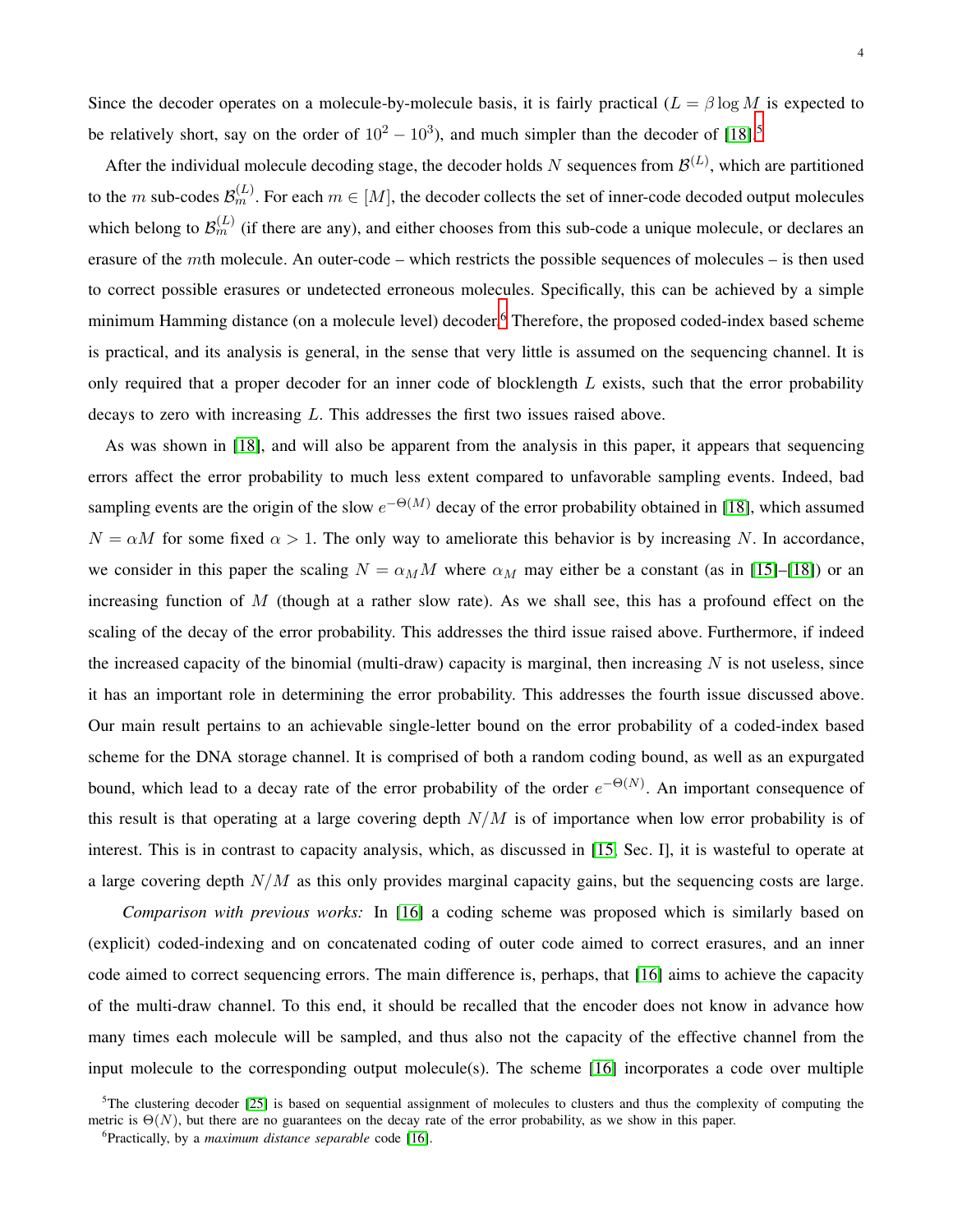Since the decoder operates on a molecule-by-molecule basis, it is fairly practical ($L = \beta \log M$ is expected to be relatively short, say on the order of $10^2 - 10^3$), and much simpler than the decoder of [18].[5]

After the individual molecule decoding stage, the decoder holds $N$ sequences from $\mathcal{B}^{(L)}$, which are partitioned to the $m$ sub-codes $\mathcal{B}_m^{(L)}$. For each $m \in [M]$, the decoder collects the set of inner-code decoded output molecules which belong to $\mathcal{B}_m^{(L)}$ (if there are any), and either chooses from this sub-code a unique molecule, or declares an erasure of the $m$th molecule. An outer-code – which restricts the possible sequences of molecules – is then used to correct possible erasures or undetected erroneous molecules. Specifically, this can be achieved by a simple minimum Hamming distance (on a molecule level) decoder.[6] Therefore, the proposed coded-index based scheme is practical, and its analysis is general, in the sense that very little is assumed on the sequencing channel. It is only required that a proper decoder for an inner code of blocklength $L$ exists, such that the error probability decays to zero with increasing $L$. This addresses the first two issues raised above.

As was shown in [18], and will also be apparent from the analysis in this paper, it appears that sequencing errors affect the error probability to much less extent compared to unfavorable sampling events. Indeed, bad sampling events are the origin of the slow $e^{-\Theta(M)}$ decay of the error probability obtained in [18], which assumed $N = \alpha M$ for some fixed $\alpha > 1$. The only way to ameliorate this behavior is by increasing $N$. In accordance, we consider in this paper the scaling $N = \alpha_M M$ where $\alpha_M$ may either be a constant (as in [15]–[18]) or an increasing function of $M$ (though at a rather slow rate). As we shall see, this has a profound effect on the scaling of the decay of the error probability. This addresses the third issue raised above. Furthermore, if indeed the increased capacity of the binomial (multi-draw) capacity is marginal, then increasing $N$ is not useless, since it has an important role in determining the error probability. This addresses the fourth issue discussed above. Our main result pertains to an achievable single-letter bound on the error probability of a coded-index based scheme for the DNA storage channel. It is comprised of both a random coding bound, as well as an expurgated bound, which lead to a decay rate of the error probability of the order $e^{-\Theta(N)}$. An important consequence of this result is that operating at a large covering depth $N/M$ is of importance when low error probability is of interest. This is in contrast to capacity analysis, which, as discussed in [15, Sec. I], it is wasteful to operate at a large covering depth $N/M$ as this only provides marginal capacity gains, but the sequencing costs are large.

*Comparison with previous works:* In [16] a coding scheme was proposed which is similarly based on (explicit) coded-indexing and on concatenated coding of outer code aimed to correct erasures, and an inner code aimed to correct sequencing errors. The main difference is, perhaps, that [16] aims to achieve the capacity of the multi-draw channel. To this end, it should be recalled that the encoder does not know in advance how many times each molecule will be sampled, and thus also not the capacity of the effective channel from the input molecule to the corresponding output molecule(s). The scheme [16] incorporates a code over multiple

[5]The clustering decoder [25] is based on sequential assignment of molecules to clusters and thus the complexity of computing the metric is $\Theta(N)$, but there are no guarantees on the decay rate of the error probability, as we show in this paper.

[6]Practically, by a *maximum distance separable* code [16].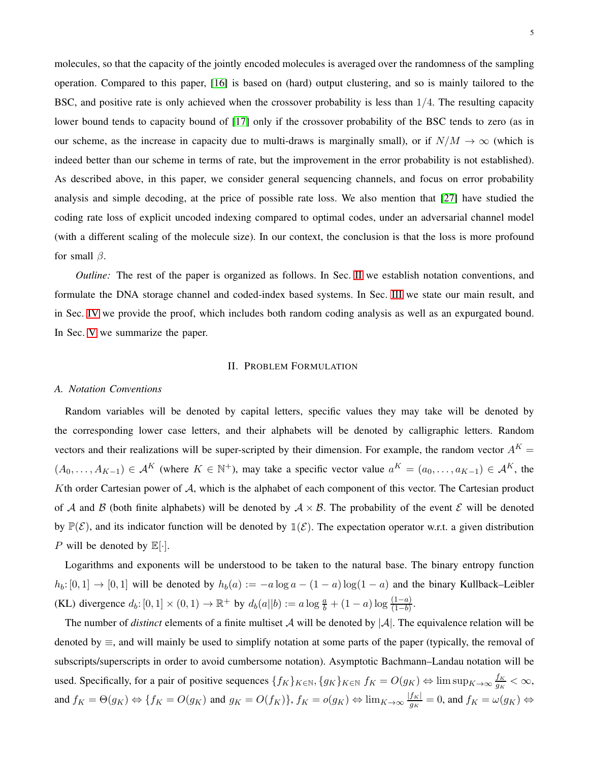molecules, so that the capacity of the jointly encoded molecules is averaged over the randomness of the sampling operation. Compared to this paper, [16] is based on (hard) output clustering, and so is mainly tailored to the BSC, and positive rate is only achieved when the crossover probability is less than $1/4$. The resulting capacity lower bound tends to capacity bound of [17] only if the crossover probability of the BSC tends to zero (as in our scheme, as the increase in capacity due to multi-draws is marginally small), or if $N/M \to \infty$ (which is indeed better than our scheme in terms of rate, but the improvement in the error probability is not established). As described above, in this paper, we consider general sequencing channels, and focus on error probability analysis and simple decoding, at the price of possible rate loss. We also mention that [27] have studied the coding rate loss of explicit uncoded indexing compared to optimal codes, under an adversarial channel model (with a different scaling of the molecule size). In our context, the conclusion is that the loss is more profound for small $\beta$.

*Outline:* The rest of the paper is organized as follows. In Sec. II we establish notation conventions, and formulate the DNA storage channel and coded-index based systems. In Sec. III we state our main result, and in Sec. IV we provide the proof, which includes both random coding analysis as well as an expurgated bound. In Sec. V we summarize the paper.

## II. Problem Formulation

### A. Notation Conventions

Random variables will be denoted by capital letters, specific values they may take will be denoted by the corresponding lower case letters, and their alphabets will be denoted by calligraphic letters. Random vectors and their realizations will be super-scripted by their dimension. For example, the random vector $A^K = (A_0, \ldots, A_{K-1}) \in \mathcal{A}^K$ (where $K \in \mathbb{N}^+$), may take a specific vector value $a^K = (a_0, \ldots, a_{K-1}) \in \mathcal{A}^K$, the $K$th order Cartesian power of $\mathcal{A}$, which is the alphabet of each component of this vector. The Cartesian product of $\mathcal{A}$ and $\mathcal{B}$ (both finite alphabets) will be denoted by $\mathcal{A} \times \mathcal{B}$. The probability of the event $\mathcal{E}$ will be denoted by $\mathbb{P}(\mathcal{E})$, and its indicator function will be denoted by $\mathbb{1}(\mathcal{E})$. The expectation operator w.r.t. a given distribution $P$ will be denoted by $\mathbb{E}[\cdot]$.

Logarithms and exponents will be understood to be taken to the natural base. The binary entropy function $h_b\colon [0,1] \to [0,1]$ will be denoted by $h_b(a) := -a \log a - (1-a)\log(1-a)$ and the binary Kullback–Leibler (KL) divergence $d_b\colon [0,1] \times (0,1) \to \mathbb{R}^+$ by $d_b(a||b) := a \log \frac{a}{b} + (1-a)\log\frac{(1-a)}{(1-b)}$.

The number of *distinct* elements of a finite multiset $\mathcal{A}$ will be denoted by $|\mathcal{A}|$. The equivalence relation will be denoted by $\equiv$, and will mainly be used to simplify notation at some parts of the paper (typically, the removal of subscripts/superscripts in order to avoid cumbersome notation). Asymptotic Bachmann–Landau notation will be used. Specifically, for a pair of positive sequences $\{f_K\}_{K\in\mathbb{N}}, \{g_K\}_{K\in\mathbb{N}}$ $f_K = O(g_K) \Leftrightarrow \limsup_{K\to\infty} \frac{f_K}{g_K} < \infty$, and $f_K = \Theta(g_K) \Leftrightarrow \{f_K = O(g_K) \text{ and } g_K = O(f_K)\}$, $f_K = o(g_K) \Leftrightarrow \lim_{K\to\infty} \frac{|f_K|}{g_K} = 0$, and $f_K = \omega(g_K) \Leftrightarrow$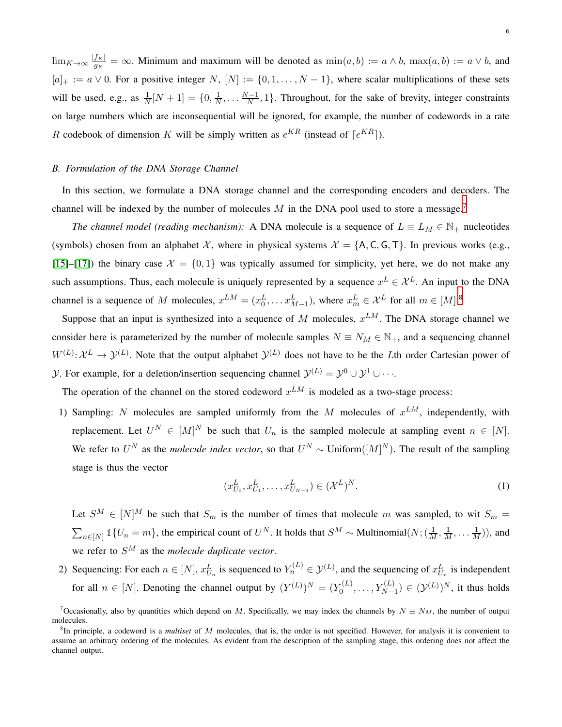$\lim_{K\to\infty} \frac{|f_K|}{g_K} = \infty$. Minimum and maximum will be denoted as $\min(a,b) := a \wedge b$, $\max(a,b) := a \vee b$, and $[a]_+ := a \vee 0$. For a positive integer $N$, $[N] := \{0, 1, \ldots, N-1\}$, where scalar multiplications of these sets will be used, e.g., as $\frac{1}{N}[N+1] = \{0, \frac{1}{N}, \ldots \frac{N-1}{N}, 1\}$. Throughout, for the sake of brevity, integer constraints on large numbers which are inconsequential will be ignored, for example, the number of codewords in a rate $R$ codebook of dimension $K$ will be simply written as $e^{KR}$ (instead of $\lceil e^{KR} \rceil$).

### B. Formulation of the DNA Storage Channel

In this section, we formulate a DNA storage channel and the corresponding encoders and decoders. The channel will be indexed by the number of molecules $M$ in the DNA pool used to store a message.[7]

*The channel model (reading mechanism):* A DNA molecule is a sequence of $L \equiv L_M \in \mathbb{N}_+$ nucleotides (symbols) chosen from an alphabet $\mathcal{X}$, where in physical systems $\mathcal{X} = \{\mathsf{A}, \mathsf{C}, \mathsf{G}, \mathsf{T}\}$. In previous works (e.g., [15]–[17]) the binary case $\mathcal{X} = \{0, 1\}$ was typically assumed for simplicity, yet here, we do not make any such assumptions. Thus, each molecule is uniquely represented by a sequence $x^L \in \mathcal{X}^L$. An input to the DNA channel is a sequence of $M$ molecules, $x^{LM} = (x_0^L, \ldots x_{M-1}^L)$, where $x_m^L \in \mathcal{X}^L$ for all $m \in [M]$.[8]

Suppose that an input is synthesized into a sequence of $M$ molecules, $x^{LM}$. The DNA storage channel we consider here is parameterized by the number of molecule samples $N \equiv N_M \in \mathbb{N}_+$, and a sequencing channel $W^{(L)} \colon \mathcal{X}^L \to \mathcal{Y}^{(L)}$. Note that the output alphabet $\mathcal{Y}^{(L)}$ does not have to be the $L$th order Cartesian power of $\mathcal{Y}$. For example, for a deletion/insertion sequencing channel $\mathcal{Y}^{(L)} = \mathcal{Y}^0 \cup \mathcal{Y}^1 \cup \cdots$.

The operation of the channel on the stored codeword $x^{LM}$ is modeled as a two-stage process:

1) Sampling: $N$ molecules are sampled uniformly from the $M$ molecules of $x^{LM}$, independently, with replacement. Let $U^N \in [M]^N$ be such that $U_n$ is the sampled molecule at sampling event $n \in [N]$. We refer to $U^N$ as the *molecule index vector*, so that $U^N \sim \text{Uniform}([M]^N)$. The result of the sampling stage is thus the vector

$$(x_{U_0}^L, x_{U_1}^L, \ldots, x_{U_{N-1}}^L) \in (\mathcal{X}^L)^N. \tag{1}$$

Let $S^M \in [N]^M$ be such that $S_m$ is the number of times that molecule $m$ was sampled, to wit $S_m = \sum_{n \in [N]} \mathbb{1}\{U_n = m\}$, the empirical count of $U^N$. It holds that $S^M \sim \text{Multinomial}(N; (\frac{1}{M}, \frac{1}{M}, \ldots \frac{1}{M}))$, and we refer to $S^M$ as the *molecule duplicate vector*.

2) Sequencing: For each $n \in [N]$, $x_{U_n}^L$ is sequenced to $Y_n^{(L)} \in \mathcal{Y}^{(L)}$, and the sequencing of $x_{U_n}^L$ is independent for all $n \in [N]$. Denoting the channel output by $(Y^{(L)})^N = (Y_0^{(L)}, \ldots, Y_{N-1}^{(L)}) \in (\mathcal{Y}^{(L)})^N$, it thus holds

[7] Occasionally, also by quantities which depend on $M$. Specifically, we may index the channels by $N \equiv N_M$, the number of output molecules.

[8] In principle, a codeword is a *multiset* of $M$ molecules, that is, the order is not specified. However, for analysis it is convenient to assume an arbitrary ordering of the molecules. As evident from the description of the sampling stage, this ordering does not affect the channel output.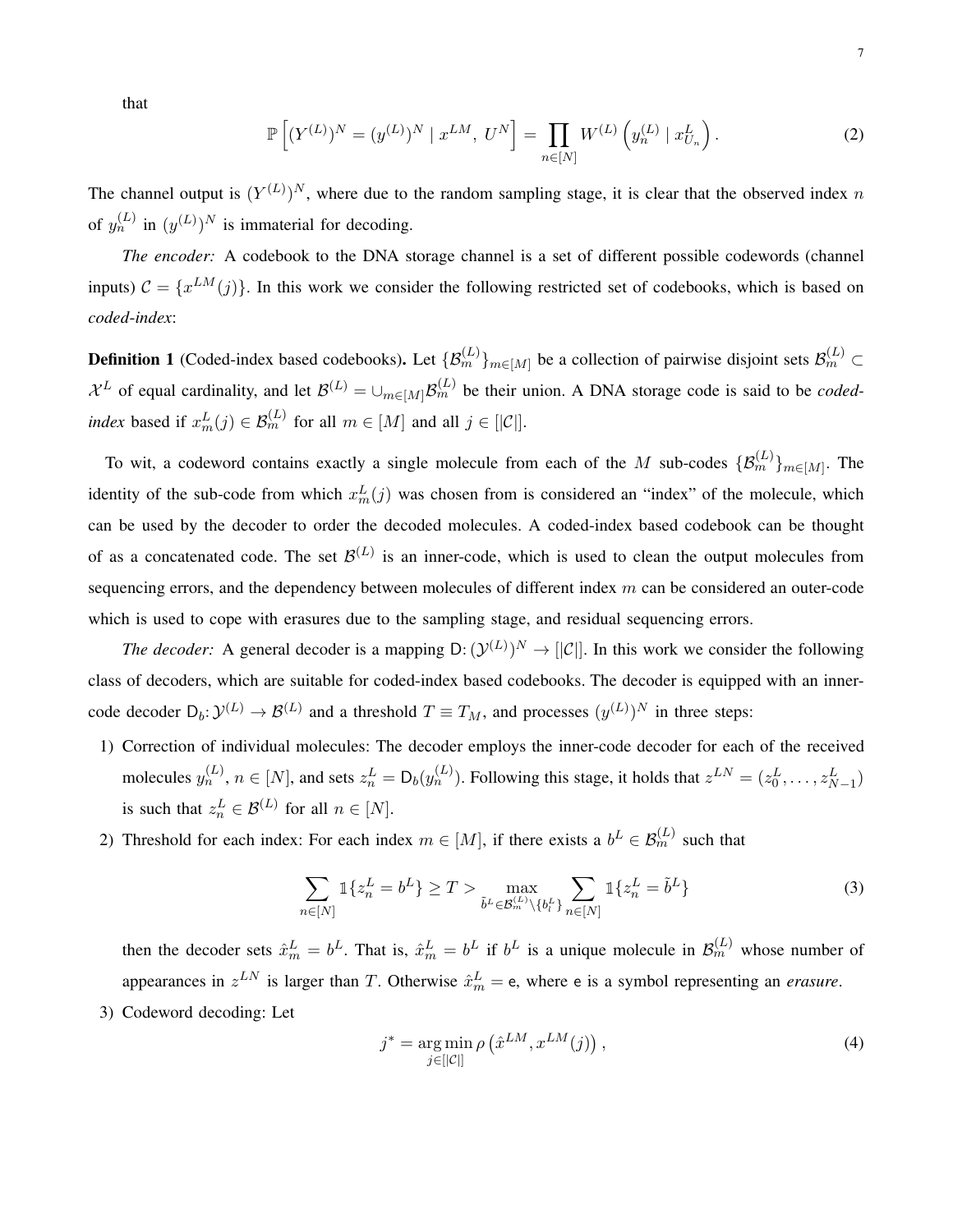that

$$\mathbb{P}\left[(Y^{(L)})^N = (y^{(L)})^N \mid x^{LM},\, U^N\right] = \prod_{n\in[N]} W^{(L)}\left(y_n^{(L)} \mid x_{U_n}^L\right). \tag{2}$$

The channel output is $(Y^{(L)})^N$, where due to the random sampling stage, it is clear that the observed index $n$ of $y_n^{(L)}$ in $(y^{(L)})^N$ is immaterial for decoding.

*The encoder:* A codebook to the DNA storage channel is a set of different possible codewords (channel inputs) $\mathcal{C} = \{x^{LM}(j)\}$. In this work we consider the following restricted set of codebooks, which is based on *coded-index*:

**Definition 1** (Coded-index based codebooks)**.** Let $\{\mathcal{B}_m^{(L)}\}_{m\in[M]}$ be a collection of pairwise disjoint sets $\mathcal{B}_m^{(L)} \subset \mathcal{X}^L$ of equal cardinality, and let $\mathcal{B}^{(L)} = \cup_{m\in[M]}\mathcal{B}_m^{(L)}$ be their union. A DNA storage code is said to be *coded-index* based if $x_m^L(j) \in \mathcal{B}_m^{(L)}$ for all $m \in [M]$ and all $j \in [|\mathcal{C}|]$.

To wit, a codeword contains exactly a single molecule from each of the $M$ sub-codes $\{\mathcal{B}_m^{(L)}\}_{m\in[M]}$. The identity of the sub-code from which $x_m^L(j)$ was chosen from is considered an "index" of the molecule, which can be used by the decoder to order the decoded molecules. A coded-index based codebook can be thought of as a concatenated code. The set $\mathcal{B}^{(L)}$ is an inner-code, which is used to clean the output molecules from sequencing errors, and the dependency between molecules of different index $m$ can be considered an outer-code which is used to cope with erasures due to the sampling stage, and residual sequencing errors.

*The decoder:* A general decoder is a mapping $\mathsf{D}\colon (\mathcal{Y}^{(L)})^N \to [|\mathcal{C}|]$. In this work we consider the following class of decoders, which are suitable for coded-index based codebooks. The decoder is equipped with an inner-code decoder $\mathsf{D}_b\colon \mathcal{Y}^{(L)} \to \mathcal{B}^{(L)}$ and a threshold $T \equiv T_M$, and processes $(y^{(L)})^N$ in three steps:

1) Correction of individual molecules: The decoder employs the inner-code decoder for each of the received molecules $y_n^{(L)}$, $n \in [N]$, and sets $z_n^L = \mathsf{D}_b(y_n^{(L)})$. Following this stage, it holds that $z^{LN} = (z_0^L, \ldots, z_{N-1}^L)$ is such that $z_n^L \in \mathcal{B}^{(L)}$ for all $n \in [N]$.
2) Threshold for each index: For each index $m \in [M]$, if there exists a $b^L \in \mathcal{B}_m^{(L)}$ such that

$$\sum_{n\in[N]} \mathbb{1}\{z_n^L = b^L\} \geq T > \max_{\tilde{b}^L \in \mathcal{B}_m^{(L)}\setminus\{b_i^L\}} \sum_{n\in[N]} \mathbb{1}\{z_n^L = \tilde{b}^L\} \tag{3}$$

then the decoder sets $\hat{x}_m^L = b^L$. That is, $\hat{x}_m^L = b^L$ if $b^L$ is a unique molecule in $\mathcal{B}_m^{(L)}$ whose number of appearances in $z^{LN}$ is larger than $T$. Otherwise $\hat{x}_m^L = \mathsf{e}$, where $\mathsf{e}$ is a symbol representing an *erasure*.
3) Codeword decoding: Let

$$j^* = \operatorname*{arg\,min}_{j\in[|\mathcal{C}|]} \rho\left(\hat{x}^{LM}, x^{LM}(j)\right), \tag{4}$$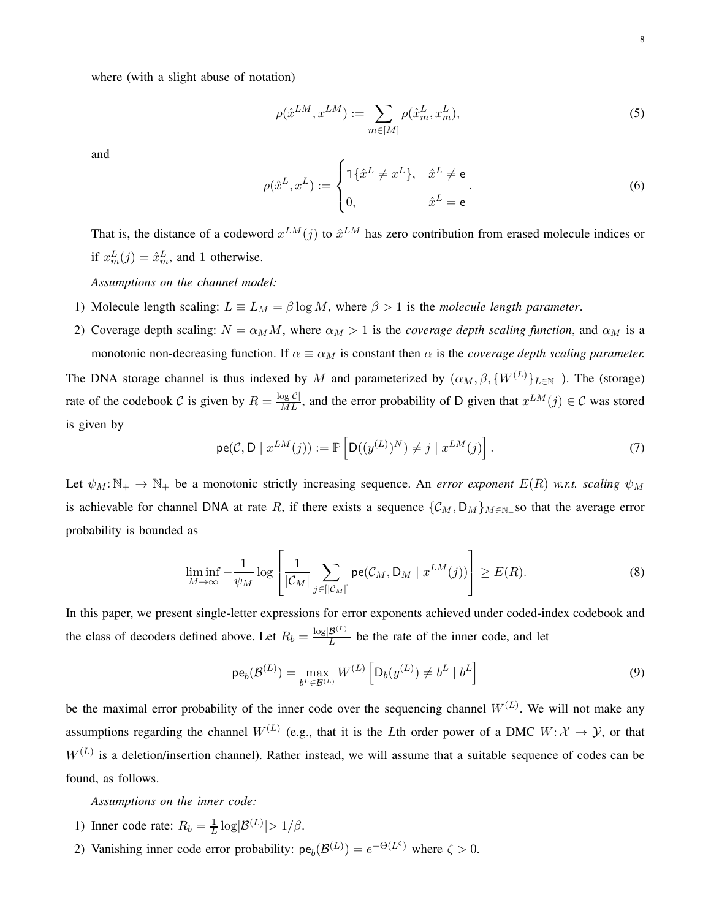where (with a slight abuse of notation)

$$\rho(\hat{x}^{LM}, x^{LM}) := \sum_{m \in [M]} \rho(\hat{x}_m^L, x_m^L), \tag{5}$$

and

$$\rho(\hat{x}^L, x^L) := \begin{cases} \mathbb{1}\{\hat{x}^L \neq x^L\}, & \hat{x}^L \neq \mathsf{e} \\ 0, & \hat{x}^L = \mathsf{e} \end{cases}. \tag{6}$$

That is, the distance of a codeword $x^{LM}(j)$ to $\hat{x}^{LM}$ has zero contribution from erased molecule indices or if $x_m^L(j) = \hat{x}_m^L$, and 1 otherwise.

*Assumptions on the channel model:*

1) Molecule length scaling: $L \equiv L_M = \beta \log M$, where $\beta > 1$ is the *molecule length parameter*.
2) Coverage depth scaling: $N = \alpha_M M$, where $\alpha_M > 1$ is the *coverage depth scaling function*, and $\alpha_M$ is a monotonic non-decreasing function. If $\alpha \equiv \alpha_M$ is constant then $\alpha$ is the *coverage depth scaling parameter.*

The DNA storage channel is thus indexed by $M$ and parameterized by $(\alpha_M, \beta, \{W^{(L)}\}_{L \in \mathbb{N}_+})$. The (storage) rate of the codebook $\mathcal{C}$ is given by $R = \frac{\log|\mathcal{C}|}{ML}$, and the error probability of $\mathsf{D}$ given that $x^{LM}(j) \in \mathcal{C}$ was stored is given by

$$\mathsf{pe}(\mathcal{C}, \mathsf{D} \mid x^{LM}(j)) := \mathbb{P}\left[\mathsf{D}((y^{(L)})^N) \neq j \mid x^{LM}(j)\right]. \tag{7}$$

Let $\psi_M \colon \mathbb{N}_+ \to \mathbb{N}_+$ be a monotonic strictly increasing sequence. An *error exponent* $E(R)$ *w.r.t. scaling* $\psi_M$ is achievable for channel DNA at rate $R$, if there exists a sequence $\{\mathcal{C}_M, \mathsf{D}_M\}_{M \in \mathbb{N}_+}$so that the average error probability is bounded as

$$\liminf_{M \to \infty} -\frac{1}{\psi_M} \log \left[\frac{1}{|\mathcal{C}_M|} \sum_{j \in [|\mathcal{C}_M|]} \mathsf{pe}(\mathcal{C}_M, \mathsf{D}_M \mid x^{LM}(j))\right] \geq E(R). \tag{8}$$

In this paper, we present single-letter expressions for error exponents achieved under coded-index codebook and the class of decoders defined above. Let $R_b = \frac{\log|\mathcal{B}^{(L)}|}{L}$ be the rate of the inner code, and let

$$\mathsf{pe}_b(\mathcal{B}^{(L)}) = \max_{b^L \in \mathcal{B}^{(L)}} W^{(L)}\left[\mathsf{D}_b(y^{(L)}) \neq b^L \mid b^L\right] \tag{9}$$

be the maximal error probability of the inner code over the sequencing channel $W^{(L)}$. We will not make any assumptions regarding the channel $W^{(L)}$ (e.g., that it is the $L$th order power of a DMC $W \colon \mathcal{X} \to \mathcal{Y}$, or that $W^{(L)}$ is a deletion/insertion channel). Rather instead, we will assume that a suitable sequence of codes can be found, as follows.

*Assumptions on the inner code:*

1) Inner code rate: $R_b = \frac{1}{L}\log|\mathcal{B}^{(L)}| > 1/\beta$.
2) Vanishing inner code error probability: $\mathsf{pe}_b(\mathcal{B}^{(L)}) = e^{-\Theta(L^\zeta)}$ where $\zeta > 0$.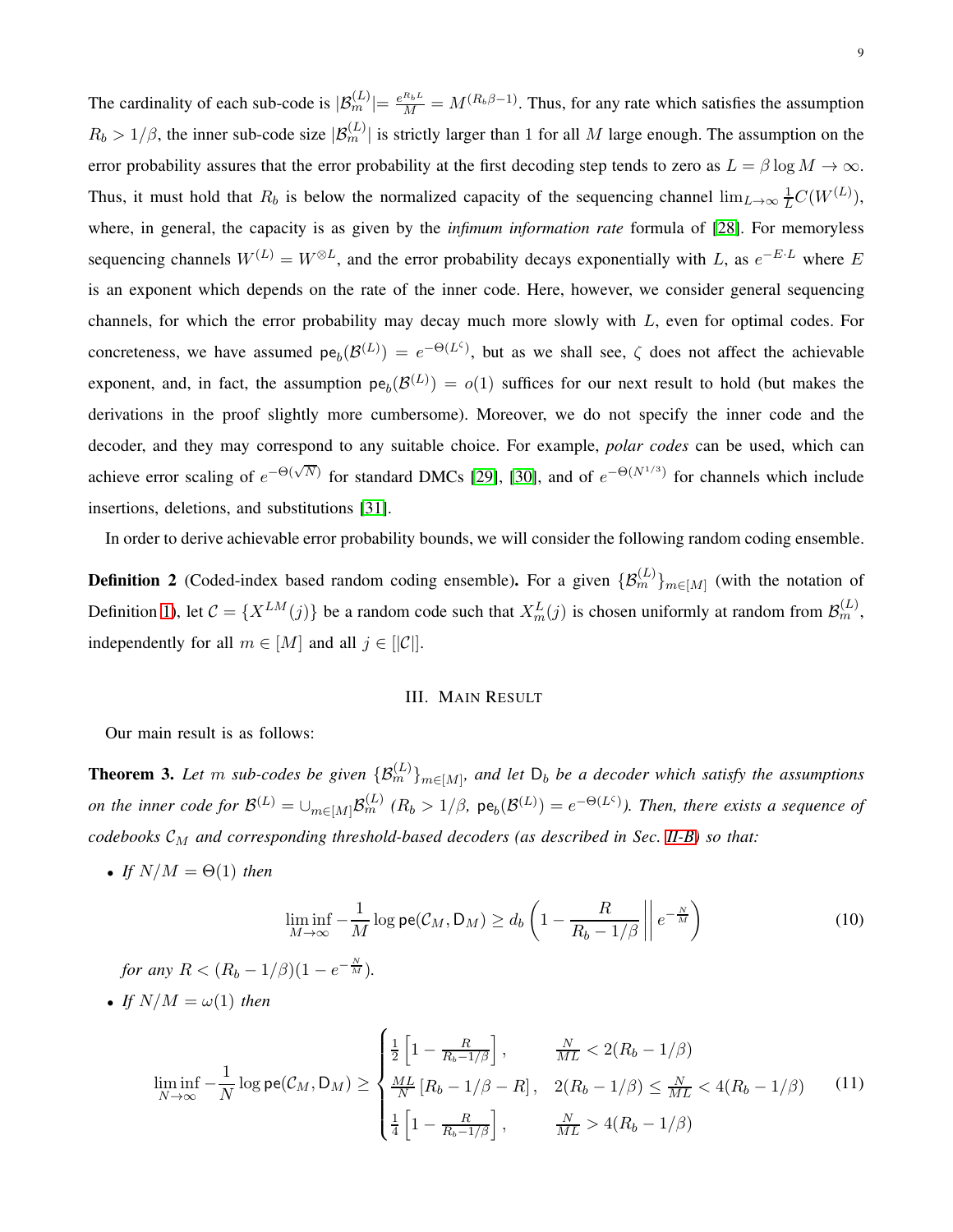The cardinality of each sub-code is $|\mathcal{B}_m^{(L)}|= \frac{e^{R_b L}}{M} = M^{(R_b\beta-1)}$. Thus, for any rate which satisfies the assumption $R_b > 1/\beta$, the inner sub-code size $|\mathcal{B}_m^{(L)}|$ is strictly larger than 1 for all $M$ large enough. The assumption on the error probability assures that the error probability at the first decoding step tends to zero as $L = \beta \log M \to \infty$. Thus, it must hold that $R_b$ is below the normalized capacity of the sequencing channel $\lim_{L\to\infty} \frac{1}{L} C(W^{(L)})$, where, in general, the capacity is as given by the *infimum information rate* formula of [28]. For memoryless sequencing channels $W^{(L)} = W^{\otimes L}$, and the error probability decays exponentially with $L$, as $e^{-E\cdot L}$ where $E$ is an exponent which depends on the rate of the inner code. Here, however, we consider general sequencing channels, for which the error probability may decay much more slowly with $L$, even for optimal codes. For concreteness, we have assumed $\mathsf{pe}_b(\mathcal{B}^{(L)}) = e^{-\Theta(L^\zeta)}$, but as we shall see, $\zeta$ does not affect the achievable exponent, and, in fact, the assumption $\mathsf{pe}_b(\mathcal{B}^{(L)}) = o(1)$ suffices for our next result to hold (but makes the derivations in the proof slightly more cumbersome). Moreover, we do not specify the inner code and the decoder, and they may correspond to any suitable choice. For example, *polar codes* can be used, which can achieve error scaling of $e^{-\Theta(\sqrt{N})}$ for standard DMCs [29], [30], and of $e^{-\Theta(N^{1/3})}$ for channels which include insertions, deletions, and substitutions [31].

In order to derive achievable error probability bounds, we will consider the following random coding ensemble.

**Definition 2** (Coded-index based random coding ensemble)**.** For a given $\{\mathcal{B}_m^{(L)}\}_{m\in[M]}$ (with the notation of Definition 1), let $\mathcal{C} = \{X^{LM}(j)\}$ be a random code such that $X_m^L(j)$ is chosen uniformly at random from $\mathcal{B}_m^{(L)}$, independently for all $m \in [M]$ and all $j \in [|\mathcal{C}|]$.

## III. Main Result

Our main result is as follows:

**Theorem 3.** *Let $m$ sub-codes be given $\{\mathcal{B}_m^{(L)}\}_{m\in[M]}$, and let $\mathsf{D}_b$ be a decoder which satisfy the assumptions on the inner code for $\mathcal{B}^{(L)} = \cup_{m\in[M]}\mathcal{B}_m^{(L)}$ ($R_b > 1/\beta$, $\mathsf{pe}_b(\mathcal{B}^{(L)}) = e^{-\Theta(L^\zeta)}$). Then, there exists a sequence of codebooks $\mathcal{C}_M$ and corresponding threshold-based decoders (as described in Sec. II-B) so that:*

- *If $N/M = \Theta(1)$ then*

$$\liminf_{M\to\infty} -\frac{1}{M}\log \mathsf{pe}(\mathcal{C}_M, \mathsf{D}_M) \geq d_b\left(1 - \frac{R}{R_b - 1/\beta} \,\middle|\middle|\, e^{-\frac{N}{M}}\right) \tag{10}$$

  *for any $R < (R_b - 1/\beta)(1 - e^{-\frac{N}{M}})$.*

- *If $N/M = \omega(1)$ then*

$$\liminf_{N\to\infty} -\frac{1}{N}\log \mathsf{pe}(\mathcal{C}_M, \mathsf{D}_M) \geq \begin{cases} \frac{1}{2}\left[1 - \frac{R}{R_b - 1/\beta}\right], & \frac{N}{ML} < 2(R_b - 1/\beta) \\ \frac{ML}{N}\left[R_b - 1/\beta - R\right], & 2(R_b - 1/\beta) \leq \frac{N}{ML} < 4(R_b - 1/\beta) \\ \frac{1}{4}\left[1 - \frac{R}{R_b - 1/\beta}\right], & \frac{N}{ML} > 4(R_b - 1/\beta) \end{cases} \tag{11}$$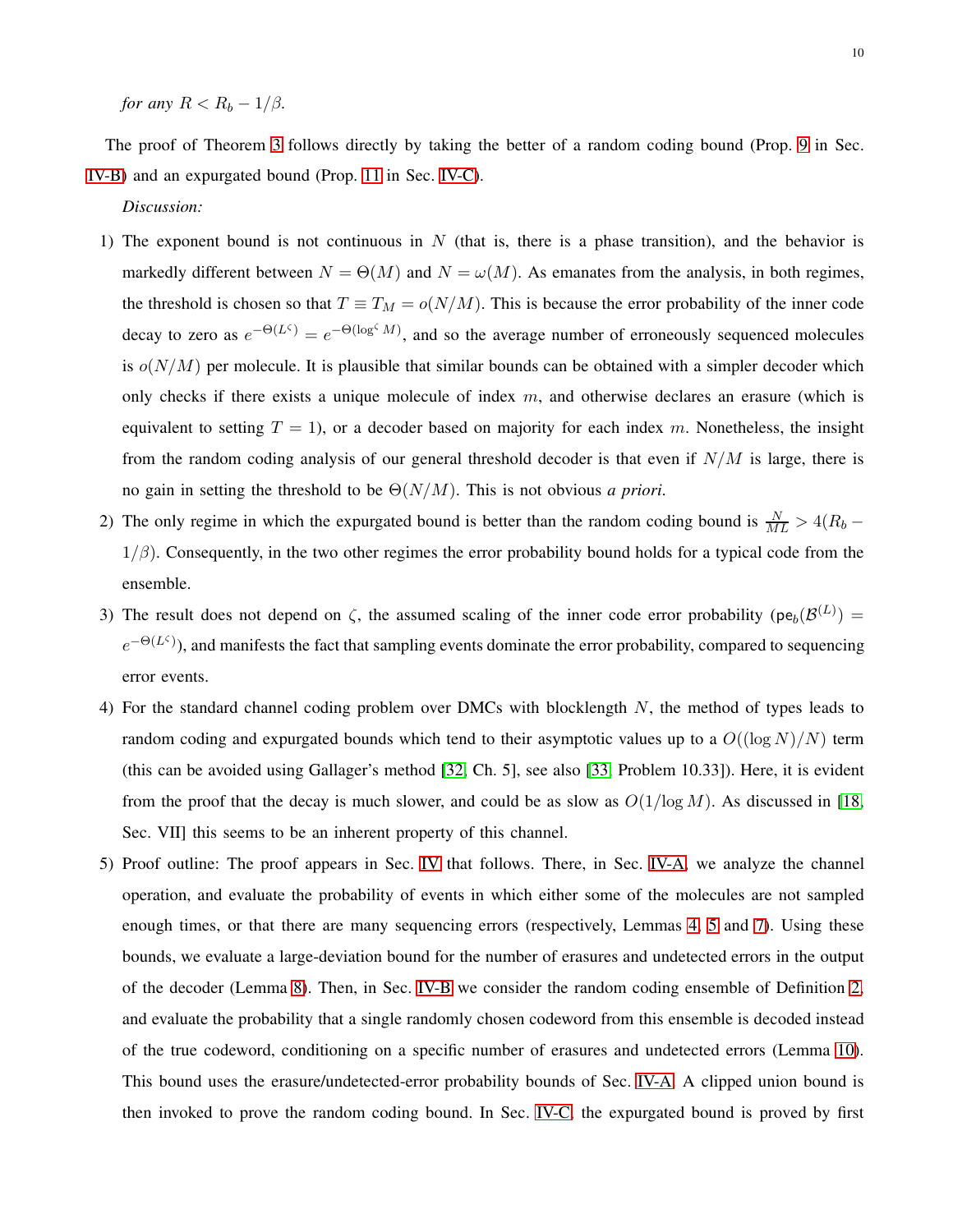*for any $R < R_b - 1/\beta$.*

The proof of Theorem 3 follows directly by taking the better of a random coding bound (Prop. 9 in Sec. IV-B) and an expurgated bound (Prop. 11 in Sec. IV-C).

*Discussion:*

1) The exponent bound is not continuous in $N$ (that is, there is a phase transition), and the behavior is markedly different between $N = \Theta(M)$ and $N = \omega(M)$. As emanates from the analysis, in both regimes, the threshold is chosen so that $T \equiv T_M = o(N/M)$. This is because the error probability of the inner code decay to zero as $e^{-\Theta(L^\zeta)} = e^{-\Theta(\log^\zeta M)}$, and so the average number of erroneously sequenced molecules is $o(N/M)$ per molecule. It is plausible that similar bounds can be obtained with a simpler decoder which only checks if there exists a unique molecule of index $m$, and otherwise declares an erasure (which is equivalent to setting $T = 1$), or a decoder based on majority for each index $m$. Nonetheless, the insight from the random coding analysis of our general threshold decoder is that even if $N/M$ is large, there is no gain in setting the threshold to be $\Theta(N/M)$. This is not obvious *a priori*.
2) The only regime in which the expurgated bound is better than the random coding bound is $\frac{N}{ML} > 4(R_b - 1/\beta)$. Consequently, in the two other regimes the error probability bound holds for a typical code from the ensemble.
3) The result does not depend on $\zeta$, the assumed scaling of the inner code error probability ($\mathsf{pe}_b(\mathcal{B}^{(L)}) = e^{-\Theta(L^\zeta)}$), and manifests the fact that sampling events dominate the error probability, compared to sequencing error events.
4) For the standard channel coding problem over DMCs with blocklength $N$, the method of types leads to random coding and expurgated bounds which tend to their asymptotic values up to a $O((\log N)/N)$ term (this can be avoided using Gallager's method [32, Ch. 5], see also [33, Problem 10.33]). Here, it is evident from the proof that the decay is much slower, and could be as slow as $O(1/\log M)$. As discussed in [18, Sec. VII] this seems to be an inherent property of this channel.
5) Proof outline: The proof appears in Sec. IV that follows. There, in Sec. IV-A, we analyze the channel operation, and evaluate the probability of events in which either some of the molecules are not sampled enough times, or that there are many sequencing errors (respectively, Lemmas 4, 5 and 7). Using these bounds, we evaluate a large-deviation bound for the number of erasures and undetected errors in the output of the decoder (Lemma 8). Then, in Sec. IV-B we consider the random coding ensemble of Definition 2, and evaluate the probability that a single randomly chosen codeword from this ensemble is decoded instead of the true codeword, conditioning on a specific number of erasures and undetected errors (Lemma 10). This bound uses the erasure/undetected-error probability bounds of Sec. IV-A. A clipped union bound is then invoked to prove the random coding bound. In Sec. IV-C, the expurgated bound is proved by first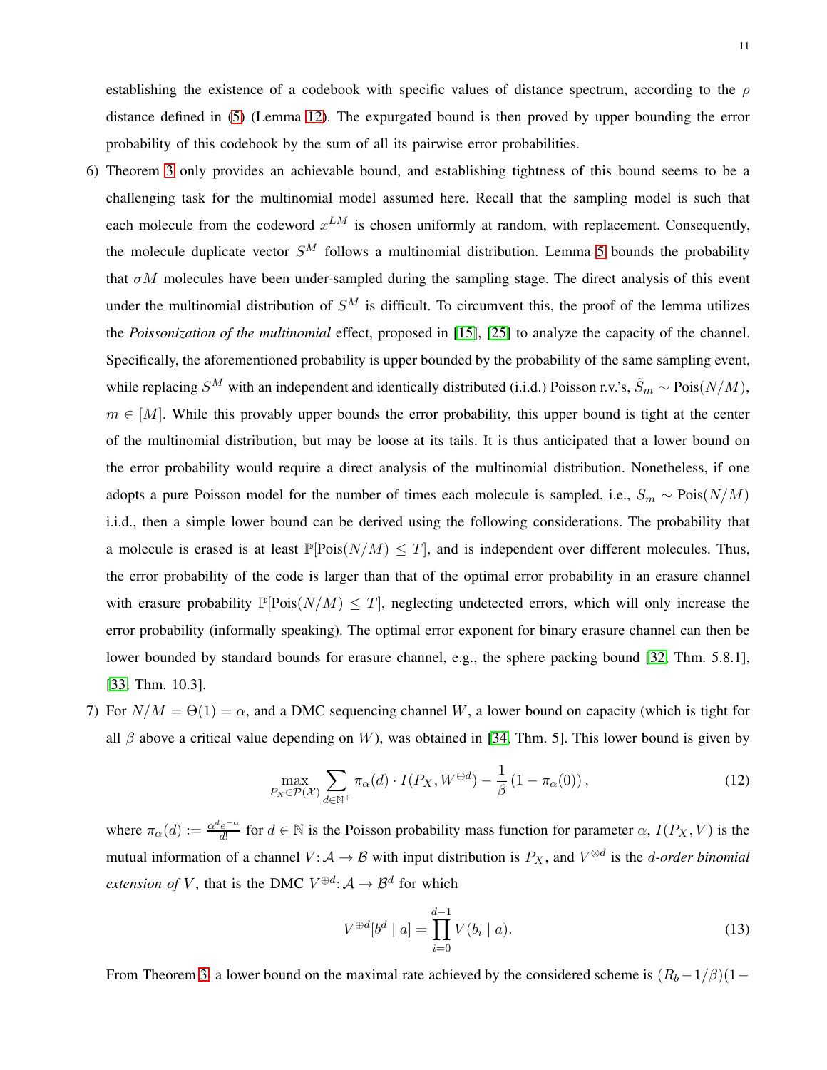establishing the existence of a codebook with specific values of distance spectrum, according to the $\rho$ distance defined in (5) (Lemma 12). The expurgated bound is then proved by upper bounding the error probability of this codebook by the sum of all its pairwise error probabilities.

6) Theorem 3 only provides an achievable bound, and establishing tightness of this bound seems to be a challenging task for the multinomial model assumed here. Recall that the sampling model is such that each molecule from the codeword $x^{LM}$ is chosen uniformly at random, with replacement. Consequently, the molecule duplicate vector $S^M$ follows a multinomial distribution. Lemma 5 bounds the probability that $\sigma M$ molecules have been under-sampled during the sampling stage. The direct analysis of this event under the multinomial distribution of $S^M$ is difficult. To circumvent this, the proof of the lemma utilizes the *Poissonization of the multinomial* effect, proposed in [15], [25] to analyze the capacity of the channel. Specifically, the aforementioned probability is upper bounded by the probability of the same sampling event, while replacing $S^M$ with an independent and identically distributed (i.i.d.) Poisson r.v.'s, $\tilde{S}_m \sim \text{Pois}(N/M)$, $m \in [M]$. While this provably upper bounds the error probability, this upper bound is tight at the center of the multinomial distribution, but may be loose at its tails. It is thus anticipated that a lower bound on the error probability would require a direct analysis of the multinomial distribution. Nonetheless, if one adopts a pure Poisson model for the number of times each molecule is sampled, i.e., $S_m \sim \text{Pois}(N/M)$ i.i.d., then a simple lower bound can be derived using the following considerations. The probability that a molecule is erased is at least $\mathbb{P}[\text{Pois}(N/M) \leq T]$, and is independent over different molecules. Thus, the error probability of the code is larger than that of the optimal error probability in an erasure channel with erasure probability $\mathbb{P}[\text{Pois}(N/M) \leq T]$, neglecting undetected errors, which will only increase the error probability (informally speaking). The optimal error exponent for binary erasure channel can then be lower bounded by standard bounds for erasure channel, e.g., the sphere packing bound [32, Thm. 5.8.1], [33, Thm. 10.3].

7) For $N/M = \Theta(1) = \alpha$, and a DMC sequencing channel $W$, a lower bound on capacity (which is tight for all $\beta$ above a critical value depending on $W$), was obtained in [34, Thm. 5]. This lower bound is given by

$$\max_{P_X \in \mathcal{P}(\mathcal{X})} \sum_{d \in \mathbb{N}^+} \pi_\alpha(d) \cdot I(P_X, W^{\oplus d}) - \frac{1}{\beta}\left(1 - \pi_\alpha(0)\right), \tag{12}$$

where $\pi_\alpha(d) := \frac{\alpha^d e^{-\alpha}}{d!}$ for $d \in \mathbb{N}$ is the Poisson probability mass function for parameter $\alpha$, $I(P_X, V)$ is the mutual information of a channel $V \colon \mathcal{A} \to \mathcal{B}$ with input distribution is $P_X$, and $V^{\otimes d}$ is the *d-order binomial extension of* $V$, that is the DMC $V^{\oplus d} \colon \mathcal{A} \to \mathcal{B}^d$ for which

$$V^{\oplus d}[b^d \mid a] = \prod_{i=0}^{d-1} V(b_i \mid a). \tag{13}$$

From Theorem 3, a lower bound on the maximal rate achieved by the considered scheme is $(R_b - 1/\beta)(1-$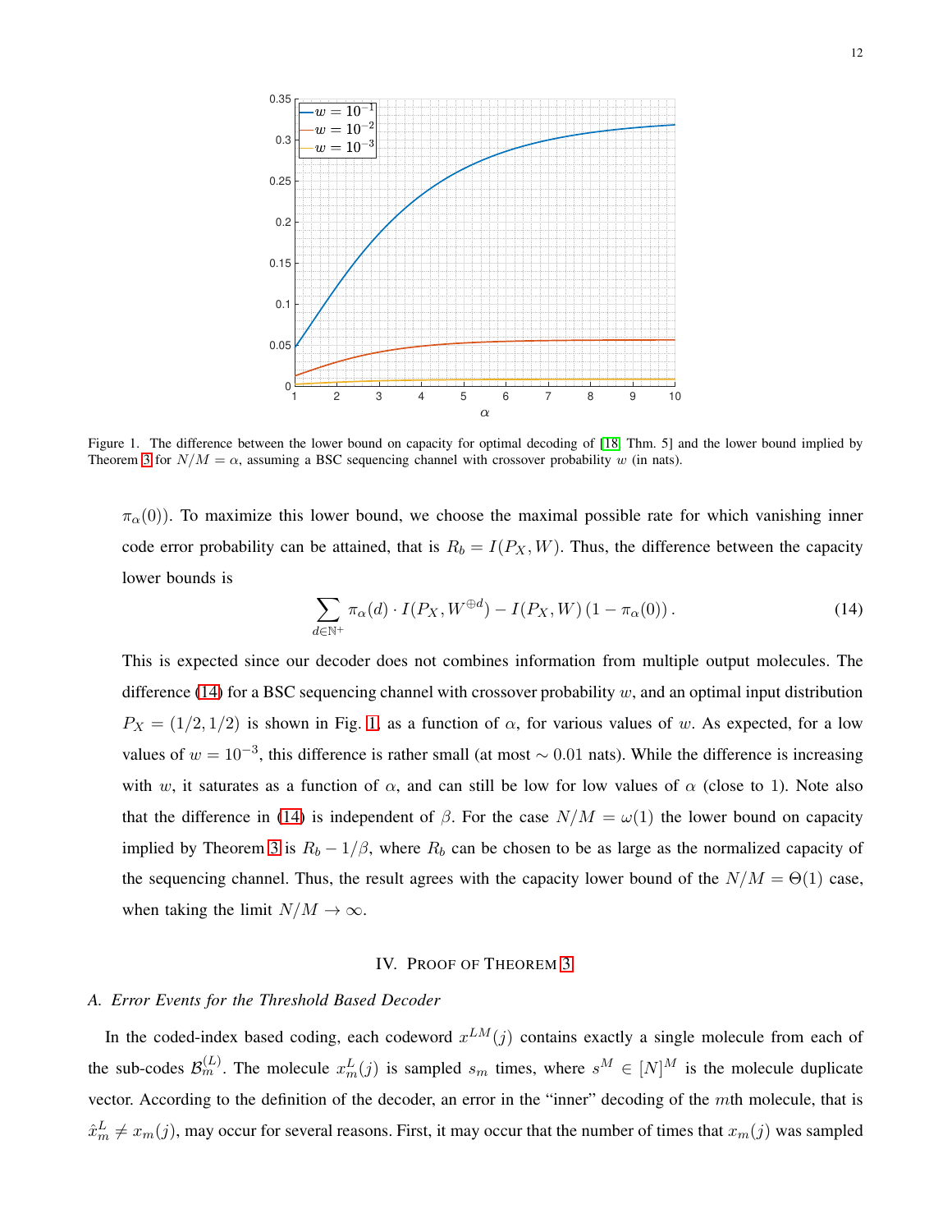Figure 1. The difference between the lower bound on capacity for optimal decoding of [18, Thm. 5] and the lower bound implied by Theorem 3 for $N/M = \alpha$, assuming a BSC sequencing channel with crossover probability $w$ (in nats).

$\pi_\alpha(0)$). To maximize this lower bound, we choose the maximal possible rate for which vanishing inner code error probability can be attained, that is $R_b = I(P_X, W)$. Thus, the difference between the capacity lower bounds is

$$\sum_{d \in \mathbb{N}^+} \pi_\alpha(d) \cdot I(P_X, W^{\oplus d}) - I(P_X, W)\,(1 - \pi_\alpha(0))\,. \tag{14}$$

This is expected since our decoder does not combines information from multiple output molecules. The difference (14) for a BSC sequencing channel with crossover probability $w$, and an optimal input distribution $P_X = (1/2, 1/2)$ is shown in Fig. 1, as a function of $\alpha$, for various values of $w$. As expected, for a low values of $w = 10^{-3}$, this difference is rather small (at most $\sim 0.01$ nats). While the difference is increasing with $w$, it saturates as a function of $\alpha$, and can still be low for low values of $\alpha$ (close to 1). Note also that the difference in (14) is independent of $\beta$. For the case $N/M = \omega(1)$ the lower bound on capacity implied by Theorem 3 is $R_b - 1/\beta$, where $R_b$ can be chosen to be as large as the normalized capacity of the sequencing channel. Thus, the result agrees with the capacity lower bound of the $N/M = \Theta(1)$ case, when taking the limit $N/M \to \infty$.

## IV. Proof of Theorem 3

### A. Error Events for the Threshold Based Decoder

In the coded-index based coding, each codeword $x^{LM}(j)$ contains exactly a single molecule from each of the sub-codes $\mathcal{B}_m^{(L)}$. The molecule $x_m^L(j)$ is sampled $s_m$ times, where $s^M \in [N]^M$ is the molecule duplicate vector. According to the definition of the decoder, an error in the "inner" decoding of the $m$th molecule, that is $\hat{x}_m^L \neq x_m(j)$, may occur for several reasons. First, it may occur that the number of times that $x_m(j)$ was sampled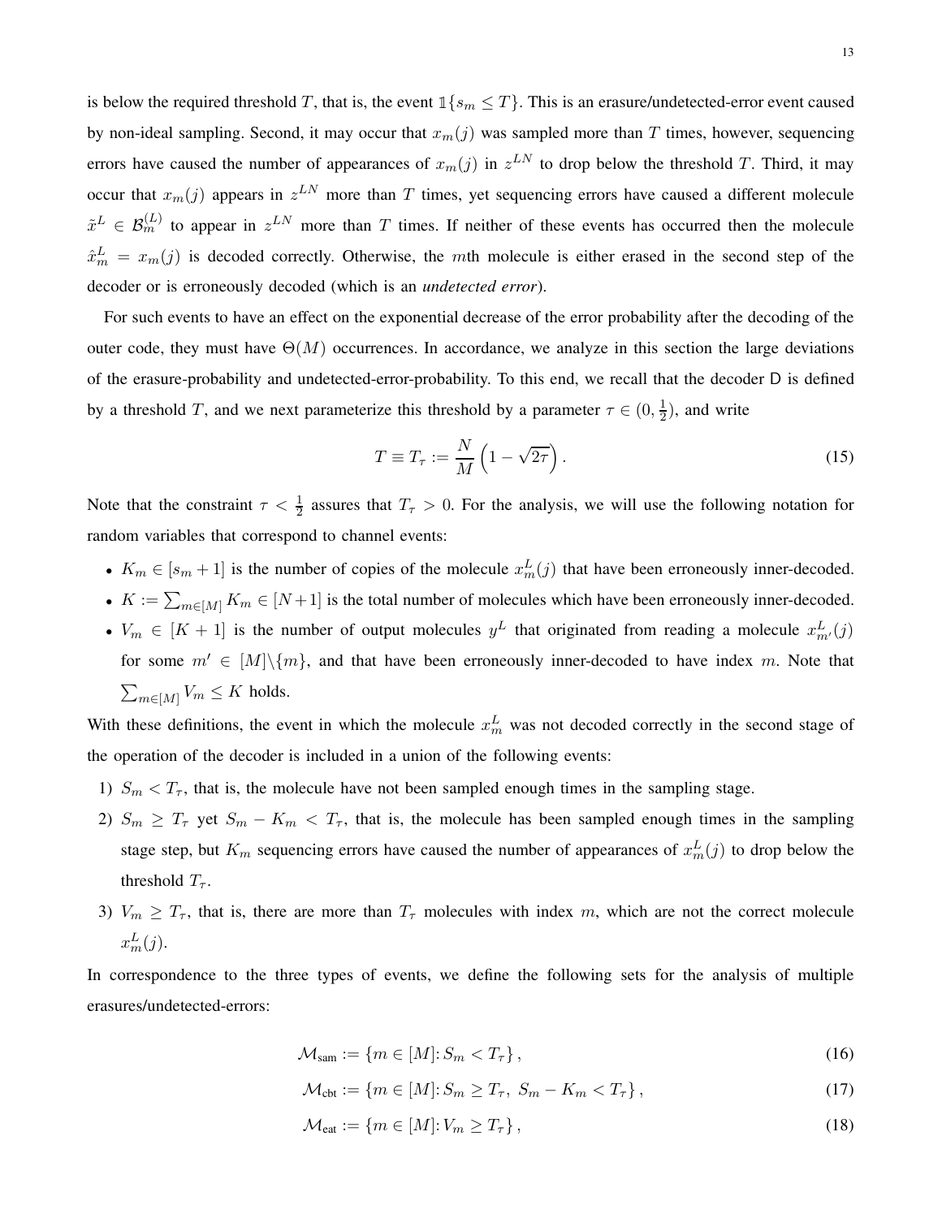is below the required threshold $T$, that is, the event $\mathbb{1}\{s_m \leq T\}$. This is an erasure/undetected-error event caused by non-ideal sampling. Second, it may occur that $x_m(j)$ was sampled more than $T$ times, however, sequencing errors have caused the number of appearances of $x_m(j)$ in $z^{LN}$ to drop below the threshold $T$. Third, it may occur that $x_m(j)$ appears in $z^{LN}$ more than $T$ times, yet sequencing errors have caused a different molecule $\tilde{x}^L \in \mathcal{B}_m^{(L)}$ to appear in $z^{LN}$ more than $T$ times. If neither of these events has occurred then the molecule $\hat{x}_m^L = x_m(j)$ is decoded correctly. Otherwise, the $m$th molecule is either erased in the second step of the decoder or is erroneously decoded (which is an *undetected error*).

For such events to have an effect on the exponential decrease of the error probability after the decoding of the outer code, they must have $\Theta(M)$ occurrences. In accordance, we analyze in this section the large deviations of the erasure-probability and undetected-error-probability. To this end, we recall that the decoder $\mathsf{D}$ is defined by a threshold $T$, and we next parameterize this threshold by a parameter $\tau \in (0, \frac{1}{2})$, and write

$$T \equiv T_\tau := \frac{N}{M}\left(1 - \sqrt{2\tau}\right). \tag{15}$$

Note that the constraint $\tau < \frac{1}{2}$ assures that $T_\tau > 0$. For the analysis, we will use the following notation for random variables that correspond to channel events:

- $K_m \in [s_m + 1]$ is the number of copies of the molecule $x_m^L(j)$ that have been erroneously inner-decoded.
- $K := \sum_{m \in [M]} K_m \in [N+1]$ is the total number of molecules which have been erroneously inner-decoded.
- $V_m \in [K+1]$ is the number of output molecules $y^L$ that originated from reading a molecule $x_{m'}^L(j)$ for some $m' \in [M] \backslash \{m\}$, and that have been erroneously inner-decoded to have index $m$. Note that $\sum_{m \in [M]} V_m \leq K$ holds.

With these definitions, the event in which the molecule $x_m^L$ was not decoded correctly in the second stage of the operation of the decoder is included in a union of the following events:

1) $S_m < T_\tau$, that is, the molecule have not been sampled enough times in the sampling stage.
2) $S_m \geq T_\tau$ yet $S_m - K_m < T_\tau$, that is, the molecule has been sampled enough times in the sampling stage step, but $K_m$ sequencing errors have caused the number of appearances of $x_m^L(j)$ to drop below the threshold $T_\tau$.
3) $V_m \geq T_\tau$, that is, there are more than $T_\tau$ molecules with index $m$, which are not the correct molecule $x_m^L(j)$.

In correspondence to the three types of events, we define the following sets for the analysis of multiple erasures/undetected-errors:

$$\mathcal{M}_{\text{sam}} := \{m \in [M] \colon S_m < T_\tau\}, \tag{16}$$

$$\mathcal{M}_{\text{cbt}} := \{m \in [M] \colon S_m \geq T_\tau,\ S_m - K_m < T_\tau\}, \tag{17}$$

$$\mathcal{M}_{\text{eat}} := \{m \in [M] \colon V_m \geq T_\tau\}, \tag{18}$$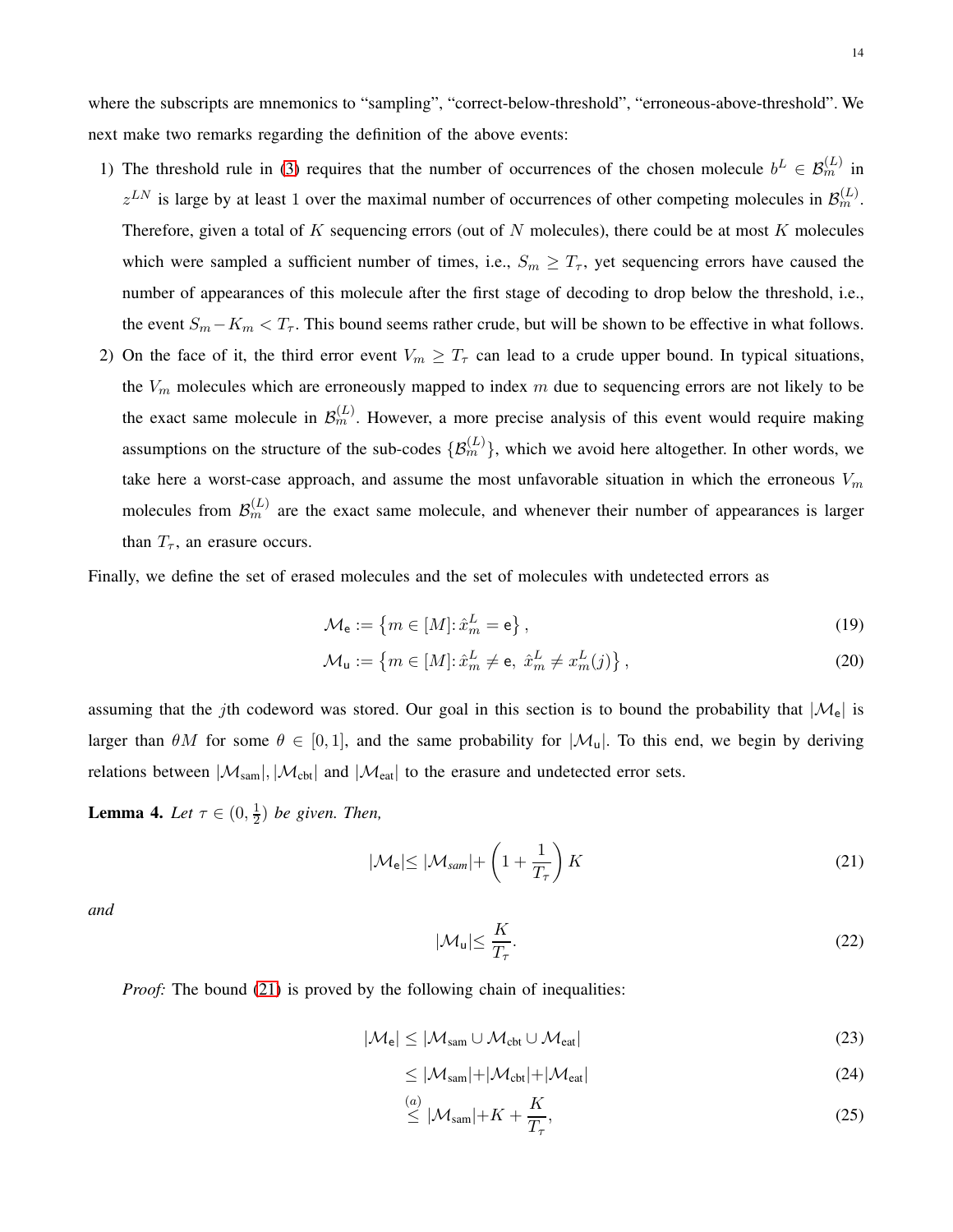where the subscripts are mnemonics to "sampling", "correct-below-threshold", "erroneous-above-threshold". We next make two remarks regarding the definition of the above events:

1) The threshold rule in (3) requires that the number of occurrences of the chosen molecule $b^L \in \mathcal{B}_m^{(L)}$ in $z^{LN}$ is large by at least 1 over the maximal number of occurrences of other competing molecules in $\mathcal{B}_m^{(L)}$. Therefore, given a total of $K$ sequencing errors (out of $N$ molecules), there could be at most $K$ molecules which were sampled a sufficient number of times, i.e., $S_m \geq T_\tau$, yet sequencing errors have caused the number of appearances of this molecule after the first stage of decoding to drop below the threshold, i.e., the event $S_m - K_m < T_\tau$. This bound seems rather crude, but will be shown to be effective in what follows.
2) On the face of it, the third error event $V_m \geq T_\tau$ can lead to a crude upper bound. In typical situations, the $V_m$ molecules which are erroneously mapped to index $m$ due to sequencing errors are not likely to be the exact same molecule in $\mathcal{B}_m^{(L)}$. However, a more precise analysis of this event would require making assumptions on the structure of the sub-codes $\{\mathcal{B}_m^{(L)}\}$, which we avoid here altogether. In other words, we take here a worst-case approach, and assume the most unfavorable situation in which the erroneous $V_m$ molecules from $\mathcal{B}_m^{(L)}$ are the exact same molecule, and whenever their number of appearances is larger than $T_\tau$, an erasure occurs.

Finally, we define the set of erased molecules and the set of molecules with undetected errors as

$$\mathcal{M}_{\mathsf{e}} := \left\{m \in [M] \colon \hat{x}_m^L = \mathsf{e}\right\}, \tag{19}$$

$$\mathcal{M}_{\mathsf{u}} := \left\{m \in [M] \colon \hat{x}_m^L \neq \mathsf{e},\ \hat{x}_m^L \neq x_m^L(j)\right\}, \tag{20}$$

assuming that the $j$th codeword was stored. Our goal in this section is to bound the probability that $|\mathcal{M}_{\mathsf{e}}|$ is larger than $\theta M$ for some $\theta \in [0,1]$, and the same probability for $|\mathcal{M}_{\mathsf{u}}|$. To this end, we begin by deriving relations between $|\mathcal{M}_{\text{sam}}|$, $|\mathcal{M}_{\text{cbt}}|$ and $|\mathcal{M}_{\text{eat}}|$ to the erasure and undetected error sets.

**Lemma 4.** *Let $\tau \in (0, \frac{1}{2})$ be given. Then,*

$$|\mathcal{M}_{\mathsf{e}}| \leq |\mathcal{M}_{\textit{sam}}| + \left(1 + \frac{1}{T_\tau}\right) K \tag{21}$$

*and*

$$|\mathcal{M}_{\mathsf{u}}| \leq \frac{K}{T_\tau}. \tag{22}$$

*Proof:* The bound (21) is proved by the following chain of inequalities:

$$|\mathcal{M}_{\mathsf{e}}| \leq |\mathcal{M}_{\text{sam}} \cup \mathcal{M}_{\text{cbt}} \cup \mathcal{M}_{\text{eat}}| \tag{23}$$

$$\leq |\mathcal{M}_{\text{sam}}| + |\mathcal{M}_{\text{cbt}}| + |\mathcal{M}_{\text{eat}}| \tag{24}$$

$$\overset{(a)}{\leq} |\mathcal{M}_{\text{sam}}| + K + \frac{K}{T_\tau}, \tag{25}$$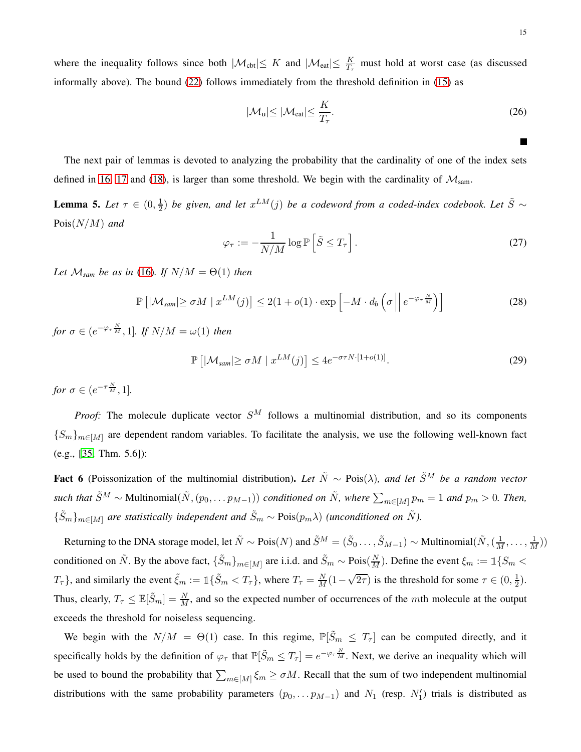where the inequality follows since both $|\mathcal{M}_{\text{cbt}}|\leq K$ and $|\mathcal{M}_{\text{eat}}|\leq \frac{K}{T_\tau}$ must hold at worst case (as discussed informally above). The bound (22) follows immediately from the threshold definition in (15) as

$$|\mathcal{M}_{\text{u}}|\leq |\mathcal{M}_{\text{eat}}|\leq \frac{K}{T_\tau}. \tag{26}$$

■

The next pair of lemmas is devoted to analyzing the probability that the cardinality of one of the index sets defined in 16, 17 and (18), is larger than some threshold. We begin with the cardinality of $\mathcal{M}_{\text{sam}}$.

**Lemma 5.** *Let $\tau \in (0, \frac{1}{2})$ be given, and let $x^{LM}(j)$ be a codeword from a coded-index codebook. Let $\tilde{S} \sim \text{Pois}(N/M)$ and*

$$\varphi_\tau := -\frac{1}{N/M} \log \mathbb{P}\left[\tilde{S} \leq T_\tau\right]. \tag{27}$$

*Let $\mathcal{M}_{sam}$ be as in (16). If $N/M = \Theta(1)$ then*

$$\mathbb{P}\left[|\mathcal{M}_{sam}|\geq \sigma M \mid x^{LM}(j)\right] \leq 2(1 + o(1) \cdot \exp\left[-M \cdot d_b\left(\sigma \,\middle\|\, e^{-\varphi_\tau \frac{N}{M}}\right)\right] \tag{28}$$

*for $\sigma \in (e^{-\varphi_\tau \frac{N}{M}}, 1]$. If $N/M = \omega(1)$ then*

$$\mathbb{P}\left[|\mathcal{M}_{sam}|\geq \sigma M \mid x^{LM}(j)\right] \leq 4e^{-\sigma\tau N \cdot [1+o(1)]}. \tag{29}$$

*for $\sigma \in (e^{-\tau \frac{N}{M}}, 1]$.*

*Proof:* The molecule duplicate vector $S^M$ follows a multinomial distribution, and so its components $\{S_m\}_{m\in[M]}$ are dependent random variables. To facilitate the analysis, we use the following well-known fact (e.g., [35, Thm. 5.6]):

**Fact 6** (Poissonization of the multinomial distribution)**.** *Let $\tilde{N} \sim \text{Pois}(\lambda)$, and let $\tilde{S}^M$ be a random vector such that $\tilde{S}^M \sim \text{Multinomial}(\tilde{N}, (p_0, \dots p_{M-1}))$ conditioned on $\tilde{N}$, where $\sum_{m\in[M]} p_m = 1$ and $p_m > 0$. Then, $\{\tilde{S}_m\}_{m\in[M]}$ are statistically independent and $\tilde{S}_m \sim \text{Pois}(p_m\lambda)$ (unconditioned on $\tilde{N}$).*

Returning to the DNA storage model, let $\tilde{N} \sim \text{Pois}(N)$ and $\tilde{S}^M = (\tilde{S}_0 \dots, \tilde{S}_{M-1}) \sim \text{Multinomial}(\tilde{N}, (\frac{1}{M}, \dots, \frac{1}{M}))$ conditioned on $\tilde{N}$. By the above fact, $\{\tilde{S}_m\}_{m\in[M]}$ are i.i.d. and $\tilde{S}_m \sim \text{Pois}(\frac{N}{M})$. Define the event $\xi_m := \mathbb{1}\{S_m < T_\tau\}$, and similarly the event $\tilde{\xi}_m := \mathbb{1}\{\tilde{S}_m < T_\tau\}$, where $T_\tau = \frac{N}{M}(1-\sqrt{2\tau})$ is the threshold for some $\tau \in (0, \frac{1}{2})$. Thus, clearly, $T_\tau \leq \mathbb{E}[\tilde{S}_m] = \frac{N}{M}$, and so the expected number of occurrences of the $m$th molecule at the output exceeds the threshold for noiseless sequencing.

We begin with the $N/M = \Theta(1)$ case. In this regime, $\mathbb{P}[\tilde{S}_m \leq T_\tau]$ can be computed directly, and it specifically holds by the definition of $\varphi_\tau$ that $\mathbb{P}[\tilde{S}_m \leq T_\tau] = e^{-\varphi_\tau \frac{N}{M}}$. Next, we derive an inequality which will be used to bound the probability that $\sum_{m\in[M]} \xi_m \geq \sigma M$. Recall that the sum of two independent multinomial distributions with the same probability parameters $(p_0, \dots p_{M-1})$ and $N_1$ (resp. $N_1'$) trials is distributed as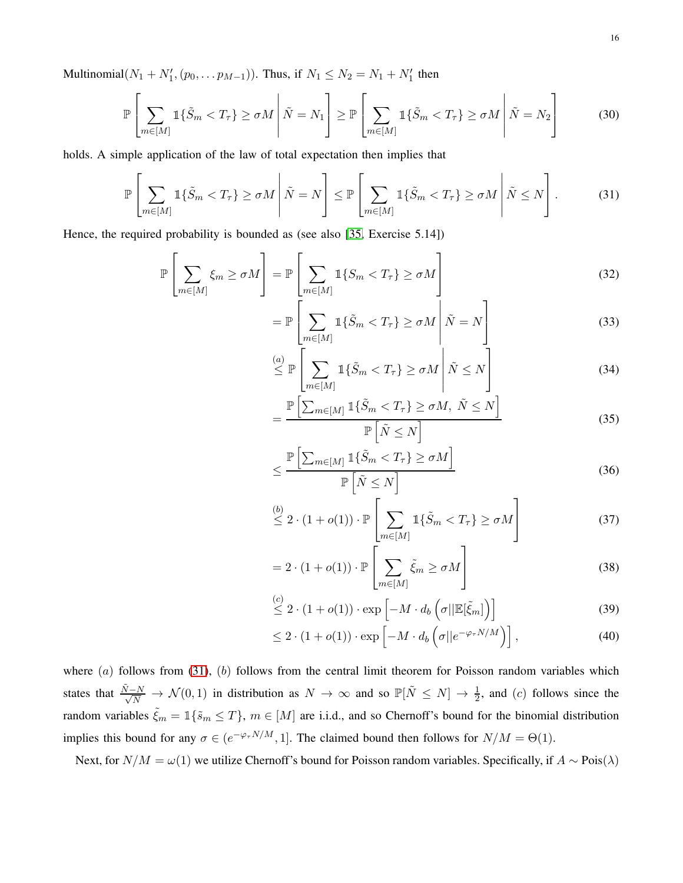Multinomial$(N_1 + N_1', (p_0, \dots p_{M-1}))$. Thus, if $N_1 \leq N_2 = N_1 + N_1'$ then

$$\mathbb{P}\left[\sum_{m\in[M]} \mathbb{1}\{\tilde{S}_m < T_\tau\} \geq \sigma M \,\middle|\, \tilde{N} = N_1\right] \geq \mathbb{P}\left[\sum_{m\in[M]} \mathbb{1}\{\tilde{S}_m < T_\tau\} \geq \sigma M \,\middle|\, \tilde{N} = N_2\right] \tag{30}$$

holds. A simple application of the law of total expectation then implies that

$$\mathbb{P}\left[\sum_{m\in[M]} \mathbb{1}\{\tilde{S}_m < T_\tau\} \geq \sigma M \,\middle|\, \tilde{N} = N\right] \leq \mathbb{P}\left[\sum_{m\in[M]} \mathbb{1}\{\tilde{S}_m < T_\tau\} \geq \sigma M \,\middle|\, \tilde{N} \leq N\right]. \tag{31}$$

Hence, the required probability is bounded as (see also [35, Exercise 5.14])

$$\mathbb{P}\left[\sum_{m\in[M]} \xi_m \geq \sigma M\right] = \mathbb{P}\left[\sum_{m\in[M]} \mathbb{1}\{S_m < T_\tau\} \geq \sigma M\right] \tag{32}$$

$$= \mathbb{P}\left[\sum_{m\in[M]} \mathbb{1}\{\tilde{S}_m < T_\tau\} \geq \sigma M \,\middle|\, \tilde{N} = N\right] \tag{33}$$

$$\overset{(a)}{\leq} \mathbb{P}\left[\sum_{m\in[M]} \mathbb{1}\{\tilde{S}_m < T_\tau\} \geq \sigma M \,\middle|\, \tilde{N} \leq N\right] \tag{34}$$

$$= \frac{\mathbb{P}\left[\sum_{m\in[M]} \mathbb{1}\{\tilde{S}_m < T_\tau\} \geq \sigma M,\ \tilde{N} \leq N\right]}{\mathbb{P}\left[\tilde{N} \leq N\right]} \tag{35}$$

$$\leq \frac{\mathbb{P}\left[\sum_{m\in[M]} \mathbb{1}\{\tilde{S}_m < T_\tau\} \geq \sigma M\right]}{\mathbb{P}\left[\tilde{N} \leq N\right]} \tag{36}$$

$$\overset{(b)}{\leq} 2 \cdot (1 + o(1)) \cdot \mathbb{P}\left[\sum_{m\in[M]} \mathbb{1}\{\tilde{S}_m < T_\tau\} \geq \sigma M\right] \tag{37}$$

$$= 2 \cdot (1 + o(1)) \cdot \mathbb{P}\left[\sum_{m\in[M]} \tilde{\xi}_m \geq \sigma M\right] \tag{38}$$

$$\overset{(c)}{\leq} 2 \cdot (1 + o(1)) \cdot \exp\left[-M \cdot d_b\left(\sigma || \mathbb{E}[\tilde{\xi}_m]\right)\right] \tag{39}$$

$$\leq 2 \cdot (1 + o(1)) \cdot \exp\left[-M \cdot d_b\left(\sigma || e^{-\varphi_\tau N/M}\right)\right], \tag{40}$$

where $(a)$ follows from (31), $(b)$ follows from the central limit theorem for Poisson random variables which states that $\frac{\tilde{N}-N}{\sqrt{N}} \to \mathcal{N}(0,1)$ in distribution as $N \to \infty$ and so $\mathbb{P}[\tilde{N} \leq N] \to \frac{1}{2}$, and $(c)$ follows since the random variables $\tilde{\xi}_m = \mathbb{1}\{\tilde{s}_m \leq T\}$, $m \in [M]$ are i.i.d., and so Chernoff's bound for the binomial distribution implies this bound for any $\sigma \in (e^{-\varphi_\tau N/M}, 1]$. The claimed bound then follows for $N/M = \Theta(1)$.

Next, for $N/M = \omega(1)$ we utilize Chernoff's bound for Poisson random variables. Specifically, if $A \sim \text{Pois}(\lambda)$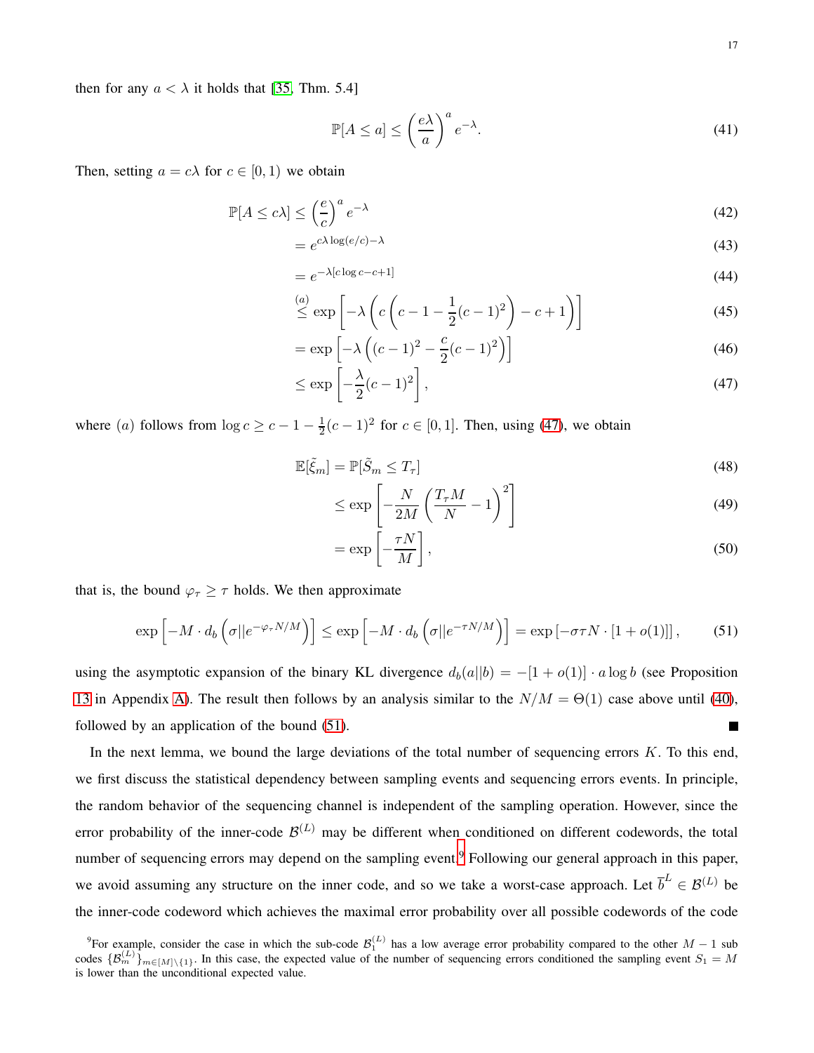then for any $a < \lambda$ it holds that [35, Thm. 5.4]

$$\mathbb{P}[A \leq a] \leq \left(\frac{e\lambda}{a}\right)^a e^{-\lambda}. \tag{41}$$

Then, setting $a = c\lambda$ for $c \in [0,1)$ we obtain

$$\begin{aligned}
\mathbb{P}[A \leq c\lambda] &\leq \left(\frac{e}{c}\right)^a e^{-\lambda} &(42)\\
&= e^{c\lambda \log(e/c) - \lambda} &(43)\\
&= e^{-\lambda[c\log c - c + 1]} &(44)\\
&\overset{(a)}{\leq} \exp\left[-\lambda\left(c\left(c - 1 - \frac{1}{2}(c-1)^2\right) - c + 1\right)\right] &(45)\\
&= \exp\left[-\lambda\left((c-1)^2 - \frac{c}{2}(c-1)^2\right)\right] &(46)\\
&\leq \exp\left[-\frac{\lambda}{2}(c-1)^2\right], &(47)
\end{aligned}$$

where $(a)$ follows from $\log c \geq c - 1 - \frac{1}{2}(c-1)^2$ for $c \in [0,1]$. Then, using (47), we obtain

$$\begin{aligned}
\mathbb{E}[\tilde{\xi}_m] &= \mathbb{P}[\tilde{S}_m \leq T_\tau] &(48)\\
&\leq \exp\left[-\frac{N}{2M}\left(\frac{T_\tau M}{N} - 1\right)^2\right] &(49)\\
&= \exp\left[-\frac{\tau N}{M}\right], &(50)
\end{aligned}$$

that is, the bound $\varphi_\tau \geq \tau$ holds. We then approximate

$$\exp\left[-M \cdot d_b\left(\sigma || e^{-\varphi_\tau N/M}\right)\right] \leq \exp\left[-M \cdot d_b\left(\sigma || e^{-\tau N/M}\right)\right] = \exp\left[-\sigma\tau N \cdot [1 + o(1)]\right], \tag{51}$$

using the asymptotic expansion of the binary KL divergence $d_b(a||b) = -[1 + o(1)] \cdot a \log b$ (see Proposition 13 in Appendix A). The result then follows by an analysis similar to the $N/M = \Theta(1)$ case above until (40), followed by an application of the bound (51). ■

In the next lemma, we bound the large deviations of the total number of sequencing errors $K$. To this end, we first discuss the statistical dependency between sampling events and sequencing errors events. In principle, the random behavior of the sequencing channel is independent of the sampling operation. However, since the error probability of the inner-code $\mathcal{B}^{(L)}$ may be different when conditioned on different codewords, the total number of sequencing errors may depend on the sampling event.[9] Following our general approach in this paper, we avoid assuming any structure on the inner code, and so we take a worst-case approach. Let $\overline{b}^L \in \mathcal{B}^{(L)}$ be the inner-code codeword which achieves the maximal error probability over all possible codewords of the code

[9] For example, consider the case in which the sub-code $\mathcal{B}_1^{(L)}$ has a low average error probability compared to the other $M-1$ sub codes $\{\mathcal{B}_m^{(L)}\}_{m\in[M]\setminus\{1\}}$. In this case, the expected value of the number of sequencing errors conditioned the sampling event $S_1 = M$ is lower than the unconditional expected value.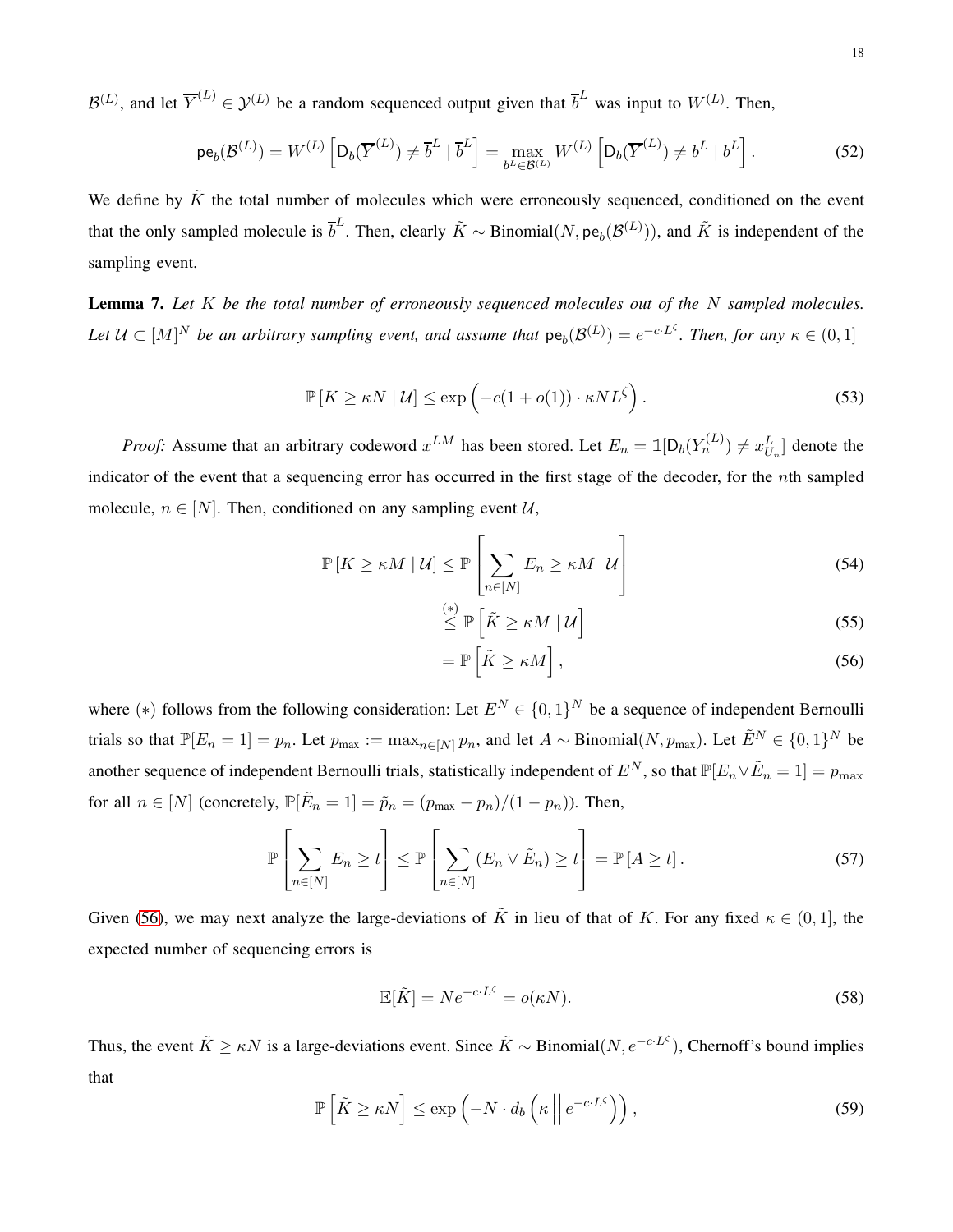$\mathcal{B}^{(L)}$, and let $\overline{Y}^{(L)} \in \mathcal{Y}^{(L)}$ be a random sequenced output given that $\overline{b}^L$ was input to $W^{(L)}$. Then,

$$\mathsf{pe}_b(\mathcal{B}^{(L)}) = W^{(L)}\left[\mathsf{D}_b(\overline{Y}^{(L)}) \neq \overline{b}^L \mid \overline{b}^L\right] = \max_{b^L \in \mathcal{B}^{(L)}} W^{(L)}\left[\mathsf{D}_b(\overline{Y}^{(L)}) \neq b^L \mid b^L\right]. \tag{52}$$

We define by $\tilde{K}$ the total number of molecules which were erroneously sequenced, conditioned on the event that the only sampled molecule is $\overline{b}^L$. Then, clearly $\tilde{K} \sim \text{Binomial}(N, \mathsf{pe}_b(\mathcal{B}^{(L)}))$, and $\tilde{K}$ is independent of the sampling event.

**Lemma 7.** *Let $K$ be the total number of erroneously sequenced molecules out of the $N$ sampled molecules. Let $\mathcal{U} \subset [M]^N$ be an arbitrary sampling event, and assume that $\mathsf{pe}_b(\mathcal{B}^{(L)}) = e^{-c \cdot L^\zeta}$. Then, for any $\kappa \in (0, 1]$*

$$\mathbb{P}\left[K \geq \kappa N \mid \mathcal{U}\right] \leq \exp\left(-c(1 + o(1)) \cdot \kappa N L^\zeta\right). \tag{53}$$

*Proof:* Assume that an arbitrary codeword $x^{LM}$ has been stored. Let $E_n = \mathbb{1}[\mathsf{D}_b(Y_n^{(L)}) \neq x_{U_n}^L]$ denote the indicator of the event that a sequencing error has occurred in the first stage of the decoder, for the $n$th sampled molecule, $n \in [N]$. Then, conditioned on any sampling event $\mathcal{U}$,

$$\mathbb{P}\left[K \geq \kappa M \mid \mathcal{U}\right] \leq \mathbb{P}\left[\sum_{n \in [N]} E_n \geq \kappa M \,\middle|\, \mathcal{U}\right] \tag{54}$$

$$\overset{(*)}{\leq} \mathbb{P}\left[\tilde{K} \geq \kappa M \mid \mathcal{U}\right] \tag{55}$$

$$= \mathbb{P}\left[\tilde{K} \geq \kappa M\right], \tag{56}$$

where $(*)$ follows from the following consideration: Let $E^N \in \{0, 1\}^N$ be a sequence of independent Bernoulli trials so that $\mathbb{P}[E_n = 1] = p_n$. Let $p_{\max} := \max_{n \in [N]} p_n$, and let $A \sim \text{Binomial}(N, p_{\max})$. Let $\tilde{E}^N \in \{0, 1\}^N$ be another sequence of independent Bernoulli trials, statistically independent of $E^N$, so that $\mathbb{P}[E_n \vee \tilde{E}_n = 1] = p_{\max}$ for all $n \in [N]$ (concretely, $\mathbb{P}[\tilde{E}_n = 1] = \tilde{p}_n = (p_{\max} - p_n)/(1 - p_n)$). Then,

$$\mathbb{P}\left[\sum_{n \in [N]} E_n \geq t\right] \leq \mathbb{P}\left[\sum_{n \in [N]} (E_n \vee \tilde{E}_n) \geq t\right] = \mathbb{P}\left[A \geq t\right]. \tag{57}$$

Given (56), we may next analyze the large-deviations of $\tilde{K}$ in lieu of that of $K$. For any fixed $\kappa \in (0, 1]$, the expected number of sequencing errors is

$$\mathbb{E}[\tilde{K}] = N e^{-c \cdot L^\zeta} = o(\kappa N). \tag{58}$$

Thus, the event $\tilde{K} \geq \kappa N$ is a large-deviations event. Since $\tilde{K} \sim \text{Binomial}(N, e^{-c \cdot L^\zeta})$, Chernoff's bound implies that

$$\mathbb{P}\left[\tilde{K} \geq \kappa N\right] \leq \exp\left(-N \cdot d_b\left(\kappa \,\middle|\middle|\, e^{-c \cdot L^\zeta}\right)\right), \tag{59}$$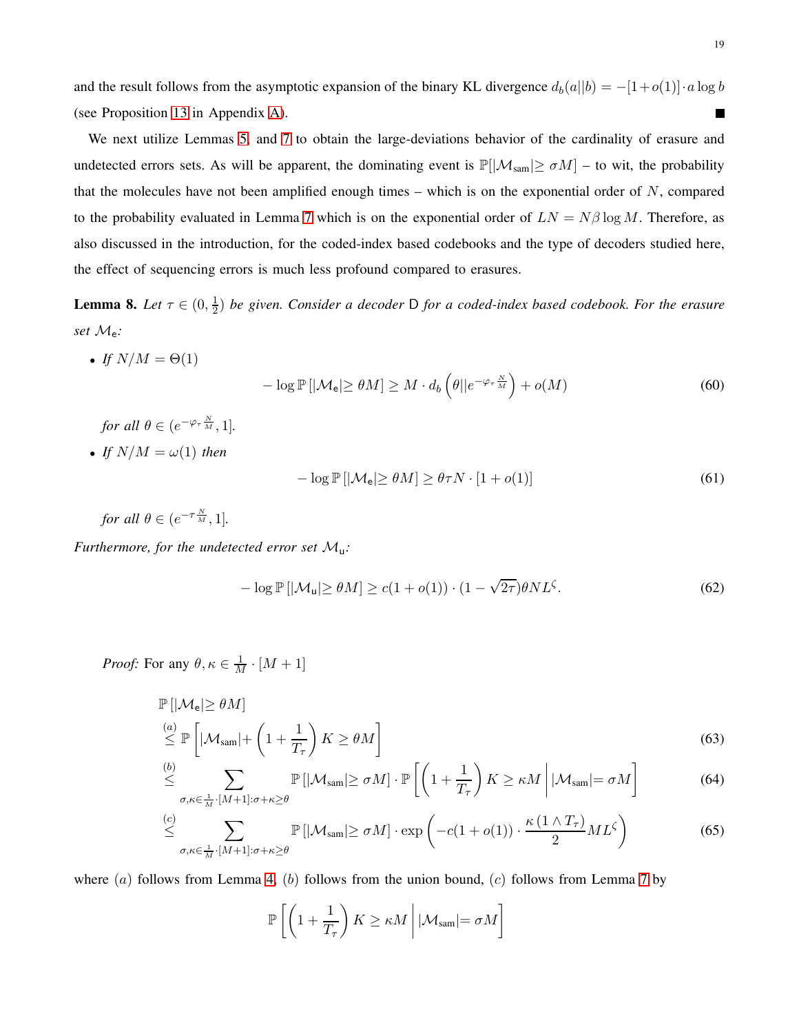and the result follows from the asymptotic expansion of the binary KL divergence $d_b(a||b) = -[1+o(1)]\cdot a\log b$ (see Proposition 13 in Appendix A). ■

We next utilize Lemmas 5, and 7 to obtain the large-deviations behavior of the cardinality of erasure and undetected errors sets. As will be apparent, the dominating event is $\mathbb{P}[|\mathcal{M}_{\text{sam}}|\geq \sigma M]$ – to wit, the probability that the molecules have not been amplified enough times – which is on the exponential order of $N$, compared to the probability evaluated in Lemma 7 which is on the exponential order of $LN = N\beta\log M$. Therefore, as also discussed in the introduction, for the coded-index based codebooks and the type of decoders studied here, the effect of sequencing errors is much less profound compared to erasures.

**Lemma 8.** *Let $\tau \in (0, \frac{1}{2})$ be given. Consider a decoder $\mathsf{D}$ for a coded-index based codebook. For the erasure set $\mathcal{M}_{\mathsf{e}}$:*

- *If $N/M = \Theta(1)$*
$$-\log\mathbb{P}\left[|\mathcal{M}_{\mathsf{e}}|\geq \theta M\right] \geq M\cdot d_b\left(\theta||e^{-\varphi_\tau\frac{N}{M}}\right) + o(M) \tag{60}$$
*for all $\theta\in(e^{-\varphi_\tau\frac{N}{M}}, 1]$.*
- *If $N/M = \omega(1)$ then*
$$-\log\mathbb{P}\left[|\mathcal{M}_{\mathsf{e}}|\geq \theta M\right] \geq \theta\tau N\cdot[1+o(1)] \tag{61}$$
*for all $\theta\in(e^{-\tau\frac{N}{M}}, 1]$.*

*Furthermore, for the undetected error set $\mathcal{M}_{\mathsf{u}}$:*
$$-\log\mathbb{P}\left[|\mathcal{M}_{\mathsf{u}}|\geq \theta M\right] \geq c(1+o(1))\cdot(1-\sqrt{2\tau})\theta N L^{\zeta}. \tag{62}$$

*Proof:* For any $\theta, \kappa \in \frac{1}{M}\cdot[M+1]$

$$\begin{aligned}
&\mathbb{P}\left[|\mathcal{M}_{\mathsf{e}}|\geq \theta M\right] \\
&\overset{(a)}{\leq} \mathbb{P}\left[|\mathcal{M}_{\text{sam}}| + \left(1+\frac{1}{T_\tau}\right)K \geq \theta M\right] &(63)\\
&\overset{(b)}{\leq} \sum_{\sigma,\kappa\in\frac{1}{M}\cdot[M+1]:\sigma+\kappa\geq\theta} \mathbb{P}\left[|\mathcal{M}_{\text{sam}}|\geq\sigma M\right]\cdot\mathbb{P}\left[\left(1+\frac{1}{T_\tau}\right)K\geq\kappa M \,\middle|\, |\mathcal{M}_{\text{sam}}|=\sigma M\right] &(64)\\
&\overset{(c)}{\leq} \sum_{\sigma,\kappa\in\frac{1}{M}\cdot[M+1]:\sigma+\kappa\geq\theta} \mathbb{P}\left[|\mathcal{M}_{\text{sam}}|\geq\sigma M\right]\cdot\exp\left(-c(1+o(1))\cdot\frac{\kappa\left(1\wedge T_\tau\right)}{2}ML^{\zeta}\right) &(65)
\end{aligned}$$

where $(a)$ follows from Lemma 4, $(b)$ follows from the union bound, $(c)$ follows from Lemma 7 by

$$\mathbb{P}\left[\left(1+\frac{1}{T_\tau}\right)K\geq\kappa M \,\middle|\, |\mathcal{M}_{\text{sam}}|=\sigma M\right]$$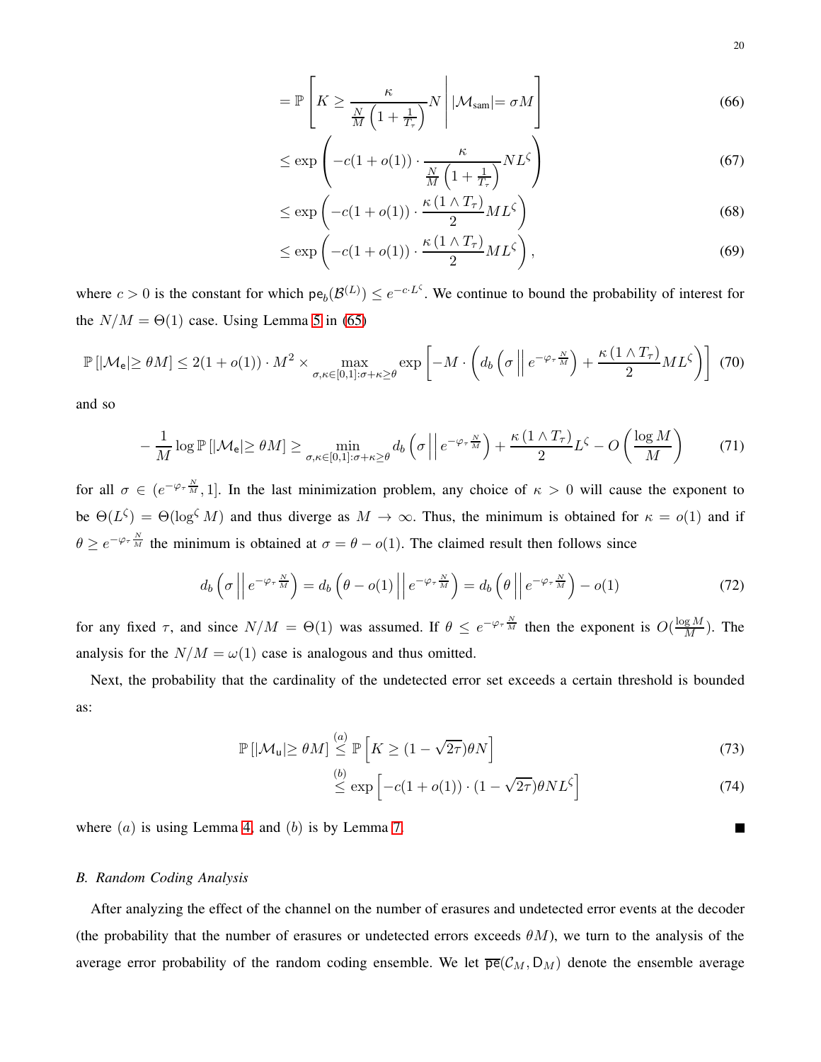$$= \mathbb{P}\left[K \geq \frac{\kappa}{\frac{N}{M}\left(1+\frac{1}{T_\tau}\right)} N \,\middle|\, |\mathcal{M}_{\text{sam}}| = \sigma M\right] \tag{66}$$

$$\leq \exp\left(-c(1+o(1)) \cdot \frac{\kappa}{\frac{N}{M}\left(1+\frac{1}{T_\tau}\right)} N L^\zeta\right) \tag{67}$$

$$\leq \exp\left(-c(1+o(1)) \cdot \frac{\kappa\left(1 \wedge T_\tau\right)}{2} M L^\zeta\right) \tag{68}$$

$$\leq \exp\left(-c(1+o(1)) \cdot \frac{\kappa\left(1 \wedge T_\tau\right)}{2} M L^\zeta\right), \tag{69}$$

where $c > 0$ is the constant for which $\mathsf{pe}_b(\mathcal{B}^{(L)}) \leq e^{-c \cdot L^\zeta}$. We continue to bound the probability of interest for the $N/M = \Theta(1)$ case. Using Lemma 5 in (65)

$$\mathbb{P}\left[|\mathcal{M}_{\mathsf{e}}| \geq \theta M\right] \leq 2(1+o(1)) \cdot M^2 \times \max_{\sigma,\kappa \in [0,1]: \sigma+\kappa \geq \theta} \exp\left[-M \cdot \left(d_b\left(\sigma \,\middle|\middle|\, e^{-\varphi_\tau \frac{N}{M}}\right) + \frac{\kappa\left(1 \wedge T_\tau\right)}{2} M L^\zeta\right)\right] \tag{70}$$

and so

$$-\frac{1}{M} \log \mathbb{P}\left[|\mathcal{M}_{\mathsf{e}}| \geq \theta M\right] \geq \min_{\sigma,\kappa \in [0,1]: \sigma+\kappa \geq \theta} d_b\left(\sigma \,\middle|\middle|\, e^{-\varphi_\tau \frac{N}{M}}\right) + \frac{\kappa\left(1 \wedge T_\tau\right)}{2} L^\zeta - O\left(\frac{\log M}{M}\right) \tag{71}$$

for all $\sigma \in (e^{-\varphi_\tau \frac{N}{M}}, 1]$. In the last minimization problem, any choice of $\kappa > 0$ will cause the exponent to be $\Theta(L^\zeta) = \Theta(\log^\zeta M)$ and thus diverge as $M \to \infty$. Thus, the minimum is obtained for $\kappa = o(1)$ and if $\theta \geq e^{-\varphi_\tau \frac{N}{M}}$ the minimum is obtained at $\sigma = \theta - o(1)$. The claimed result then follows since

$$d_b\left(\sigma \,\middle|\middle|\, e^{-\varphi_\tau \frac{N}{M}}\right) = d_b\left(\theta - o(1) \,\middle|\middle|\, e^{-\varphi_\tau \frac{N}{M}}\right) = d_b\left(\theta \,\middle|\middle|\, e^{-\varphi_\tau \frac{N}{M}}\right) - o(1) \tag{72}$$

for any fixed $\tau$, and since $N/M = \Theta(1)$ was assumed. If $\theta \leq e^{-\varphi_\tau \frac{N}{M}}$ then the exponent is $O(\frac{\log M}{M})$. The analysis for the $N/M = \omega(1)$ case is analogous and thus omitted.

Next, the probability that the cardinality of the undetected error set exceeds a certain threshold is bounded as:

$$\mathbb{P}\left[|\mathcal{M}_{\mathsf{u}}| \geq \theta M\right] \overset{(a)}{\leq} \mathbb{P}\left[K \geq (1-\sqrt{2\tau})\theta N\right] \tag{73}$$

$$\overset{(b)}{\leq} \exp\left[-c(1+o(1)) \cdot (1-\sqrt{2\tau})\theta N L^\zeta\right] \tag{74}$$

where $(a)$ is using Lemma 4, and $(b)$ is by Lemma 7. ■

### *B. Random Coding Analysis*

After analyzing the effect of the channel on the number of erasures and undetected error events at the decoder (the probability that the number of erasures or undetected errors exceeds $\theta M$), we turn to the analysis of the average error probability of the random coding ensemble. We let $\overline{\mathsf{pe}}(\mathcal{C}_M, \mathsf{D}_M)$ denote the ensemble average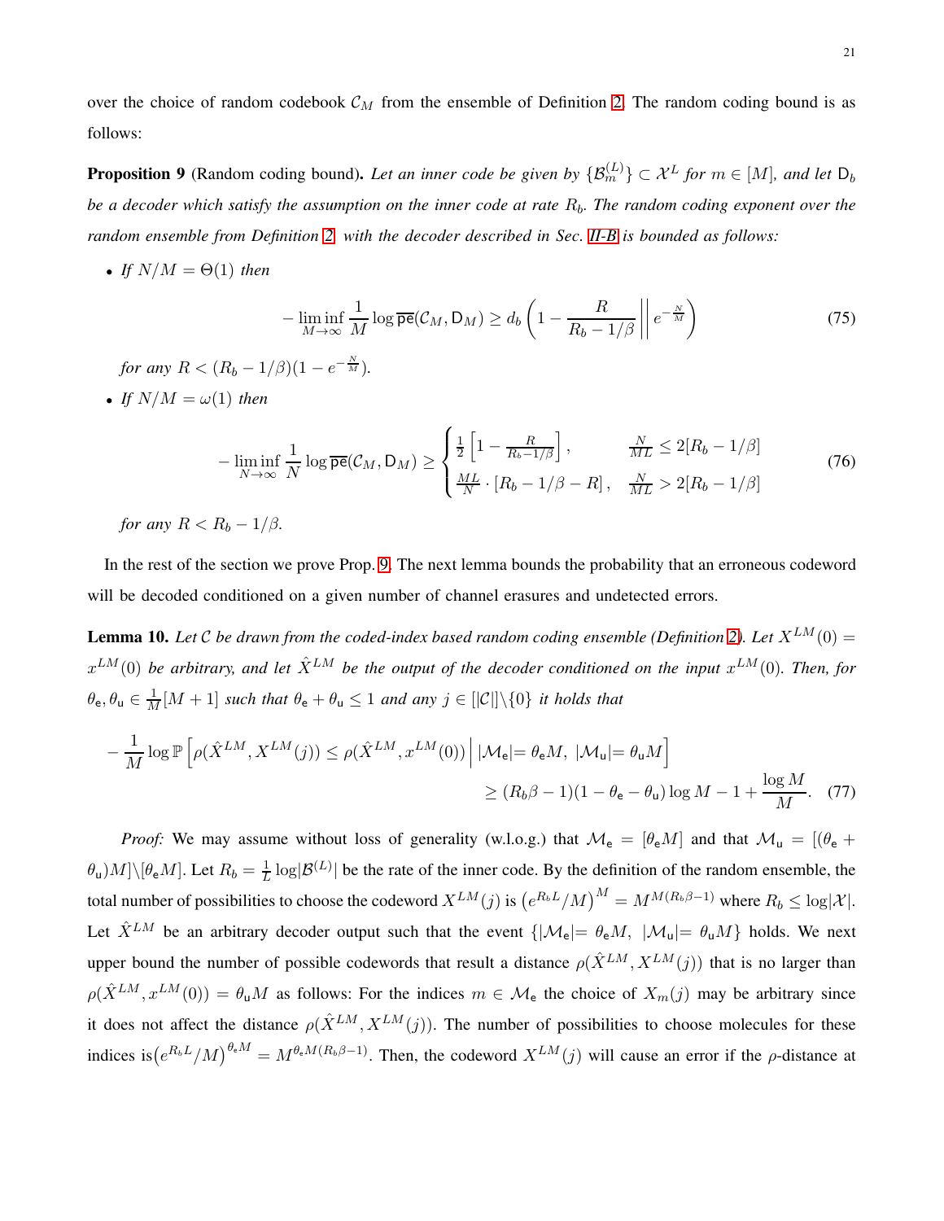over the choice of random codebook $\mathcal{C}_M$ from the ensemble of Definition 2. The random coding bound is as follows:

**Proposition 9** (Random coding bound)**.** *Let an inner code be given by $\{\mathcal{B}_m^{(L)}\} \subset \mathcal{X}^L$ for $m \in [M]$, and let $\mathsf{D}_b$ be a decoder which satisfy the assumption on the inner code at rate $R_b$. The random coding exponent over the random ensemble from Definition 2 with the decoder described in Sec. II-B is bounded as follows:*

- *If $N/M = \Theta(1)$ then*

$$-\liminf_{M\to\infty} \frac{1}{M} \log \overline{\mathsf{pe}}(\mathcal{C}_M, \mathsf{D}_M) \geq d_b\left(1 - \frac{R}{R_b - 1/\beta} \,\middle\|\, e^{-\frac{N}{M}}\right) \tag{75}$$

  *for any $R < (R_b - 1/\beta)(1 - e^{-\frac{N}{M}})$.*

- *If $N/M = \omega(1)$ then*

$$-\liminf_{N\to\infty} \frac{1}{N} \log \overline{\mathsf{pe}}(\mathcal{C}_M, \mathsf{D}_M) \geq \begin{cases} \frac{1}{2}\left[1 - \frac{R}{R_b - 1/\beta}\right], & \frac{N}{ML} \leq 2[R_b - 1/\beta] \\ \frac{ML}{N} \cdot [R_b - 1/\beta - R], & \frac{N}{ML} > 2[R_b - 1/\beta] \end{cases} \tag{76}$$

  *for any $R < R_b - 1/\beta$.*

In the rest of the section we prove Prop. 9. The next lemma bounds the probability that an erroneous codeword will be decoded conditioned on a given number of channel erasures and undetected errors.

**Lemma 10.** *Let $\mathcal{C}$ be drawn from the coded-index based random coding ensemble (Definition 2). Let $X^{LM}(0) = x^{LM}(0)$ be arbitrary, and let $\hat{X}^{LM}$ be the output of the decoder conditioned on the input $x^{LM}(0)$. Then, for $\theta_{\mathsf{e}}, \theta_{\mathsf{u}} \in \frac{1}{M}[M+1]$ such that $\theta_{\mathsf{e}} + \theta_{\mathsf{u}} \leq 1$ and any $j \in [|\mathcal{C}|]\backslash\{0\}$ it holds that*

$$-\frac{1}{M} \log \mathbb{P}\left[\rho(\hat{X}^{LM}, X^{LM}(j)) \leq \rho(\hat{X}^{LM}, x^{LM}(0)) \,\middle|\, |\mathcal{M}_{\mathsf{e}}| = \theta_{\mathsf{e}} M,\ |\mathcal{M}_{\mathsf{u}}| = \theta_{\mathsf{u}} M\right] \geq (R_b\beta - 1)(1 - \theta_{\mathsf{e}} - \theta_{\mathsf{u}}) \log M - 1 + \frac{\log M}{M}. \tag{77}$$

*Proof:* We may assume without loss of generality (w.l.o.g.) that $\mathcal{M}_{\mathsf{e}} = [\theta_{\mathsf{e}} M]$ and that $\mathcal{M}_{\mathsf{u}} = [(\theta_{\mathsf{e}} + \theta_{\mathsf{u}})M]\backslash[\theta_{\mathsf{e}} M]$. Let $R_b = \frac{1}{L}\log|\mathcal{B}^{(L)}|$ be the rate of the inner code. By the definition of the random ensemble, the total number of possibilities to choose the codeword $X^{LM}(j)$ is $\left(e^{R_b L}/M\right)^M = M^{M(R_b\beta - 1)}$ where $R_b \leq \log|\mathcal{X}|$. Let $\hat{X}^{LM}$ be an arbitrary decoder output such that the event $\{|\mathcal{M}_{\mathsf{e}}| = \theta_{\mathsf{e}} M,\ |\mathcal{M}_{\mathsf{u}}| = \theta_{\mathsf{u}} M\}$ holds. We next upper bound the number of possible codewords that result a distance $\rho(\hat{X}^{LM}, X^{LM}(j))$ that is no larger than $\rho(\hat{X}^{LM}, x^{LM}(0)) = \theta_{\mathsf{u}} M$ as follows: For the indices $m \in \mathcal{M}_{\mathsf{e}}$ the choice of $X_m(j)$ may be arbitrary since it does not affect the distance $\rho(\hat{X}^{LM}, X^{LM}(j))$. The number of possibilities to choose molecules for these indices is$\left(e^{R_b L}/M\right)^{\theta_{\mathsf{e}} M} = M^{\theta_{\mathsf{e}} M(R_b\beta - 1)}$. Then, the codeword $X^{LM}(j)$ will cause an error if the $\rho$-distance at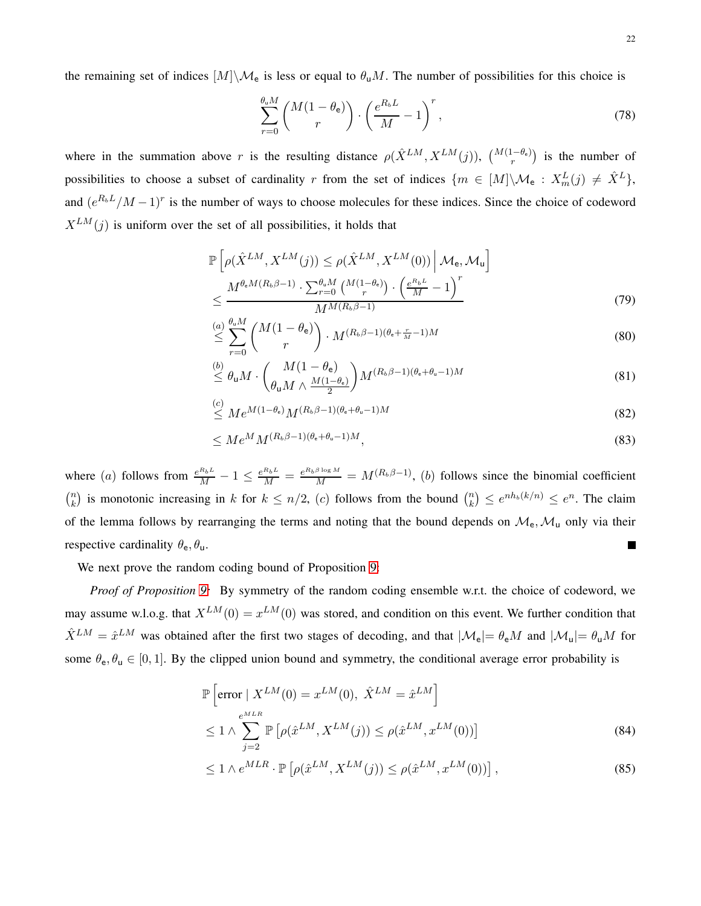the remaining set of indices $[M]\backslash\mathcal{M}_{\mathsf{e}}$ is less or equal to $\theta_{\mathsf{u}}M$. The number of possibilities for this choice is

$$\sum_{r=0}^{\theta_{\mathsf{u}}M}\binom{M(1-\theta_{\mathsf{e}})}{r}\cdot\left(\frac{e^{R_bL}}{M}-1\right)^r, \tag{78}$$

where in the summation above $r$ is the resulting distance $\rho(\hat{X}^{LM},X^{LM}(j))$, $\binom{M(1-\theta_{\mathsf{e}})}{r}$ is the number of possibilities to choose a subset of cardinality $r$ from the set of indices $\{m\in[M]\backslash\mathcal{M}_{\mathsf{e}}:X_m^L(j)\neq\hat{X}^L\}$, and $(e^{R_bL}/M-1)^r$ is the number of ways to choose molecules for these indices. Since the choice of codeword $X^{LM}(j)$ is uniform over the set of all possibilities, it holds that

$$\begin{aligned}
&\mathbb{P}\left[\rho(\hat{X}^{LM},X^{LM}(j))\leq\rho(\hat{X}^{LM},X^{LM}(0))\,\middle|\,\mathcal{M}_{\mathsf{e}},\mathcal{M}_{\mathsf{u}}\right]\\
&\leq\frac{M^{\theta_{\mathsf{e}}M(R_b\beta-1)}\cdot\sum_{r=0}^{\theta_{\mathsf{u}}M}\binom{M(1-\theta_{\mathsf{e}})}{r}\cdot\left(\frac{e^{R_bL}}{M}-1\right)^r}{M^{M(R_b\beta-1)}} &(79)\\
&\overset{(a)}{\leq}\sum_{r=0}^{\theta_{\mathsf{u}}M}\binom{M(1-\theta_{\mathsf{e}})}{r}\cdot M^{(R_b\beta-1)(\theta_{\mathsf{e}}+\frac{r}{M}-1)M} &(80)\\
&\overset{(b)}{\leq}\theta_{\mathsf{u}}M\cdot\binom{M(1-\theta_{\mathsf{e}})}{\theta_{\mathsf{u}}M\wedge\frac{M(1-\theta_{\mathsf{e}})}{2}}M^{(R_b\beta-1)(\theta_{\mathsf{e}}+\theta_{\mathsf{u}}-1)M} &(81)\\
&\overset{(c)}{\leq}Me^{M(1-\theta_{\mathsf{e}})}M^{(R_b\beta-1)(\theta_{\mathsf{e}}+\theta_{\mathsf{u}}-1)M} &(82)\\
&\leq Me^{M}M^{(R_b\beta-1)(\theta_{\mathsf{e}}+\theta_{\mathsf{u}}-1)M}, &(83)
\end{aligned}$$

where $(a)$ follows from $\frac{e^{R_bL}}{M}-1\leq\frac{e^{R_bL}}{M}=\frac{e^{R_b\beta\log M}}{M}=M^{(R_b\beta-1)}$, $(b)$ follows since the binomial coefficient $\binom{n}{k}$ is monotonic increasing in $k$ for $k\leq n/2$, $(c)$ follows from the bound $\binom{n}{k}\leq e^{nh_b(k/n)}\leq e^n$. The claim of the lemma follows by rearranging the terms and noting that the bound depends on $\mathcal{M}_{\mathsf{e}},\mathcal{M}_{\mathsf{u}}$ only via their respective cardinality $\theta_{\mathsf{e}},\theta_{\mathsf{u}}$. ■

We next prove the random coding bound of Proposition 9:

*Proof of Proposition 9:* By symmetry of the random coding ensemble w.r.t. the choice of codeword, we may assume w.l.o.g. that $X^{LM}(0)=x^{LM}(0)$ was stored, and condition on this event. We further condition that $\hat{X}^{LM}=\hat{x}^{LM}$ was obtained after the first two stages of decoding, and that $|\mathcal{M}_{\mathsf{e}}|=\theta_{\mathsf{e}}M$ and $|\mathcal{M}_{\mathsf{u}}|=\theta_{\mathsf{u}}M$ for some $\theta_{\mathsf{e}},\theta_{\mathsf{u}}\in[0,1]$. By the clipped union bound and symmetry, the conditional average error probability is

$$\begin{aligned}
&\mathbb{P}\left[\text{error}\mid X^{LM}(0)=x^{LM}(0),\ \hat{X}^{LM}=\hat{x}^{LM}\right]\\
&\leq1\wedge\sum_{j=2}^{e^{MLR}}\mathbb{P}\left[\rho(\hat{x}^{LM},X^{LM}(j))\leq\rho(\hat{x}^{LM},x^{LM}(0))\right] &(84)\\
&\leq1\wedge e^{MLR}\cdot\mathbb{P}\left[\rho(\hat{x}^{LM},X^{LM}(j))\leq\rho(\hat{x}^{LM},x^{LM}(0))\right], &(85)
\end{aligned}$$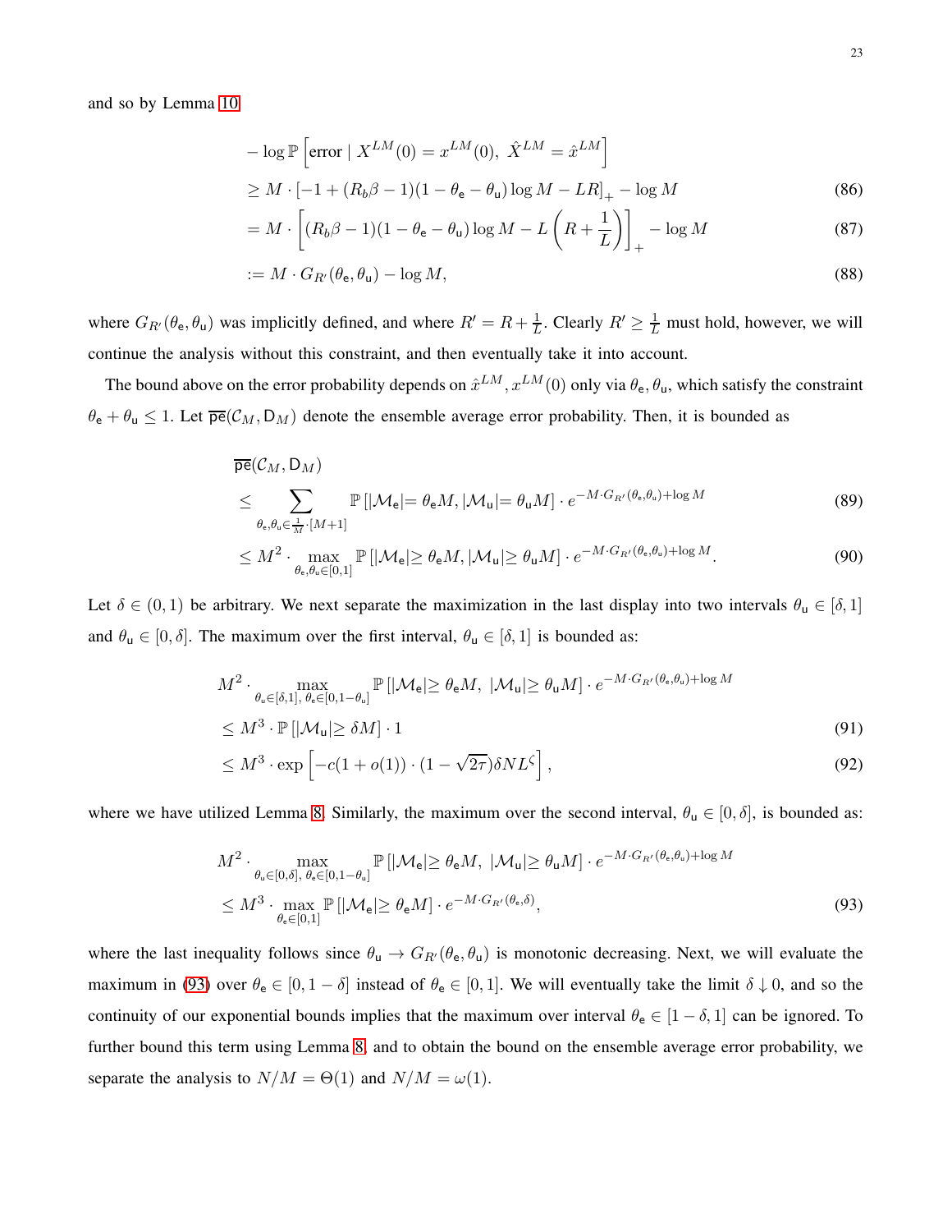and so by Lemma 10

$$
\begin{aligned}
&-\log \mathbb{P}\left[\text{error} \mid X^{LM}(0)=x^{LM}(0),\ \hat{X}^{LM}=\hat{x}^{LM}\right] \\
&\geq M\cdot\left[-1+(R_b\beta-1)(1-\theta_{\mathsf{e}}-\theta_{\mathsf{u}})\log M-LR\right]_{+}-\log M && (86)\\
&= M\cdot\left[(R_b\beta-1)(1-\theta_{\mathsf{e}}-\theta_{\mathsf{u}})\log M-L\left(R+\frac{1}{L}\right)\right]_{+}-\log M && (87)\\
&:= M\cdot G_{R'}(\theta_{\mathsf{e}},\theta_{\mathsf{u}})-\log M, && (88)
\end{aligned}
$$

where $G_{R'}(\theta_{\mathsf{e}},\theta_{\mathsf{u}})$ was implicitly defined, and where $R'=R+\frac{1}{L}$. Clearly $R'\geq\frac{1}{L}$ must hold, however, we will continue the analysis without this constraint, and then eventually take it into account.

The bound above on the error probability depends on $\hat{x}^{LM}, x^{LM}(0)$ only via $\theta_{\mathsf{e}},\theta_{\mathsf{u}}$, which satisfy the constraint $\theta_{\mathsf{e}}+\theta_{\mathsf{u}}\leq 1$. Let $\overline{\mathsf{pe}}(\mathcal{C}_M,\mathsf{D}_M)$ denote the ensemble average error probability. Then, it is bounded as

$$
\begin{aligned}
&\overline{\mathsf{pe}}(\mathcal{C}_M,\mathsf{D}_M)\\
&\leq \sum_{\theta_{\mathsf{e}},\theta_{\mathsf{u}}\in\frac{1}{M}\cdot[M+1]}\mathbb{P}\left[|\mathcal{M}_{\mathsf{e}}|=\theta_{\mathsf{e}}M,|\mathcal{M}_{\mathsf{u}}|=\theta_{\mathsf{u}}M\right]\cdot e^{-M\cdot G_{R'}(\theta_{\mathsf{e}},\theta_{\mathsf{u}})+\log M} && (89)\\
&\leq M^2\cdot\max_{\theta_{\mathsf{e}},\theta_{\mathsf{u}}\in[0,1]}\mathbb{P}\left[|\mathcal{M}_{\mathsf{e}}|\geq\theta_{\mathsf{e}}M,|\mathcal{M}_{\mathsf{u}}|\geq\theta_{\mathsf{u}}M\right]\cdot e^{-M\cdot G_{R'}(\theta_{\mathsf{e}},\theta_{\mathsf{u}})+\log M}. && (90)
\end{aligned}
$$

Let $\delta\in(0,1)$ be arbitrary. We next separate the maximization in the last display into two intervals $\theta_{\mathsf{u}}\in[\delta,1]$ and $\theta_{\mathsf{u}}\in[0,\delta]$. The maximum over the first interval, $\theta_{\mathsf{u}}\in[\delta,1]$ is bounded as:

$$
\begin{aligned}
&M^2\cdot\max_{\theta_{\mathsf{u}}\in[\delta,1],\ \theta_{\mathsf{e}}\in[0,1-\theta_{\mathsf{u}}]}\mathbb{P}\left[|\mathcal{M}_{\mathsf{e}}|\geq\theta_{\mathsf{e}}M,\ |\mathcal{M}_{\mathsf{u}}|\geq\theta_{\mathsf{u}}M\right]\cdot e^{-M\cdot G_{R'}(\theta_{\mathsf{e}},\theta_{\mathsf{u}})+\log M}\\
&\leq M^3\cdot\mathbb{P}\left[|\mathcal{M}_{\mathsf{u}}|\geq\delta M\right]\cdot 1 && (91)\\
&\leq M^3\cdot\exp\left[-c(1+o(1))\cdot(1-\sqrt{2\tau})\delta NL^{\zeta}\right], && (92)
\end{aligned}
$$

where we have utilized Lemma 8. Similarly, the maximum over the second interval, $\theta_{\mathsf{u}}\in[0,\delta]$, is bounded as:

$$
\begin{aligned}
&M^2\cdot\max_{\theta_{\mathsf{u}}\in[0,\delta],\ \theta_{\mathsf{e}}\in[0,1-\theta_{\mathsf{u}}]}\mathbb{P}\left[|\mathcal{M}_{\mathsf{e}}|\geq\theta_{\mathsf{e}}M,\ |\mathcal{M}_{\mathsf{u}}|\geq\theta_{\mathsf{u}}M\right]\cdot e^{-M\cdot G_{R'}(\theta_{\mathsf{e}},\theta_{\mathsf{u}})+\log M}\\
&\leq M^3\cdot\max_{\theta_{\mathsf{e}}\in[0,1]}\mathbb{P}\left[|\mathcal{M}_{\mathsf{e}}|\geq\theta_{\mathsf{e}}M\right]\cdot e^{-M\cdot G_{R'}(\theta_{\mathsf{e}},\delta)}, && (93)
\end{aligned}
$$

where the last inequality follows since $\theta_{\mathsf{u}}\to G_{R'}(\theta_{\mathsf{e}},\theta_{\mathsf{u}})$ is monotonic decreasing. Next, we will evaluate the maximum in (93) over $\theta_{\mathsf{e}}\in[0,1-\delta]$ instead of $\theta_{\mathsf{e}}\in[0,1]$. We will eventually take the limit $\delta\downarrow 0$, and so the continuity of our exponential bounds implies that the maximum over interval $\theta_{\mathsf{e}}\in[1-\delta,1]$ can be ignored. To further bound this term using Lemma 8, and to obtain the bound on the ensemble average error probability, we separate the analysis to $N/M=\Theta(1)$ and $N/M=\omega(1)$.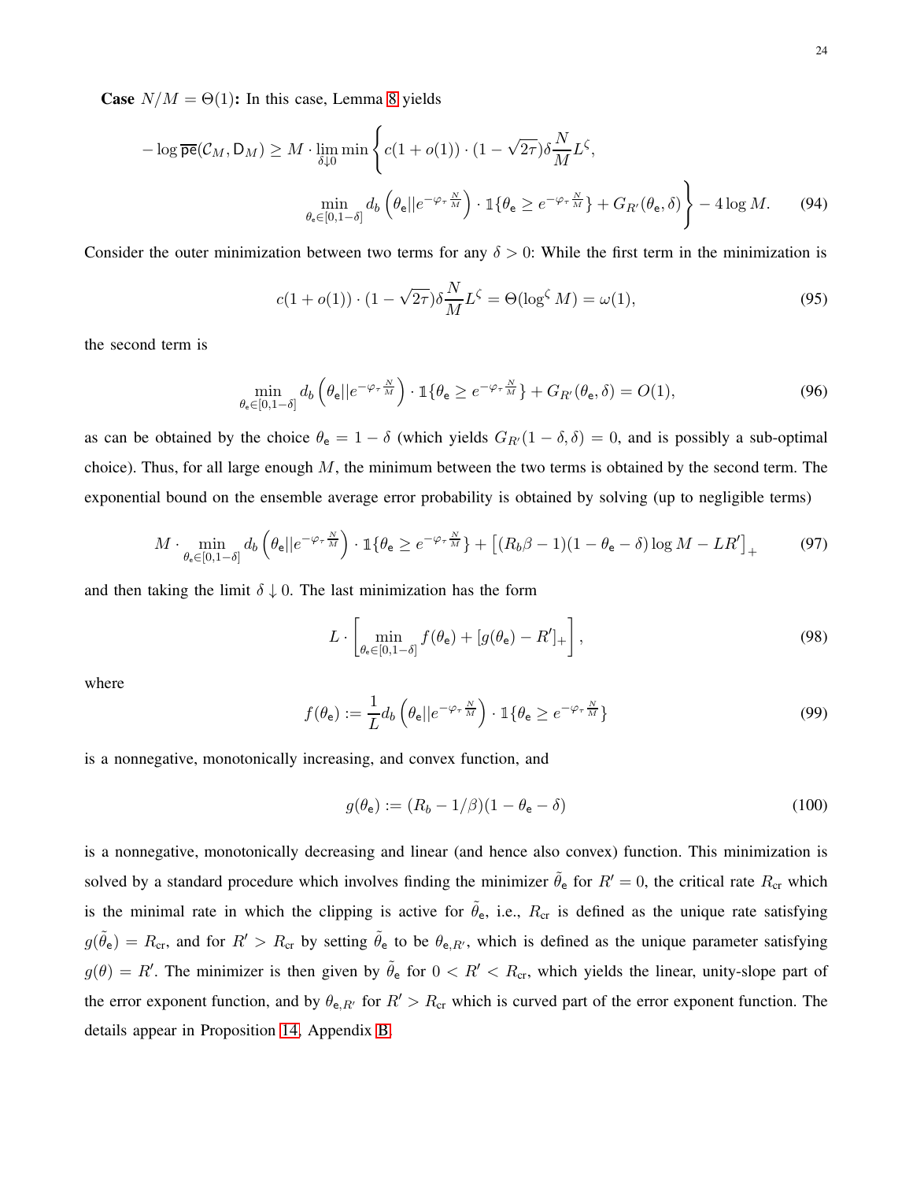**Case $N/M = \Theta(1)$:** In this case, Lemma 8 yields

$$-\log \overline{\mathsf{pe}}(\mathcal{C}_M, \mathsf{D}_M) \geq M \cdot \lim_{\delta \downarrow 0} \min \Bigg\{ c(1+o(1)) \cdot (1-\sqrt{2\tau})\delta \frac{N}{M} L^{\zeta}, \\ \min_{\theta_{\mathsf{e}} \in [0,1-\delta]} d_b\left(\theta_{\mathsf{e}} || e^{-\varphi_\tau \frac{N}{M}}\right) \cdot \mathbb{1}\{\theta_{\mathsf{e}} \geq e^{-\varphi_\tau \frac{N}{M}}\} + G_{R'}(\theta_{\mathsf{e}}, \delta) \Bigg\} - 4 \log M. \tag{94}$$

Consider the outer minimization between two terms for any $\delta > 0$: While the first term in the minimization is

$$c(1+o(1)) \cdot (1-\sqrt{2\tau})\delta \frac{N}{M} L^{\zeta} = \Theta(\log^{\zeta} M) = \omega(1), \tag{95}$$

the second term is

$$\min_{\theta_{\mathsf{e}} \in [0,1-\delta]} d_b\left(\theta_{\mathsf{e}} || e^{-\varphi_\tau \frac{N}{M}}\right) \cdot \mathbb{1}\{\theta_{\mathsf{e}} \geq e^{-\varphi_\tau \frac{N}{M}}\} + G_{R'}(\theta_{\mathsf{e}}, \delta) = O(1), \tag{96}$$

as can be obtained by the choice $\theta_{\mathsf{e}} = 1-\delta$ (which yields $G_{R'}(1-\delta, \delta) = 0$, and is possibly a sub-optimal choice). Thus, for all large enough $M$, the minimum between the two terms is obtained by the second term. The exponential bound on the ensemble average error probability is obtained by solving (up to negligible terms)

$$M \cdot \min_{\theta_{\mathsf{e}} \in [0,1-\delta]} d_b\left(\theta_{\mathsf{e}} || e^{-\varphi_\tau \frac{N}{M}}\right) \cdot \mathbb{1}\{\theta_{\mathsf{e}} \geq e^{-\varphi_\tau \frac{N}{M}}\} + \left[(R_b\beta - 1)(1-\theta_{\mathsf{e}} - \delta)\log M - LR'\right]_+ \tag{97}$$

and then taking the limit $\delta \downarrow 0$. The last minimization has the form

$$L \cdot \left[\min_{\theta_{\mathsf{e}} \in [0,1-\delta]} f(\theta_{\mathsf{e}}) + [g(\theta_{\mathsf{e}}) - R']_+\right], \tag{98}$$

where

$$f(\theta_{\mathsf{e}}) := \frac{1}{L} d_b\left(\theta_{\mathsf{e}} || e^{-\varphi_\tau \frac{N}{M}}\right) \cdot \mathbb{1}\{\theta_{\mathsf{e}} \geq e^{-\varphi_\tau \frac{N}{M}}\} \tag{99}$$

is a nonnegative, monotonically increasing, and convex function, and

$$g(\theta_{\mathsf{e}}) := (R_b - 1/\beta)(1-\theta_{\mathsf{e}} - \delta) \tag{100}$$

is a nonnegative, monotonically decreasing and linear (and hence also convex) function. This minimization is solved by a standard procedure which involves finding the minimizer $\tilde{\theta}_{\mathsf{e}}$ for $R' = 0$, the critical rate $R_{\text{cr}}$ which is the minimal rate in which the clipping is active for $\tilde{\theta}_{\mathsf{e}}$, i.e., $R_{\text{cr}}$ is defined as the unique rate satisfying $g(\tilde{\theta}_{\mathsf{e}}) = R_{\text{cr}}$, and for $R' > R_{\text{cr}}$ by setting $\tilde{\theta}_{\mathsf{e}}$ to be $\theta_{\mathsf{e},R'}$, which is defined as the unique parameter satisfying $g(\theta) = R'$. The minimizer is then given by $\tilde{\theta}_{\mathsf{e}}$ for $0 < R' < R_{\text{cr}}$, which yields the linear, unity-slope part of the error exponent function, and by $\theta_{\mathsf{e},R'}$ for $R' > R_{\text{cr}}$ which is curved part of the error exponent function. The details appear in Proposition 14, Appendix B.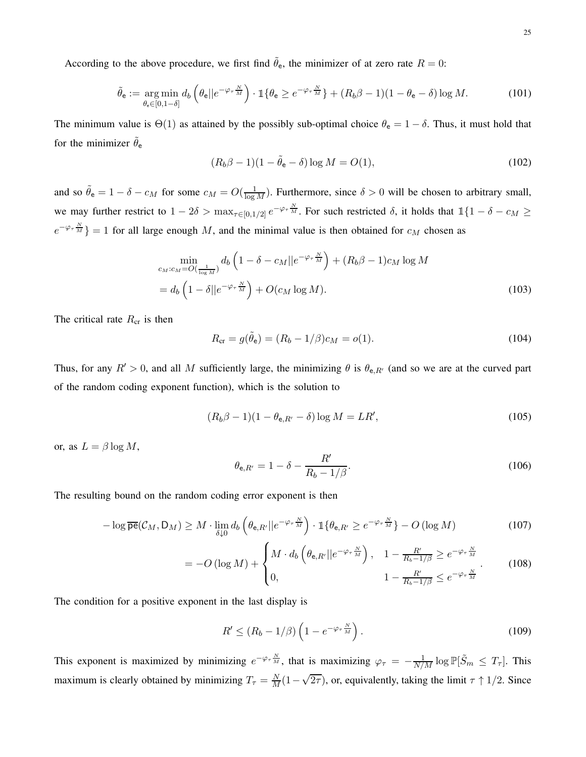According to the above procedure, we first find $\tilde{\theta}_{\mathsf{e}}$, the minimizer of at zero rate $R=0$:

$$\tilde{\theta}_{\mathsf{e}} := \underset{\theta_{\mathsf{e}}\in[0,1-\delta]}{\arg\min}\, d_b\left(\theta_{\mathsf{e}}||e^{-\varphi_\tau\frac{N}{M}}\right)\cdot \mathbb{1}\{\theta_{\mathsf{e}} \geq e^{-\varphi_\tau\frac{N}{M}}\} + (R_b\beta-1)(1-\theta_{\mathsf{e}}-\delta)\log M. \tag{101}$$

The minimum value is $\Theta(1)$ as attained by the possibly sub-optimal choice $\theta_{\mathsf{e}} = 1-\delta$. Thus, it must hold that for the minimizer $\tilde{\theta}_{\mathsf{e}}$

$$(R_b\beta-1)(1-\tilde{\theta}_{\mathsf{e}}-\delta)\log M = O(1), \tag{102}$$

and so $\tilde{\theta}_{\mathsf{e}} = 1-\delta-c_M$ for some $c_M = O(\frac{1}{\log M})$. Furthermore, since $\delta>0$ will be chosen to arbitrary small, we may further restrict to $1-2\delta > \max_{\tau\in[0,1/2]} e^{-\varphi_\tau\frac{N}{M}}$. For such restricted $\delta$, it holds that $\mathbb{1}\{1-\delta-c_M \geq e^{-\varphi_\tau\frac{N}{M}}\} = 1$ for all large enough $M$, and the minimal value is then obtained for $c_M$ chosen as

$$\begin{aligned}
&\min_{c_M: c_M = O(\frac{1}{\log M})} d_b\left(1-\delta-c_M||e^{-\varphi_\tau\frac{N}{M}}\right) + (R_b\beta-1)c_M\log M \\
&= d_b\left(1-\delta||e^{-\varphi_\tau\frac{N}{M}}\right) + O(c_M\log M).
\end{aligned} \tag{103}$$

The critical rate $R_{\text{cr}}$ is then

$$R_{\text{cr}} = g(\tilde{\theta}_{\mathsf{e}}) = (R_b - 1/\beta)c_M = o(1). \tag{104}$$

Thus, for any $R'>0$, and all $M$ sufficiently large, the minimizing $\theta$ is $\theta_{\mathsf{e},R'}$ (and so we are at the curved part of the random coding exponent function), which is the solution to

$$(R_b\beta-1)(1-\theta_{\mathsf{e},R'}-\delta)\log M = LR', \tag{105}$$

or, as $L=\beta\log M$,

$$\theta_{\mathsf{e},R'} = 1-\delta-\frac{R'}{R_b-1/\beta}. \tag{106}$$

The resulting bound on the random coding error exponent is then

$$\begin{aligned}
-\log\overline{\mathsf{pe}}(\mathcal{C}_M,\mathsf{D}_M) &\geq M\cdot\lim_{\delta\downarrow 0} d_b\left(\theta_{\mathsf{e},R'}||e^{-\varphi_\tau\frac{N}{M}}\right)\cdot\mathbb{1}\{\theta_{\mathsf{e},R'}\geq e^{-\varphi_\tau\frac{N}{M}}\} - O\left(\log M\right) &(107)\\
&= -O\left(\log M\right) + \begin{cases} M\cdot d_b\left(\theta_{\mathsf{e},R'}||e^{-\varphi_\tau\frac{N}{M}}\right), & 1-\frac{R'}{R_b-1/\beta}\geq e^{-\varphi_\tau\frac{N}{M}} \\ 0, & 1-\frac{R'}{R_b-1/\beta}\leq e^{-\varphi_\tau\frac{N}{M}} \end{cases}. &(108)
\end{aligned}$$

The condition for a positive exponent in the last display is

$$R' \leq (R_b - 1/\beta)\left(1-e^{-\varphi_\tau\frac{N}{M}}\right). \tag{109}$$

This exponent is maximized by minimizing $e^{-\varphi_\tau\frac{N}{M}}$, that is maximizing $\varphi_\tau = -\frac{1}{N/M}\log\mathbb{P}[\tilde{S}_m \leq T_\tau]$. This maximum is clearly obtained by minimizing $T_\tau = \frac{N}{M}(1-\sqrt{2\tau})$, or, equivalently, taking the limit $\tau\uparrow 1/2$. Since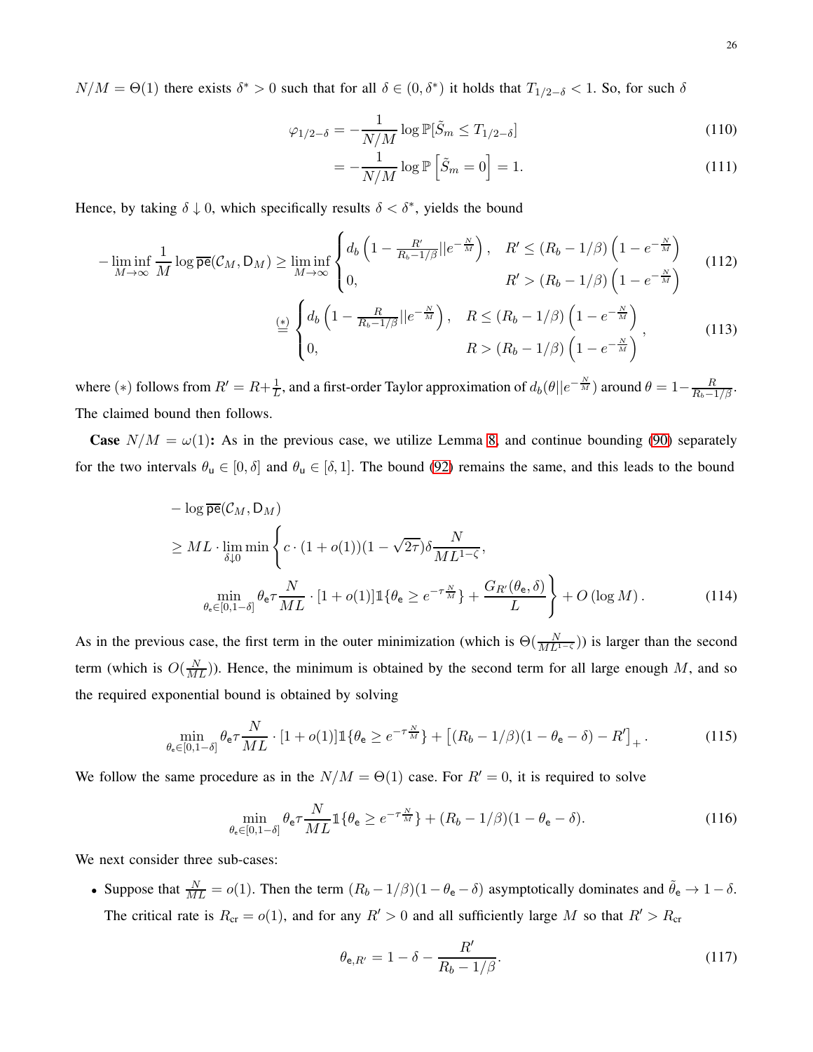$N/M = \Theta(1)$ there exists $\delta^* > 0$ such that for all $\delta \in (0, \delta^*)$ it holds that $T_{1/2-\delta} < 1$. So, for such $\delta$

$$\varphi_{1/2-\delta} = -\frac{1}{N/M} \log \mathbb{P}[\tilde{S}_m \leq T_{1/2-\delta}] \tag{110}$$

$$= -\frac{1}{N/M} \log \mathbb{P}\left[\tilde{S}_m = 0\right] = 1. \tag{111}$$

Hence, by taking $\delta \downarrow 0$, which specifically results $\delta < \delta^*$, yields the bound

$$-\liminf_{M\to\infty} \frac{1}{M} \log \overline{\mathsf{pe}}(\mathcal{C}_M, \mathsf{D}_M) \geq \liminf_{M\to\infty} \begin{cases} d_b\left(1 - \frac{R'}{R_b - 1/\beta} || e^{-\frac{N}{M}}\right), & R' \leq (R_b - 1/\beta)\left(1 - e^{-\frac{N}{M}}\right) \\ 0, & R' > (R_b - 1/\beta)\left(1 - e^{-\frac{N}{M}}\right) \end{cases} \tag{112}$$

$$\stackrel{(*)}{=} \begin{cases} d_b\left(1 - \frac{R}{R_b - 1/\beta} || e^{-\frac{N}{M}}\right), & R \leq (R_b - 1/\beta)\left(1 - e^{-\frac{N}{M}}\right) \\ 0, & R > (R_b - 1/\beta)\left(1 - e^{-\frac{N}{M}}\right) \end{cases}, \tag{113}$$

where $(*)$ follows from $R' = R + \frac{1}{L}$, and a first-order Taylor approximation of $d_b(\theta || e^{-\frac{N}{M}})$ around $\theta = 1 - \frac{R}{R_b - 1/\beta}$. The claimed bound then follows.

**Case** $N/M = \omega(1)$**:** As in the previous case, we utilize Lemma 8, and continue bounding (90) separately for the two intervals $\theta_{\mathsf{u}} \in [0, \delta]$ and $\theta_{\mathsf{u}} \in [\delta, 1]$. The bound (92) remains the same, and this leads to the bound

$$\begin{aligned} &-\log \overline{\mathsf{pe}}(\mathcal{C}_M, \mathsf{D}_M) \\ &\geq ML \cdot \lim_{\delta \downarrow 0} \min \left\{ c \cdot (1 + o(1))(1 - \sqrt{2\tau})\delta \frac{N}{ML^{1-\zeta}}, \right. \\ &\qquad \left. \min_{\theta_{\mathsf{e}} \in [0, 1-\delta]} \theta_{\mathsf{e}} \tau \frac{N}{ML} \cdot [1 + o(1)] \mathbb{1}\{\theta_{\mathsf{e}} \geq e^{-\tau \frac{N}{M}}\} + \frac{G_{R'}(\theta_{\mathsf{e}}, \delta)}{L} \right\} + O(\log M). \end{aligned} \tag{114}$$

As in the previous case, the first term in the outer minimization (which is $\Theta(\frac{N}{ML^{1-\zeta}})$) is larger than the second term (which is $O(\frac{N}{ML})$). Hence, the minimum is obtained by the second term for all large enough $M$, and so the required exponential bound is obtained by solving

$$\min_{\theta_{\mathsf{e}} \in [0, 1-\delta]} \theta_{\mathsf{e}} \tau \frac{N}{ML} \cdot [1 + o(1)] \mathbb{1}\{\theta_{\mathsf{e}} \geq e^{-\tau \frac{N}{M}}\} + \left[(R_b - 1/\beta)(1 - \theta_{\mathsf{e}} - \delta) - R'\right]_+. \tag{115}$$

We follow the same procedure as in the $N/M = \Theta(1)$ case. For $R' = 0$, it is required to solve

$$\min_{\theta_{\mathsf{e}} \in [0, 1-\delta]} \theta_{\mathsf{e}} \tau \frac{N}{ML} \mathbb{1}\{\theta_{\mathsf{e}} \geq e^{-\tau \frac{N}{M}}\} + (R_b - 1/\beta)(1 - \theta_{\mathsf{e}} - \delta). \tag{116}$$

We next consider three sub-cases:

- Suppose that $\frac{N}{ML} = o(1)$. Then the term $(R_b - 1/\beta)(1 - \theta_{\mathsf{e}} - \delta)$ asymptotically dominates and $\tilde{\theta}_{\mathsf{e}} \to 1 - \delta$. The critical rate is $R_{\text{cr}} = o(1)$, and for any $R' > 0$ and all sufficiently large $M$ so that $R' > R_{\text{cr}}$

$$\theta_{\mathsf{e}, R'} = 1 - \delta - \frac{R'}{R_b - 1/\beta}. \tag{117}$$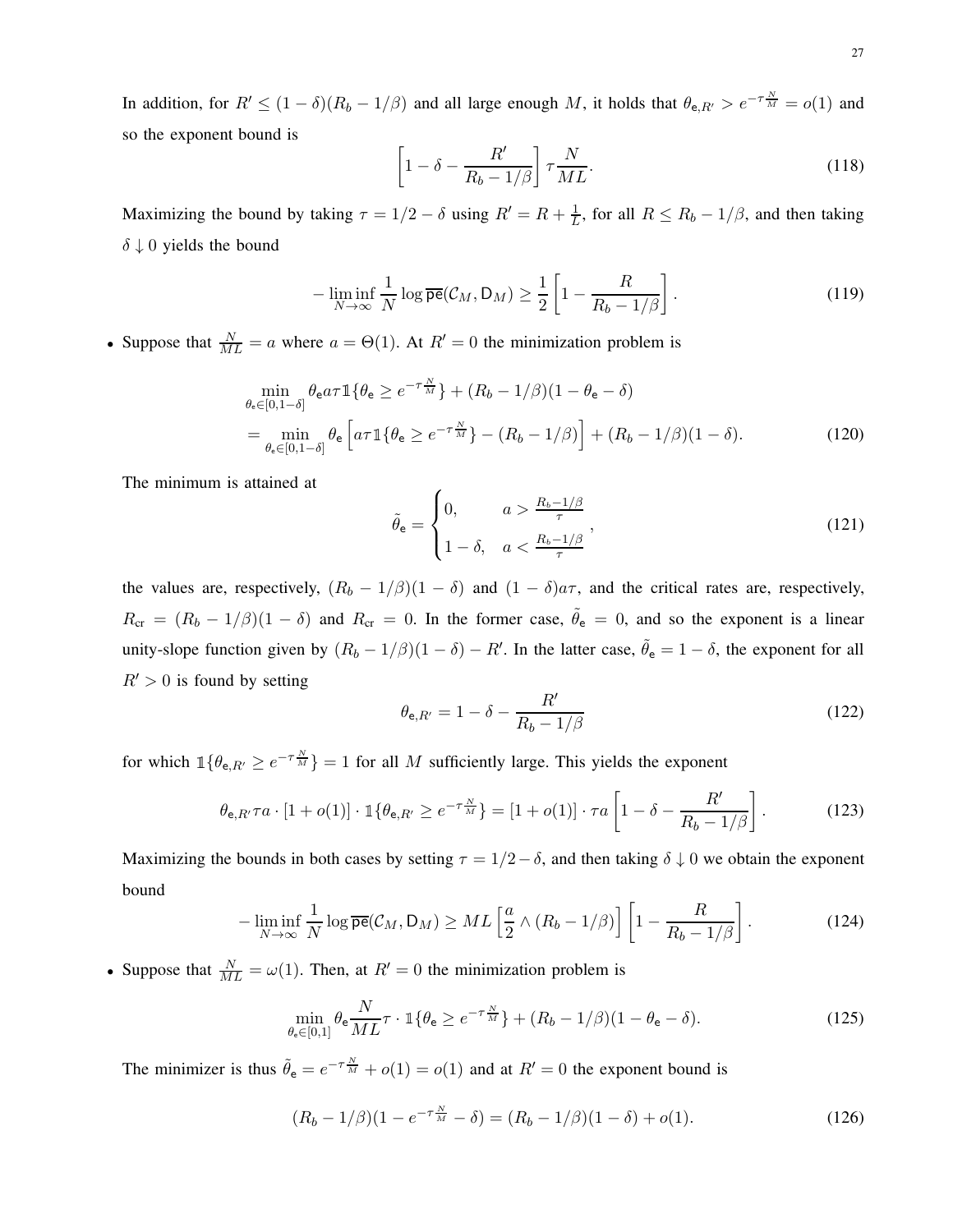In addition, for $R' \leq (1-\delta)(R_b - 1/\beta)$ and all large enough $M$, it holds that $\theta_{\mathsf{e},R'} > e^{-\tau \frac{N}{M}} = o(1)$ and so the exponent bound is

$$\left[1 - \delta - \frac{R'}{R_b - 1/\beta}\right] \tau \frac{N}{ML}. \tag{118}$$

Maximizing the bound by taking $\tau = 1/2 - \delta$ using $R' = R + \frac{1}{L}$, for all $R \leq R_b - 1/\beta$, and then taking $\delta \downarrow 0$ yields the bound

$$-\liminf_{N\to\infty} \frac{1}{N} \log \overline{\mathsf{pe}}(\mathcal{C}_M, \mathsf{D}_M) \geq \frac{1}{2}\left[1 - \frac{R}{R_b - 1/\beta}\right]. \tag{119}$$

- Suppose that $\frac{N}{ML} = a$ where $a = \Theta(1)$. At $R' = 0$ the minimization problem is

$$\begin{aligned}
&\min_{\theta_\mathsf{e} \in [0,1-\delta]} \theta_\mathsf{e} a\tau \mathbb{1}\{\theta_\mathsf{e} \geq e^{-\tau \frac{N}{M}}\} + (R_b - 1/\beta)(1 - \theta_\mathsf{e} - \delta) \\
&= \min_{\theta_\mathsf{e} \in [0,1-\delta]} \theta_\mathsf{e} \left[a\tau \mathbb{1}\{\theta_\mathsf{e} \geq e^{-\tau \frac{N}{M}}\} - (R_b - 1/\beta)\right] + (R_b - 1/\beta)(1-\delta).
\end{aligned} \tag{120}$$

The minimum is attained at

$$\tilde{\theta}_\mathsf{e} = \begin{cases} 0, & a > \frac{R_b - 1/\beta}{\tau} \\ 1-\delta, & a < \frac{R_b - 1/\beta}{\tau} \end{cases}, \tag{121}$$

the values are, respectively, $(R_b - 1/\beta)(1-\delta)$ and $(1-\delta)a\tau$, and the critical rates are, respectively, $R_{\text{cr}} = (R_b - 1/\beta)(1-\delta)$ and $R_{\text{cr}} = 0$. In the former case, $\tilde{\theta}_\mathsf{e} = 0$, and so the exponent is a linear unity-slope function given by $(R_b - 1/\beta)(1-\delta) - R'$. In the latter case, $\tilde{\theta}_\mathsf{e} = 1 - \delta$, the exponent for all $R' > 0$ is found by setting

$$\theta_{\mathsf{e},R'} = 1 - \delta - \frac{R'}{R_b - 1/\beta} \tag{122}$$

for which $\mathbb{1}\{\theta_{\mathsf{e},R'} \geq e^{-\tau \frac{N}{M}}\} = 1$ for all $M$ sufficiently large. This yields the exponent

$$\theta_{\mathsf{e},R'} \tau a \cdot [1 + o(1)] \cdot \mathbb{1}\{\theta_{\mathsf{e},R'} \geq e^{-\tau \frac{N}{M}}\} = [1 + o(1)] \cdot \tau a \left[1 - \delta - \frac{R'}{R_b - 1/\beta}\right]. \tag{123}$$

Maximizing the bounds in both cases by setting $\tau = 1/2 - \delta$, and then taking $\delta \downarrow 0$ we obtain the exponent bound

$$-\liminf_{N\to\infty} \frac{1}{N} \log \overline{\mathsf{pe}}(\mathcal{C}_M, \mathsf{D}_M) \geq ML \left[\frac{a}{2} \wedge (R_b - 1/\beta)\right] \left[1 - \frac{R}{R_b - 1/\beta}\right]. \tag{124}$$

- Suppose that $\frac{N}{ML} = \omega(1)$. Then, at $R' = 0$ the minimization problem is

$$\min_{\theta_\mathsf{e} \in [0,1]} \theta_\mathsf{e} \frac{N}{ML} \tau \cdot \mathbb{1}\{\theta_\mathsf{e} \geq e^{-\tau \frac{N}{M}}\} + (R_b - 1/\beta)(1 - \theta_\mathsf{e} - \delta). \tag{125}$$

The minimizer is thus $\tilde{\theta}_\mathsf{e} = e^{-\tau \frac{N}{M}} + o(1) = o(1)$ and at $R' = 0$ the exponent bound is

$$(R_b - 1/\beta)(1 - e^{-\tau \frac{N}{M}} - \delta) = (R_b - 1/\beta)(1-\delta) + o(1). \tag{126}$$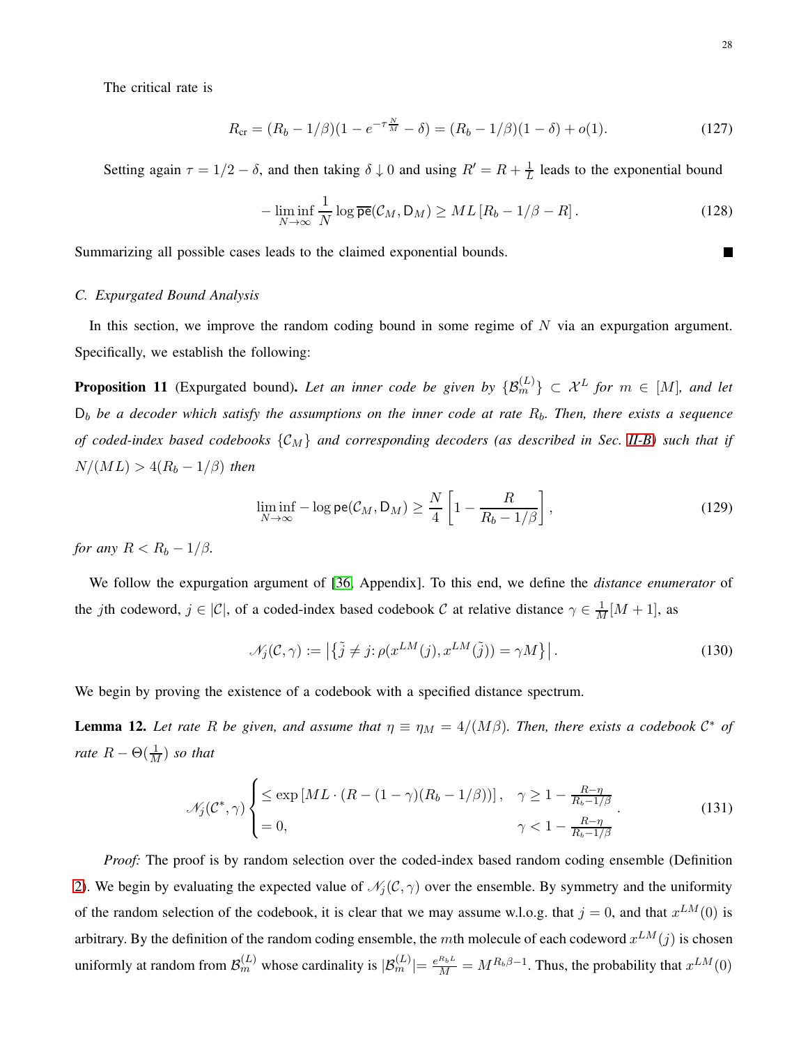The critical rate is

$$R_{\text{cr}} = (R_b - 1/\beta)(1 - e^{-\tau \frac{N}{M}} - \delta) = (R_b - 1/\beta)(1-\delta) + o(1). \tag{127}$$

Setting again $\tau = 1/2 - \delta$, and then taking $\delta \downarrow 0$ and using $R' = R + \frac{1}{L}$ leads to the exponential bound

$$-\liminf_{N\to\infty} \frac{1}{N} \log \overline{\mathsf{pe}}(\mathcal{C}_M, \mathsf{D}_M) \geq ML\left[R_b - 1/\beta - R\right]. \tag{128}$$

Summarizing all possible cases leads to the claimed exponential bounds. ∎

### C. Expurgated Bound Analysis

In this section, we improve the random coding bound in some regime of $N$ via an expurgation argument. Specifically, we establish the following:

**Proposition 11** (Expurgated bound). *Let an inner code be given by $\{\mathcal{B}_m^{(L)}\} \subset \mathcal{X}^L$ for $m \in [M]$, and let $\mathsf{D}_b$ be a decoder which satisfy the assumptions on the inner code at rate $R_b$. Then, there exists a sequence of coded-index based codebooks $\{\mathcal{C}_M\}$ and corresponding decoders (as described in Sec. II-B) such that if $N/(ML) > 4(R_b - 1/\beta)$ then*

$$\liminf_{N\to\infty} -\log \mathsf{pe}(\mathcal{C}_M, \mathsf{D}_M) \geq \frac{N}{4}\left[1 - \frac{R}{R_b - 1/\beta}\right], \tag{129}$$

*for any $R < R_b - 1/\beta$.*

We follow the expurgation argument of [36, Appendix]. To this end, we define the *distance enumerator* of the $j$th codeword, $j \in |\mathcal{C}|$, of a coded-index based codebook $\mathcal{C}$ at relative distance $\gamma \in \frac{1}{M}[M+1]$, as

$$\mathscr{N}_j(\mathcal{C}, \gamma) := \left|\left\{\tilde{j} \neq j \colon \rho(x^{LM}(j), x^{LM}(\tilde{j})) = \gamma M\right\}\right|. \tag{130}$$

We begin by proving the existence of a codebook with a specified distance spectrum.

**Lemma 12.** *Let rate $R$ be given, and assume that $\eta \equiv \eta_M = 4/(M\beta)$. Then, there exists a codebook $\mathcal{C}^*$ of rate $R - \Theta(\frac{1}{M})$ so that*

$$\mathscr{N}_j(\mathcal{C}^*, \gamma) \begin{cases} \leq \exp\left[ML \cdot (R - (1-\gamma)(R_b - 1/\beta))\right], & \gamma \geq 1 - \frac{R-\eta}{R_b - 1/\beta} \\ = 0, & \gamma < 1 - \frac{R-\eta}{R_b - 1/\beta} \end{cases}. \tag{131}$$

*Proof:* The proof is by random selection over the coded-index based random coding ensemble (Definition 2). We begin by evaluating the expected value of $\mathscr{N}_j(\mathcal{C}, \gamma)$ over the ensemble. By symmetry and the uniformity of the random selection of the codebook, it is clear that we may assume w.l.o.g. that $j = 0$, and that $x^{LM}(0)$ is arbitrary. By the definition of the random coding ensemble, the $m$th molecule of each codeword $x^{LM}(j)$ is chosen uniformly at random from $\mathcal{B}_m^{(L)}$ whose cardinality is $|\mathcal{B}_m^{(L)}| = \frac{e^{R_b L}}{M} = M^{R_b \beta - 1}$. Thus, the probability that $x^{LM}(0)$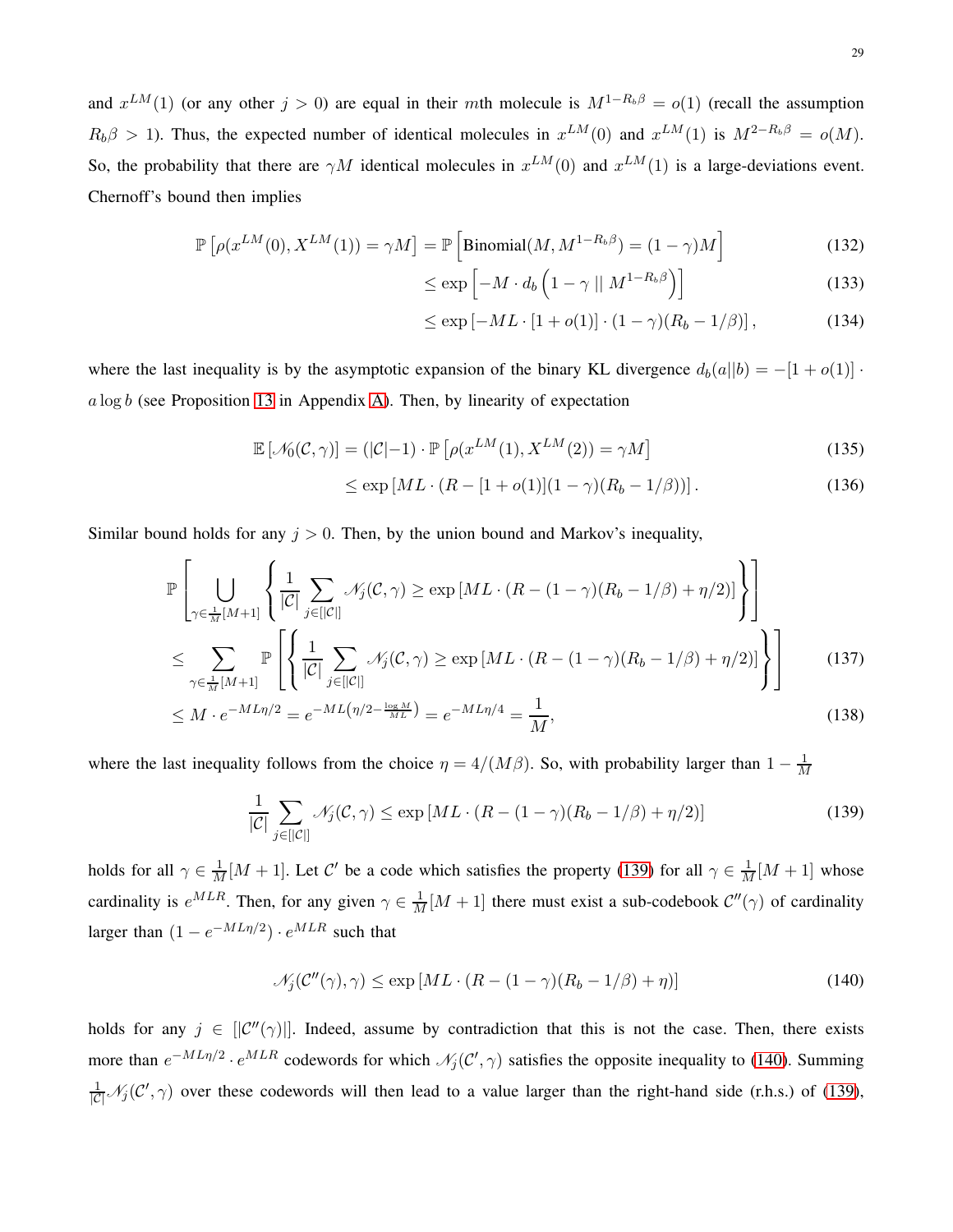and $x^{LM}(1)$ (or any other $j > 0$) are equal in their $m$th molecule is $M^{1-R_b\beta} = o(1)$ (recall the assumption $R_b\beta > 1$). Thus, the expected number of identical molecules in $x^{LM}(0)$ and $x^{LM}(1)$ is $M^{2-R_b\beta} = o(M)$. So, the probability that there are $\gamma M$ identical molecules in $x^{LM}(0)$ and $x^{LM}(1)$ is a large-deviations event. Chernoff's bound then implies

$$\mathbb{P}\left[\rho(x^{LM}(0), X^{LM}(1)) = \gamma M\right] = \mathbb{P}\left[\text{Binomial}(M, M^{1-R_b\beta}) = (1-\gamma)M\right] \tag{132}$$

$$\leq \exp\left[-M \cdot d_b\left(1-\gamma \,||\, M^{1-R_b\beta}\right)\right] \tag{133}$$

$$\leq \exp\left[-ML \cdot [1+o(1)] \cdot (1-\gamma)(R_b - 1/\beta)\right], \tag{134}$$

where the last inequality is by the asymptotic expansion of the binary KL divergence $d_b(a||b) = -[1+o(1)] \cdot a \log b$ (see Proposition 13 in Appendix A). Then, by linearity of expectation

$$\mathbb{E}\left[\mathscr{N}_0(\mathcal{C}, \gamma)\right] = (|\mathcal{C}|-1) \cdot \mathbb{P}\left[\rho(x^{LM}(1), X^{LM}(2)) = \gamma M\right] \tag{135}$$

$$\leq \exp\left[ML \cdot (R - [1+o(1)](1-\gamma)(R_b - 1/\beta))\right]. \tag{136}$$

Similar bound holds for any $j > 0$. Then, by the union bound and Markov's inequality,

$$\mathbb{P}\left[\bigcup_{\gamma \in \frac{1}{M}[M+1]} \left\{\frac{1}{|\mathcal{C}|}\sum_{j\in[|\mathcal{C}|]} \mathscr{N}_j(\mathcal{C}, \gamma) \geq \exp\left[ML \cdot (R - (1-\gamma)(R_b - 1/\beta) + \eta/2)\right]\right\}\right]$$

$$\leq \sum_{\gamma \in \frac{1}{M}[M+1]} \mathbb{P}\left[\left\{\frac{1}{|\mathcal{C}|}\sum_{j\in[|\mathcal{C}|]} \mathscr{N}_j(\mathcal{C}, \gamma) \geq \exp\left[ML \cdot (R - (1-\gamma)(R_b - 1/\beta) + \eta/2)\right]\right\}\right] \tag{137}$$

$$\leq M \cdot e^{-ML\eta/2} = e^{-ML\left(\eta/2 - \frac{\log M}{ML}\right)} = e^{-ML\eta/4} = \frac{1}{M}, \tag{138}$$

where the last inequality follows from the choice $\eta = 4/(M\beta)$. So, with probability larger than $1 - \frac{1}{M}$

$$\frac{1}{|\mathcal{C}|}\sum_{j\in[|\mathcal{C}|]} \mathscr{N}_j(\mathcal{C}, \gamma) \leq \exp\left[ML \cdot (R - (1-\gamma)(R_b - 1/\beta) + \eta/2)\right] \tag{139}$$

holds for all $\gamma \in \frac{1}{M}[M+1]$. Let $\mathcal{C}'$ be a code which satisfies the property (139) for all $\gamma \in \frac{1}{M}[M+1]$ whose cardinality is $e^{MLR}$. Then, for any given $\gamma \in \frac{1}{M}[M+1]$ there must exist a sub-codebook $\mathcal{C}''(\gamma)$ of cardinality larger than $(1 - e^{-ML\eta/2}) \cdot e^{MLR}$ such that

$$\mathscr{N}_j(\mathcal{C}''(\gamma), \gamma) \leq \exp\left[ML \cdot (R - (1-\gamma)(R_b - 1/\beta) + \eta)\right] \tag{140}$$

holds for any $j \in [|\mathcal{C}''(\gamma)|]$. Indeed, assume by contradiction that this is not the case. Then, there exists more than $e^{-ML\eta/2} \cdot e^{MLR}$ codewords for which $\mathscr{N}_j(\mathcal{C}', \gamma)$ satisfies the opposite inequality to (140). Summing $\frac{1}{|\mathcal{C}|}\mathscr{N}_j(\mathcal{C}', \gamma)$ over these codewords will then lead to a value larger than the right-hand side (r.h.s.) of (139),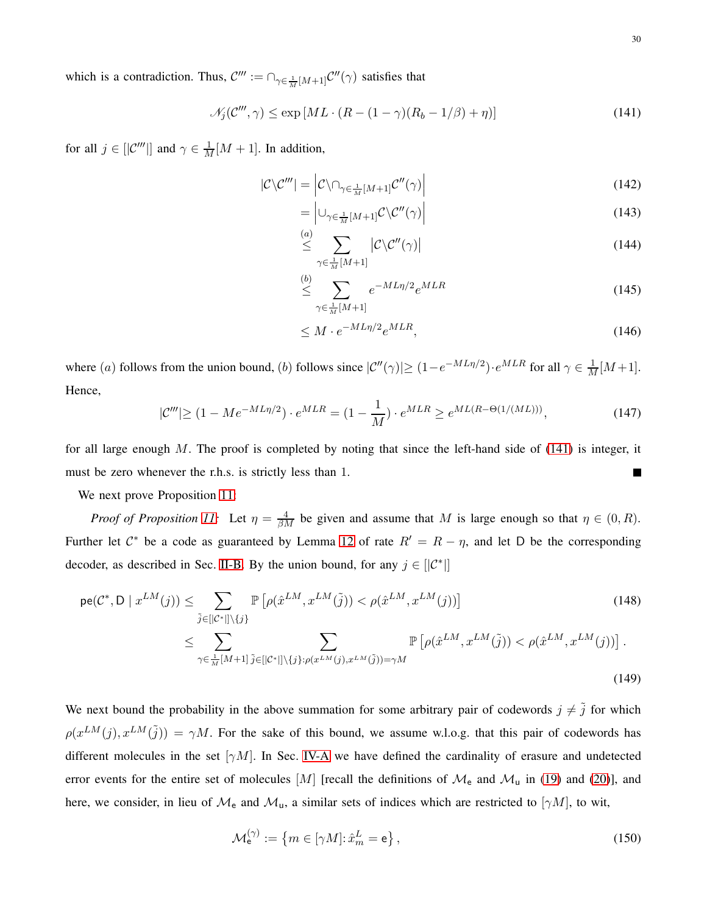which is a contradiction. Thus, $\mathcal{C}''' := \cap_{\gamma\in\frac{1}{M}[M+1]}\mathcal{C}''(\gamma)$ satisfies that

$$\mathscr{N}_j(\mathcal{C}''',\gamma) \le \exp\left[ML\cdot(R-(1-\gamma)(R_b-1/\beta)+\eta)\right] \tag{141}$$

for all $j\in[|\mathcal{C}'''|]$ and $\gamma\in\frac{1}{M}[M+1]$. In addition,

$$\begin{aligned}
|\mathcal{C}\backslash\mathcal{C}'''| &= \left|\mathcal{C}\backslash\cap_{\gamma\in\frac{1}{M}[M+1]}\mathcal{C}''(\gamma)\right| &(142)\\
&= \left|\cup_{\gamma\in\frac{1}{M}[M+1]}\mathcal{C}\backslash\mathcal{C}''(\gamma)\right| &(143)\\
&\overset{(a)}{\le} \sum_{\gamma\in\frac{1}{M}[M+1]}\left|\mathcal{C}\backslash\mathcal{C}''(\gamma)\right| &(144)\\
&\overset{(b)}{\le} \sum_{\gamma\in\frac{1}{M}[M+1]} e^{-ML\eta/2}e^{MLR} &(145)\\
&\le M\cdot e^{-ML\eta/2}e^{MLR}, &(146)
\end{aligned}$$

where $(a)$ follows from the union bound, $(b)$ follows since $|\mathcal{C}''(\gamma)|\ge(1-e^{-ML\eta/2})\cdot e^{MLR}$ for all $\gamma\in\frac{1}{M}[M+1]$. Hence,

$$|\mathcal{C}'''|\ge(1-Me^{-ML\eta/2})\cdot e^{MLR} = (1-\frac{1}{M})\cdot e^{MLR}\ge e^{ML(R-\Theta(1/(ML)))}, \tag{147}$$

for all large enough $M$. The proof is completed by noting that since the left-hand side of (141) is integer, it must be zero whenever the r.h.s. is strictly less than 1. ■

We next prove Proposition 11.

*Proof of Proposition 11:* Let $\eta=\frac{4}{\beta M}$ be given and assume that $M$ is large enough so that $\eta\in(0,R)$. Further let $\mathcal{C}^*$ be a code as guaranteed by Lemma 12 of rate $R'=R-\eta$, and let $\mathsf{D}$ be the corresponding decoder, as described in Sec. II-B. By the union bound, for any $j\in[|\mathcal{C}^*|]$

$$\begin{aligned}
\mathsf{pe}(\mathcal{C}^*,\mathsf{D}\mid x^{LM}(j)) &\le \sum_{\tilde{j}\in[|\mathcal{C}^*|]\backslash\{j\}}\mathbb{P}\left[\rho(\hat{x}^{LM},x^{LM}(\tilde{j}))<\rho(\hat{x}^{LM},x^{LM}(j))\right] &(148)\\
&\le \sum_{\gamma\in\frac{1}{M}[M+1]}\ \sum_{\tilde{j}\in[|\mathcal{C}^*|]\backslash\{j\}:\rho(x^{LM}(j),x^{LM}(\tilde{j}))=\gamma M}\mathbb{P}\left[\rho(\hat{x}^{LM},x^{LM}(\tilde{j}))<\rho(\hat{x}^{LM},x^{LM}(j))\right]. &(149)
\end{aligned}$$

We next bound the probability in the above summation for some arbitrary pair of codewords $j\neq\tilde{j}$ for which $\rho(x^{LM}(j),x^{LM}(\tilde{j}))=\gamma M$. For the sake of this bound, we assume w.l.o.g. that this pair of codewords has different molecules in the set $[\gamma M]$. In Sec. IV-A we have defined the cardinality of erasure and undetected error events for the entire set of molecules $[M]$ [recall the definitions of $\mathcal{M}_{\mathsf{e}}$ and $\mathcal{M}_{\mathsf{u}}$ in (19) and (20)], and here, we consider, in lieu of $\mathcal{M}_{\mathsf{e}}$ and $\mathcal{M}_{\mathsf{u}}$, a similar sets of indices which are restricted to $[\gamma M]$, to wit,

$$\mathcal{M}_{\mathsf{e}}^{(\gamma)} := \left\{m\in[\gamma M]:\hat{x}_m^L=\mathsf{e}\right\}, \tag{150}$$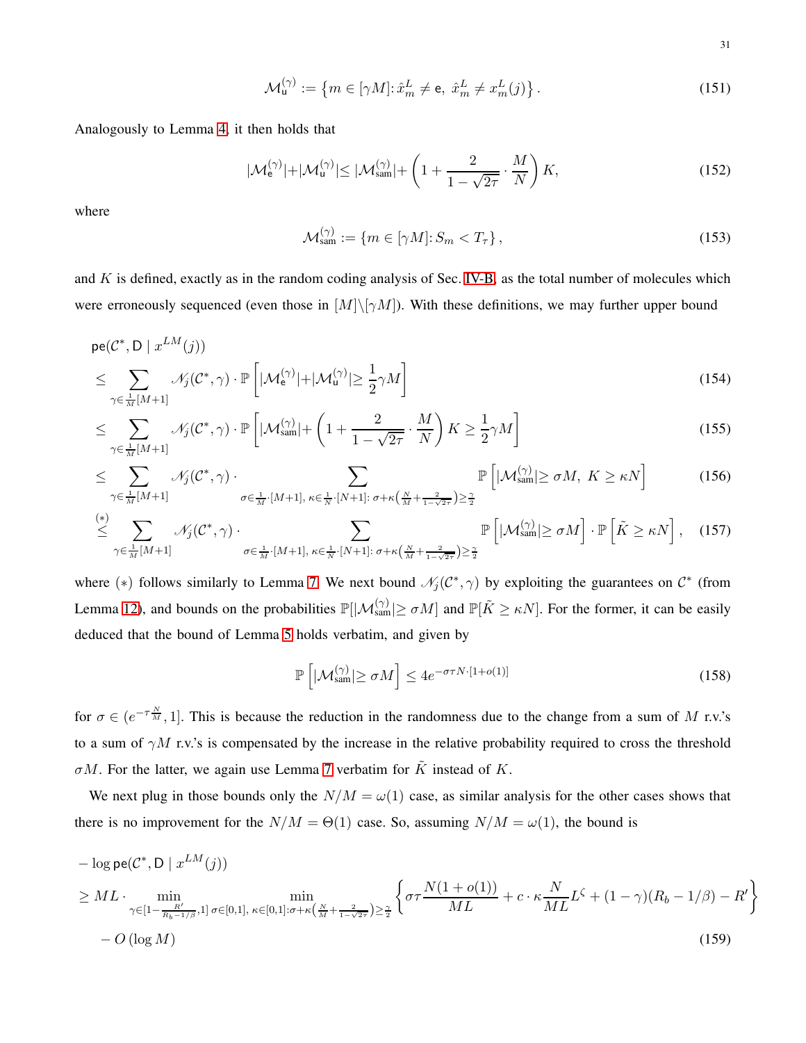$$\mathcal{M}_{\mathsf{u}}^{(\gamma)} := \left\{m \in [\gamma M] \colon \hat{x}_m^L \neq \mathsf{e},\ \hat{x}_m^L \neq x_m^L(j)\right\}. \tag{151}$$

Analogously to Lemma 4, it then holds that

$$|\mathcal{M}_{\mathsf{e}}^{(\gamma)}|+|\mathcal{M}_{\mathsf{u}}^{(\gamma)}| \leq |\mathcal{M}_{\mathsf{sam}}^{(\gamma)}|+\left(1+\frac{2}{1-\sqrt{2\tau}}\cdot\frac{M}{N}\right)K, \tag{152}$$

where

$$\mathcal{M}_{\mathsf{sam}}^{(\gamma)} := \left\{m \in [\gamma M] \colon S_m < T_\tau\right\}, \tag{153}$$

and $K$ is defined, exactly as in the random coding analysis of Sec. IV-B, as the total number of molecules which were erroneously sequenced (even those in $[M]\backslash[\gamma M]$). With these definitions, we may further upper bound

$$
\begin{aligned}
&\mathsf{pe}(\mathcal{C}^*,\mathsf{D} \mid x^{LM}(j)) \\
&\leq \sum_{\gamma\in\frac{1}{M}[M+1]} \mathscr{N}_j(\mathcal{C}^*,\gamma)\cdot\mathbb{P}\left[|\mathcal{M}_{\mathsf{e}}^{(\gamma)}|+|\mathcal{M}_{\mathsf{u}}^{(\gamma)}|\geq\frac{1}{2}\gamma M\right] && (154)\\
&\leq \sum_{\gamma\in\frac{1}{M}[M+1]} \mathscr{N}_j(\mathcal{C}^*,\gamma)\cdot\mathbb{P}\left[|\mathcal{M}_{\mathsf{sam}}^{(\gamma)}|+\left(1+\frac{2}{1-\sqrt{2\tau}}\cdot\frac{M}{N}\right)K\geq\frac{1}{2}\gamma M\right] && (155)\\
&\leq \sum_{\gamma\in\frac{1}{M}[M+1]} \mathscr{N}_j(\mathcal{C}^*,\gamma)\cdot \sum_{\sigma\in\frac{1}{M}\cdot[M+1],\ \kappa\in\frac{1}{N}\cdot[N+1]\colon\, \sigma+\kappa\left(\frac{N}{M}+\frac{2}{1-\sqrt{2\tau}}\right)\geq\frac{\gamma}{2}} \mathbb{P}\left[|\mathcal{M}_{\mathsf{sam}}^{(\gamma)}|\geq\sigma M,\ K\geq\kappa N\right] && (156)\\
&\stackrel{(*)}{\leq} \sum_{\gamma\in\frac{1}{M}[M+1]} \mathscr{N}_j(\mathcal{C}^*,\gamma)\cdot \sum_{\sigma\in\frac{1}{M}\cdot[M+1],\ \kappa\in\frac{1}{N}\cdot[N+1]\colon\, \sigma+\kappa\left(\frac{N}{M}+\frac{2}{1-\sqrt{2\tau}}\right)\geq\frac{\gamma}{2}} \mathbb{P}\left[|\mathcal{M}_{\mathsf{sam}}^{(\gamma)}|\geq\sigma M\right]\cdot\mathbb{P}\left[\tilde{K}\geq\kappa N\right], && (157)
\end{aligned}
$$

where $(*)$ follows similarly to Lemma 7. We next bound $\mathscr{N}_j(\mathcal{C}^*,\gamma)$ by exploiting the guarantees on $\mathcal{C}^*$ (from Lemma 12), and bounds on the probabilities $\mathbb{P}[|\mathcal{M}_{\mathsf{sam}}^{(\gamma)}|\geq\sigma M]$ and $\mathbb{P}[\tilde{K}\geq\kappa N]$. For the former, it can be easily deduced that the bound of Lemma 5 holds verbatim, and given by

$$\mathbb{P}\left[|\mathcal{M}_{\mathsf{sam}}^{(\gamma)}|\geq\sigma M\right]\leq 4e^{-\sigma\tau N\cdot[1+o(1)]} \tag{158}$$

for $\sigma\in(e^{-\tau\frac{N}{M}},1]$. This is because the reduction in the randomness due to the change from a sum of $M$ r.v.'s to a sum of $\gamma M$ r.v.'s is compensated by the increase in the relative probability required to cross the threshold $\sigma M$. For the latter, we again use Lemma 7 verbatim for $\tilde{K}$ instead of $K$.

We next plug in those bounds only the $N/M=\omega(1)$ case, as similar analysis for the other cases shows that there is no improvement for the $N/M=\Theta(1)$ case. So, assuming $N/M=\omega(1)$, the bound is

$$
\begin{aligned}
&-\log\mathsf{pe}(\mathcal{C}^*,\mathsf{D}\mid x^{LM}(j))\\
&\geq ML\cdot\min_{\gamma\in[1-\frac{R'}{R_b-1/\beta},1]}\ \min_{\sigma\in[0,1],\ \kappa\in[0,1]\colon\sigma+\kappa\left(\frac{N}{M}+\frac{2}{1-\sqrt{2\tau}}\right)\geq\frac{\gamma}{2}}\left\{\sigma\tau\frac{N(1+o(1))}{ML}+c\cdot\kappa\frac{N}{ML}L^{\zeta}+(1-\gamma)(R_b-1/\beta)-R'\right\}\\
&\quad-O\left(\log M\right) && (159)
\end{aligned}
$$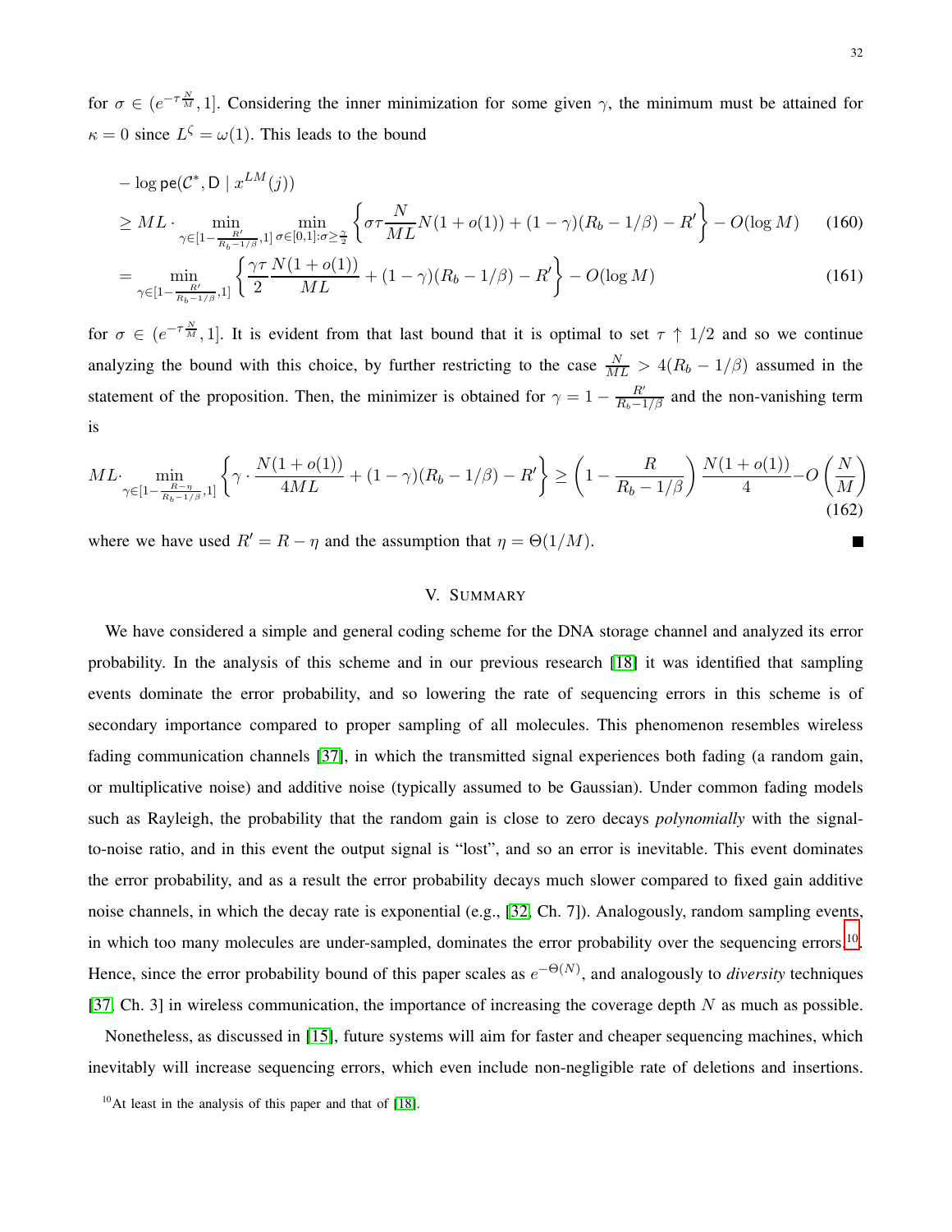for $\sigma \in (e^{-\tau \frac{N}{M}}, 1]$. Considering the inner minimization for some given $\gamma$, the minimum must be attained for $\kappa = 0$ since $L^{\zeta} = \omega(1)$. This leads to the bound

$$
\begin{aligned}
&-\log \mathsf{pe}(\mathcal{C}^*, \mathsf{D} \mid x^{LM}(j)) \\
&\geq ML \cdot \min_{\gamma \in [1-\frac{R'}{R_b - 1/\beta}, 1]} \min_{\sigma \in [0,1]: \sigma \geq \frac{\gamma}{2}} \left\{ \sigma\tau \frac{N}{ML} N(1+o(1)) + (1-\gamma)(R_b - 1/\beta) - R' \right\} - O(\log M) \qquad (160) \\
&= \min_{\gamma \in [1-\frac{R'}{R_b - 1/\beta}, 1]} \left\{ \frac{\gamma\tau}{2} \frac{N(1+o(1))}{ML} + (1-\gamma)(R_b - 1/\beta) - R' \right\} - O(\log M) \qquad (161)
\end{aligned}
$$

for $\sigma \in (e^{-\tau \frac{N}{M}}, 1]$. It is evident from that last bound that it is optimal to set $\tau \uparrow 1/2$ and so we continue analyzing the bound with this choice, by further restricting to the case $\frac{N}{ML} > 4(R_b - 1/\beta)$ assumed in the statement of the proposition. Then, the minimizer is obtained for $\gamma = 1 - \frac{R'}{R_b - 1/\beta}$ and the non-vanishing term is

$$
ML \cdot \min_{\gamma \in [1-\frac{R-\eta}{R_b - 1/\beta}, 1]} \left\{ \gamma \cdot \frac{N(1+o(1))}{4ML} + (1-\gamma)(R_b - 1/\beta) - R' \right\} \geq \left(1 - \frac{R}{R_b - 1/\beta}\right) \frac{N(1+o(1))}{4} - O\left(\frac{N}{M}\right) \qquad (162)
$$

where we have used $R' = R - \eta$ and the assumption that $\eta = \Theta(1/M)$. ■

## V. Summary

We have considered a simple and general coding scheme for the DNA storage channel and analyzed its error probability. In the analysis of this scheme and in our previous research [18] it was identified that sampling events dominate the error probability, and so lowering the rate of sequencing errors in this scheme is of secondary importance compared to proper sampling of all molecules. This phenomenon resembles wireless fading communication channels [37], in which the transmitted signal experiences both fading (a random gain, or multiplicative noise) and additive noise (typically assumed to be Gaussian). Under common fading models such as Rayleigh, the probability that the random gain is close to zero decays *polynomially* with the signal-to-noise ratio, and in this event the output signal is "lost", and so an error is inevitable. This event dominates the error probability, and as a result the error probability decays much slower compared to fixed gain additive noise channels, in which the decay rate is exponential (e.g., [32, Ch. 7]). Analogously, random sampling events, in which too many molecules are under-sampled, dominates the error probability over the sequencing errors[10]. Hence, since the error probability bound of this paper scales as $e^{-\Theta(N)}$, and analogously to *diversity* techniques [37, Ch. 3] in wireless communication, the importance of increasing the coverage depth $N$ as much as possible.

Nonetheless, as discussed in [15], future systems will aim for faster and cheaper sequencing machines, which inevitably will increase sequencing errors, which even include non-negligible rate of deletions and insertions.

[10] At least in the analysis of this paper and that of [18].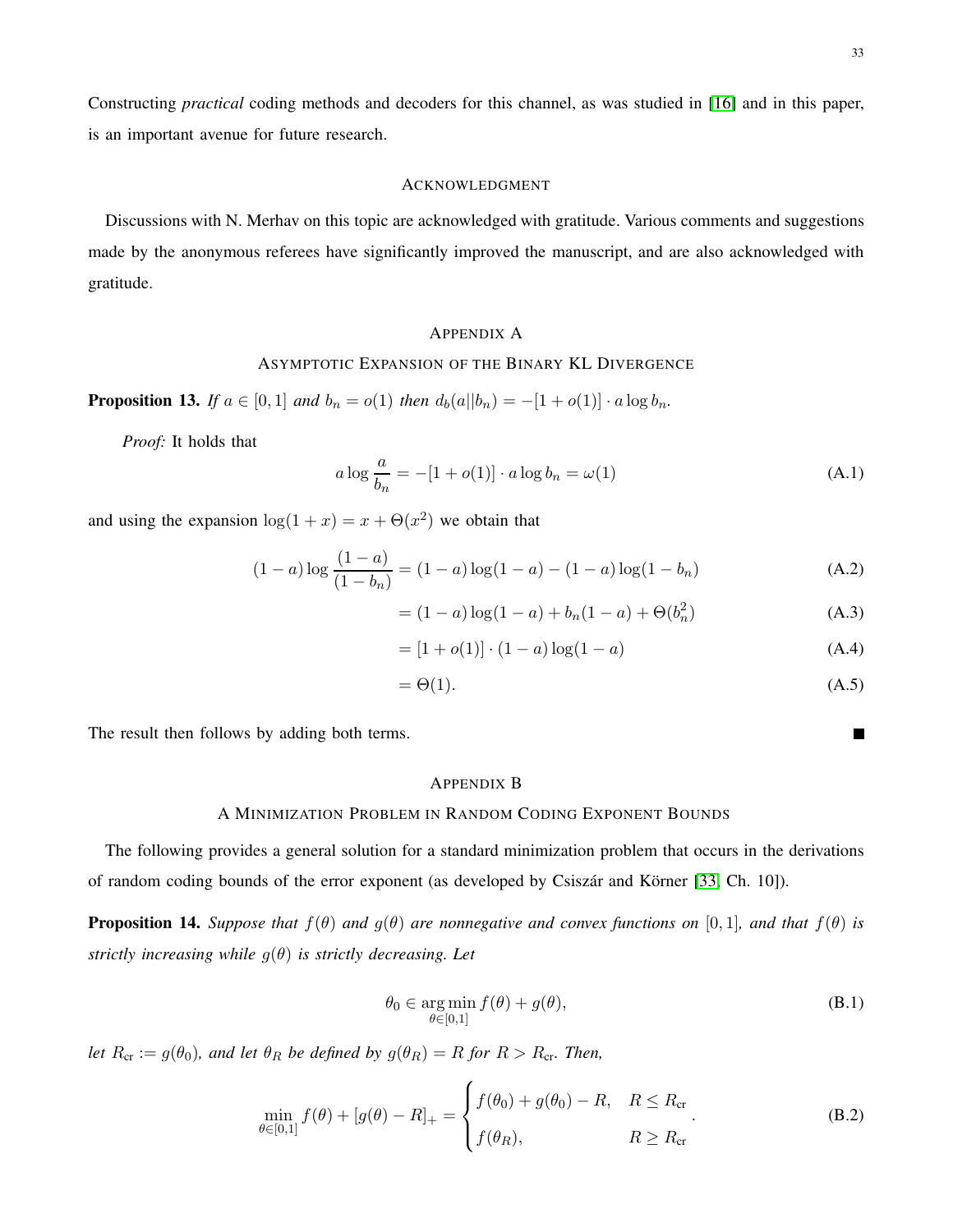Constructing *practical* coding methods and decoders for this channel, as was studied in [16] and in this paper, is an important avenue for future research.

## Acknowledgment

Discussions with N. Merhav on this topic are acknowledged with gratitude. Various comments and suggestions made by the anonymous referees have significantly improved the manuscript, and are also acknowledged with gratitude.

## Appendix A
## Asymptotic Expansion of the Binary KL Divergence

**Proposition 13.** *If $a \in [0,1]$ and $b_n = o(1)$ then $d_b(a||b_n) = -[1+o(1)] \cdot a \log b_n$.*

*Proof:* It holds that

$$a \log \frac{a}{b_n} = -[1+o(1)] \cdot a \log b_n = \omega(1) \tag{A.1}$$

and using the expansion $\log(1+x) = x + \Theta(x^2)$ we obtain that

$$(1-a) \log \frac{(1-a)}{(1-b_n)} = (1-a)\log(1-a) - (1-a)\log(1-b_n) \tag{A.2}$$

$$= (1-a)\log(1-a) + b_n(1-a) + \Theta(b_n^2) \tag{A.3}$$

$$= [1+o(1)] \cdot (1-a)\log(1-a) \tag{A.4}$$

$$= \Theta(1). \tag{A.5}$$

The result then follows by adding both terms. ■

## Appendix B
## A Minimization Problem in Random Coding Exponent Bounds

The following provides a general solution for a standard minimization problem that occurs in the derivations of random coding bounds of the error exponent (as developed by Csiszár and Körner [33, Ch. 10]).

**Proposition 14.** *Suppose that $f(\theta)$ and $g(\theta)$ are nonnegative and convex functions on $[0,1]$, and that $f(\theta)$ is strictly increasing while $g(\theta)$ is strictly decreasing. Let*

$$\theta_0 \in \operatorname*{arg\,min}_{\theta \in [0,1]} f(\theta) + g(\theta), \tag{B.1}$$

*let $R_{\text{cr}} := g(\theta_0)$, and let $\theta_R$ be defined by $g(\theta_R) = R$ for $R > R_{\text{cr}}$. Then,*

$$\min_{\theta \in [0,1]} f(\theta) + [g(\theta) - R]_+ = \begin{cases} f(\theta_0) + g(\theta_0) - R, & R \leq R_{\text{cr}} \\ f(\theta_R), & R \geq R_{\text{cr}} \end{cases}. \tag{B.2}$$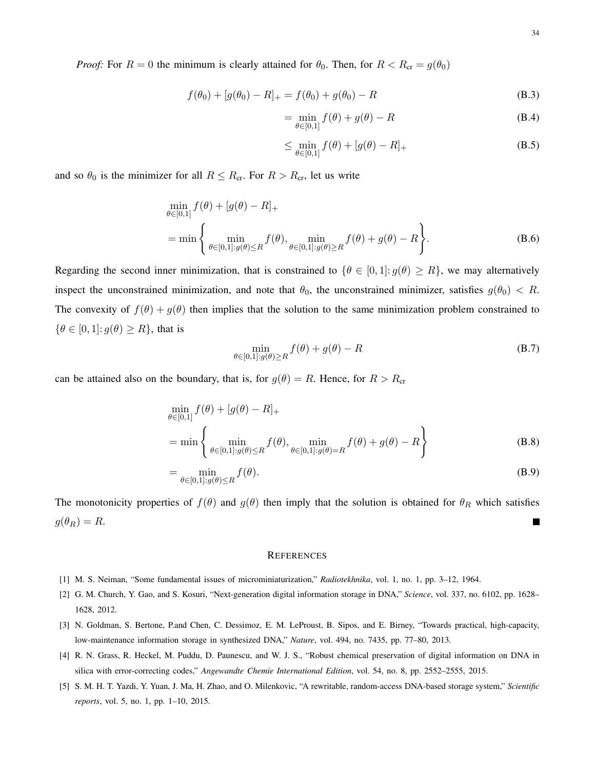*Proof:* For $R = 0$ the minimum is clearly attained for $\theta_0$. Then, for $R < R_{\text{cr}} = g(\theta_0)$

$$f(\theta_0) + [g(\theta_0) - R]_+ = f(\theta_0) + g(\theta_0) - R \tag{B.3}$$

$$= \min_{\theta \in [0,1]} f(\theta) + g(\theta) - R \tag{B.4}$$

$$\leq \min_{\theta \in [0,1]} f(\theta) + [g(\theta) - R]_+ \tag{B.5}$$

and so $\theta_0$ is the minimizer for all $R \leq R_{\text{cr}}$. For $R > R_{\text{cr}}$, let us write

$$\min_{\theta \in [0,1]} f(\theta) + [g(\theta) - R]_+$$
$$= \min \left\{ \min_{\theta \in [0,1] : g(\theta) \leq R} f(\theta), \min_{\theta \in [0,1] : g(\theta) \geq R} f(\theta) + g(\theta) - R \right\}. \tag{B.6}$$

Regarding the second inner minimization, that is constrained to $\{\theta \in [0,1] : g(\theta) \geq R\}$, we may alternatively inspect the unconstrained minimization, and note that $\theta_0$, the unconstrained minimizer, satisfies $g(\theta_0) < R$. The convexity of $f(\theta) + g(\theta)$ then implies that the solution to the same minimization problem constrained to $\{\theta \in [0,1] : g(\theta) \geq R\}$, that is

$$\min_{\theta \in [0,1] : g(\theta) \geq R} f(\theta) + g(\theta) - R \tag{B.7}$$

can be attained also on the boundary, that is, for $g(\theta) = R$. Hence, for $R > R_{\text{cr}}$

$$\min_{\theta \in [0,1]} f(\theta) + [g(\theta) - R]_+$$
$$= \min \left\{ \min_{\theta \in [0,1] : g(\theta) \leq R} f(\theta), \min_{\theta \in [0,1] : g(\theta) = R} f(\theta) + g(\theta) - R \right\} \tag{B.8}$$

$$= \min_{\theta \in [0,1] : g(\theta) \leq R} f(\theta). \tag{B.9}$$

The monotonicity properties of $f(\theta)$ and $g(\theta)$ then imply that the solution is obtained for $\theta_R$ which satisfies $g(\theta_R) = R$. ■

## References

[1] M. S. Neiman, "Some fundamental issues of microminiaturization," *Radiotekhnika*, vol. 1, no. 1, pp. 3–12, 1964.

[2] G. M. Church, Y. Gao, and S. Kosuri, "Next-generation digital information storage in DNA," *Science*, vol. 337, no. 6102, pp. 1628–1628, 2012.

[3] N. Goldman, S. Bertone, P.and Chen, C. Dessimoz, E. M. LeProust, B. Sipos, and E. Birney, "Towards practical, high-capacity, low-maintenance information storage in synthesized DNA," *Nature*, vol. 494, no. 7435, pp. 77–80, 2013.

[4] R. N. Grass, R. Heckel, M. Puddu, D. Paunescu, and W. J. S., "Robust chemical preservation of digital information on DNA in silica with error-correcting codes," *Angewandte Chemie International Edition*, vol. 54, no. 8, pp. 2552–2555, 2015.

[5] S. M. H. T. Yazdi, Y. Yuan, J. Ma, H. Zhao, and O. Milenkovic, "A rewritable, random-access DNA-based storage system," *Scientific reports*, vol. 5, no. 1, pp. 1–10, 2015.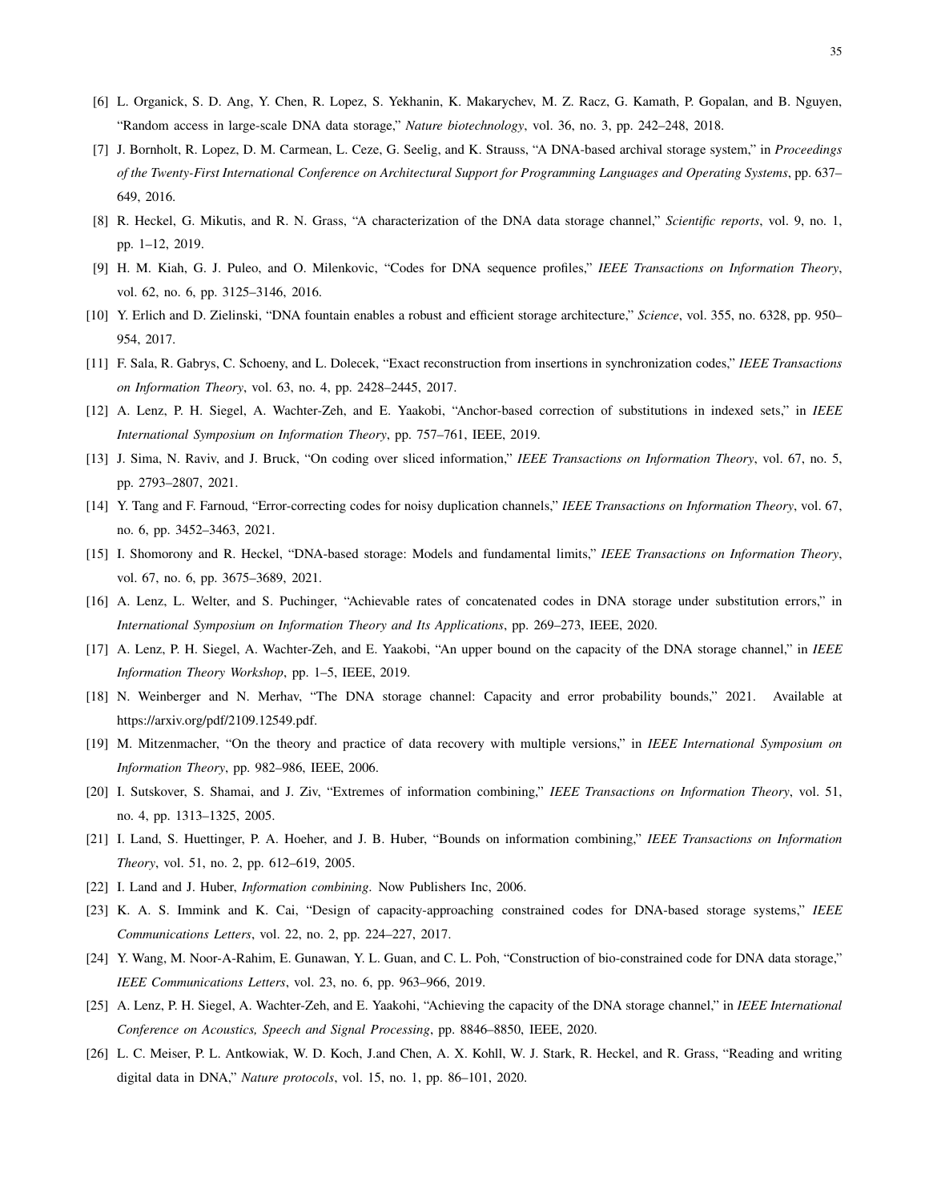[6] L. Organick, S. D. Ang, Y. Chen, R. Lopez, S. Yekhanin, K. Makarychev, M. Z. Racz, G. Kamath, P. Gopalan, and B. Nguyen, "Random access in large-scale DNA data storage," *Nature biotechnology*, vol. 36, no. 3, pp. 242–248, 2018.

[7] J. Bornholt, R. Lopez, D. M. Carmean, L. Ceze, G. Seelig, and K. Strauss, "A DNA-based archival storage system," in *Proceedings of the Twenty-First International Conference on Architectural Support for Programming Languages and Operating Systems*, pp. 637–649, 2016.

[8] R. Heckel, G. Mikutis, and R. N. Grass, "A characterization of the DNA data storage channel," *Scientific reports*, vol. 9, no. 1, pp. 1–12, 2019.

[9] H. M. Kiah, G. J. Puleo, and O. Milenkovic, "Codes for DNA sequence profiles," *IEEE Transactions on Information Theory*, vol. 62, no. 6, pp. 3125–3146, 2016.

[10] Y. Erlich and D. Zielinski, "DNA fountain enables a robust and efficient storage architecture," *Science*, vol. 355, no. 6328, pp. 950–954, 2017.

[11] F. Sala, R. Gabrys, C. Schoeny, and L. Dolecek, "Exact reconstruction from insertions in synchronization codes," *IEEE Transactions on Information Theory*, vol. 63, no. 4, pp. 2428–2445, 2017.

[12] A. Lenz, P. H. Siegel, A. Wachter-Zeh, and E. Yaakobi, "Anchor-based correction of substitutions in indexed sets," in *IEEE International Symposium on Information Theory*, pp. 757–761, IEEE, 2019.

[13] J. Sima, N. Raviv, and J. Bruck, "On coding over sliced information," *IEEE Transactions on Information Theory*, vol. 67, no. 5, pp. 2793–2807, 2021.

[14] Y. Tang and F. Farnoud, "Error-correcting codes for noisy duplication channels," *IEEE Transactions on Information Theory*, vol. 67, no. 6, pp. 3452–3463, 2021.

[15] I. Shomorony and R. Heckel, "DNA-based storage: Models and fundamental limits," *IEEE Transactions on Information Theory*, vol. 67, no. 6, pp. 3675–3689, 2021.

[16] A. Lenz, L. Welter, and S. Puchinger, "Achievable rates of concatenated codes in DNA storage under substitution errors," in *International Symposium on Information Theory and Its Applications*, pp. 269–273, IEEE, 2020.

[17] A. Lenz, P. H. Siegel, A. Wachter-Zeh, and E. Yaakobi, "An upper bound on the capacity of the DNA storage channel," in *IEEE Information Theory Workshop*, pp. 1–5, IEEE, 2019.

[18] N. Weinberger and N. Merhav, "The DNA storage channel: Capacity and error probability bounds," 2021. Available at https://arxiv.org/pdf/2109.12549.pdf.

[19] M. Mitzenmacher, "On the theory and practice of data recovery with multiple versions," in *IEEE International Symposium on Information Theory*, pp. 982–986, IEEE, 2006.

[20] I. Sutskover, S. Shamai, and J. Ziv, "Extremes of information combining," *IEEE Transactions on Information Theory*, vol. 51, no. 4, pp. 1313–1325, 2005.

[21] I. Land, S. Huettinger, P. A. Hoeher, and J. B. Huber, "Bounds on information combining," *IEEE Transactions on Information Theory*, vol. 51, no. 2, pp. 612–619, 2005.

[22] I. Land and J. Huber, *Information combining*. Now Publishers Inc, 2006.

[23] K. A. S. Immink and K. Cai, "Design of capacity-approaching constrained codes for DNA-based storage systems," *IEEE Communications Letters*, vol. 22, no. 2, pp. 224–227, 2017.

[24] Y. Wang, M. Noor-A-Rahim, E. Gunawan, Y. L. Guan, and C. L. Poh, "Construction of bio-constrained code for DNA data storage," *IEEE Communications Letters*, vol. 23, no. 6, pp. 963–966, 2019.

[25] A. Lenz, P. H. Siegel, A. Wachter-Zeh, and E. Yaakohi, "Achieving the capacity of the DNA storage channel," in *IEEE International Conference on Acoustics, Speech and Signal Processing*, pp. 8846–8850, IEEE, 2020.

[26] L. C. Meiser, P. L. Antkowiak, W. D. Koch, J.and Chen, A. X. Kohll, W. J. Stark, R. Heckel, and R. Grass, "Reading and writing digital data in DNA," *Nature protocols*, vol. 15, no. 1, pp. 86–101, 2020.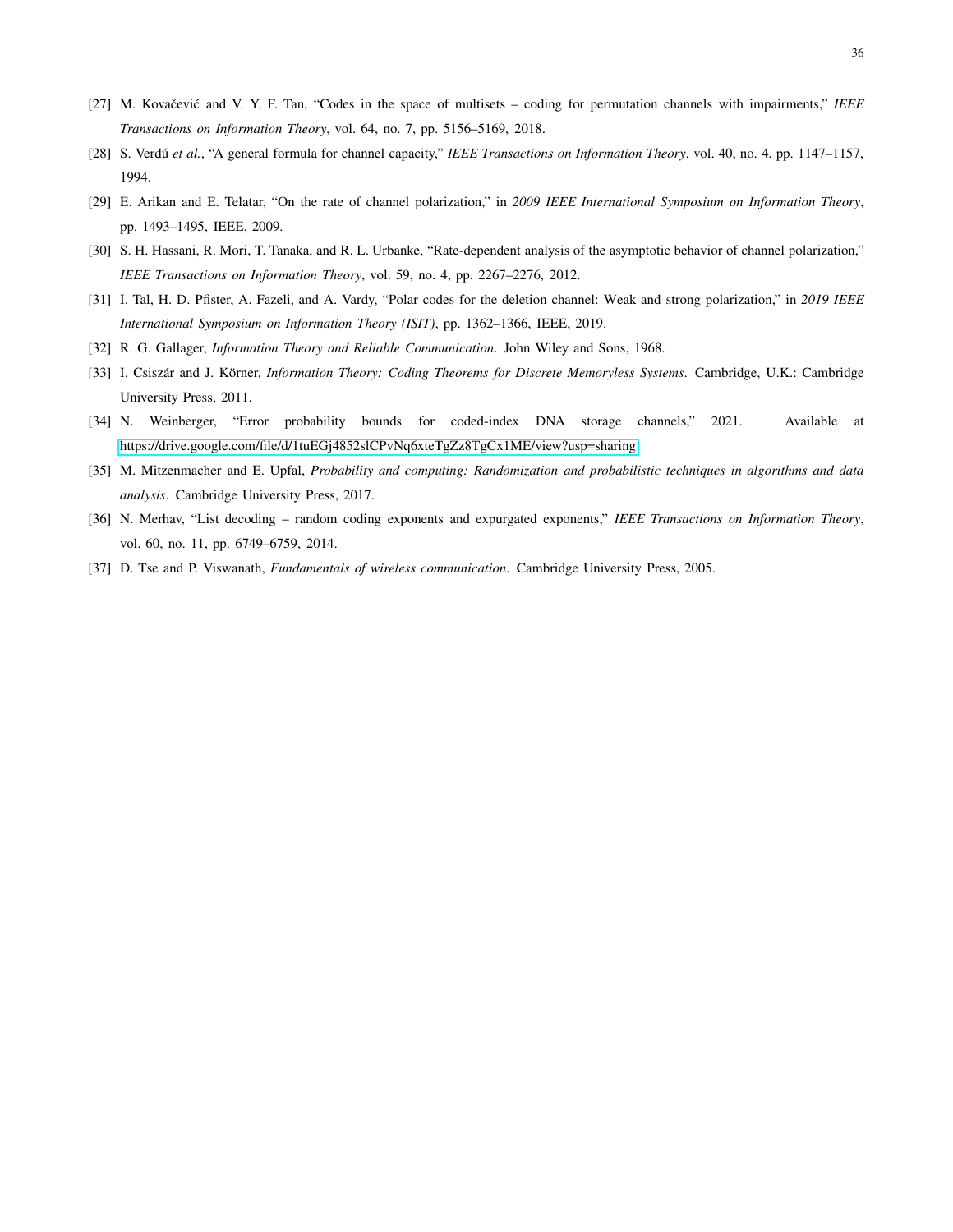[27] M. Kovačević and V. Y. F. Tan, "Codes in the space of multisets – coding for permutation channels with impairments," *IEEE Transactions on Information Theory*, vol. 64, no. 7, pp. 5156–5169, 2018.

[28] S. Verdú *et al.*, "A general formula for channel capacity," *IEEE Transactions on Information Theory*, vol. 40, no. 4, pp. 1147–1157, 1994.

[29] E. Arikan and E. Telatar, "On the rate of channel polarization," in *2009 IEEE International Symposium on Information Theory*, pp. 1493–1495, IEEE, 2009.

[30] S. H. Hassani, R. Mori, T. Tanaka, and R. L. Urbanke, "Rate-dependent analysis of the asymptotic behavior of channel polarization," *IEEE Transactions on Information Theory*, vol. 59, no. 4, pp. 2267–2276, 2012.

[31] I. Tal, H. D. Pfister, A. Fazeli, and A. Vardy, "Polar codes for the deletion channel: Weak and strong polarization," in *2019 IEEE International Symposium on Information Theory (ISIT)*, pp. 1362–1366, IEEE, 2019.

[32] R. G. Gallager, *Information Theory and Reliable Communication*. John Wiley and Sons, 1968.

[33] I. Csiszár and J. Körner, *Information Theory: Coding Theorems for Discrete Memoryless Systems*. Cambridge, U.K.: Cambridge University Press, 2011.

[34] N. Weinberger, "Error probability bounds for coded-index DNA storage channels," 2021. Available at https://drive.google.com/file/d/1tuEGj4852slCPvNq6xteTgZz8TgCx1ME/view?usp=sharing

[35] M. Mitzenmacher and E. Upfal, *Probability and computing: Randomization and probabilistic techniques in algorithms and data analysis*. Cambridge University Press, 2017.

[36] N. Merhav, "List decoding – random coding exponents and expurgated exponents," *IEEE Transactions on Information Theory*, vol. 60, no. 11, pp. 6749–6759, 2014.

[37] D. Tse and P. Viswanath, *Fundamentals of wireless communication*. Cambridge University Press, 2005.